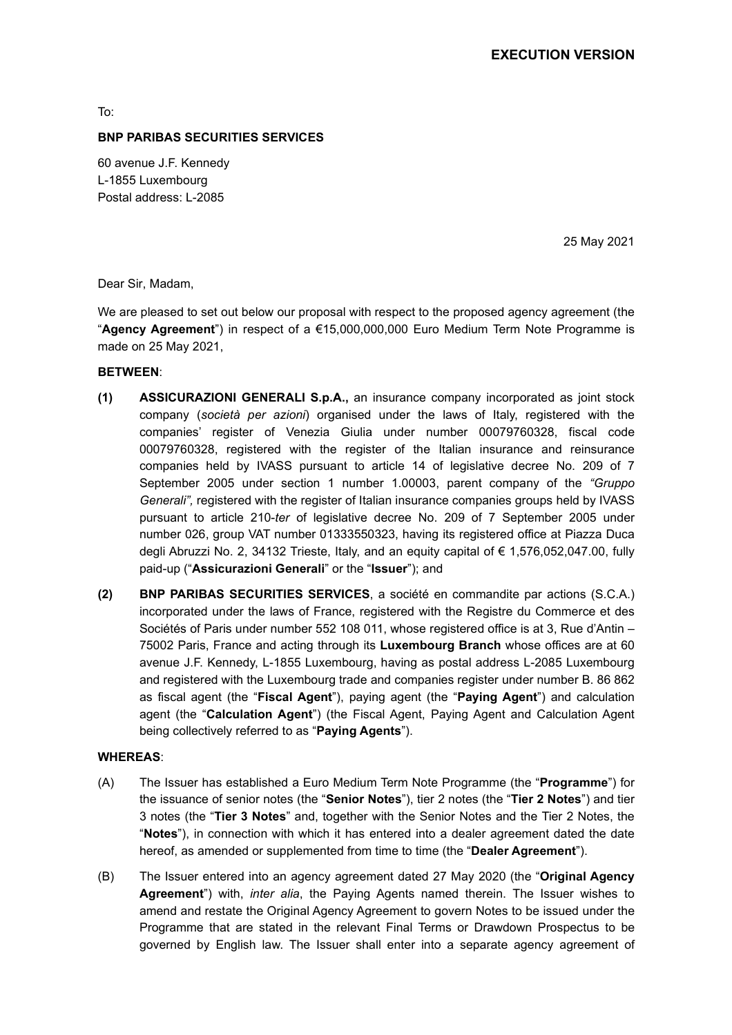**EXECUTION VERSION**

To:

**BNP PARIBAS SECURITIES SERVICES**

60 avenue J.F. Kennedy
L-1855 Luxembourg
Postal address: L-2085

25 May 2021

Dear Sir, Madam,

We are pleased to set out below our proposal with respect to the proposed agency agreement (the "**Agency Agreement**") in respect of a €15,000,000,000 Euro Medium Term Note Programme is made on 25 May 2021,

**BETWEEN**:

**(1)** **ASSICURAZIONI GENERALI S.p.A.,** an insurance company incorporated as joint stock company (*società per azioni*) organised under the laws of Italy, registered with the companies' register of Venezia Giulia under number 00079760328, fiscal code 00079760328, registered with the register of the Italian insurance and reinsurance companies held by IVASS pursuant to article 14 of legislative decree No. 209 of 7 September 2005 under section 1 number 1.00003, parent company of the *"Gruppo Generali",* registered with the register of Italian insurance companies groups held by IVASS pursuant to article 210-*ter* of legislative decree No. 209 of 7 September 2005 under number 026, group VAT number 01333550323, having its registered office at Piazza Duca degli Abruzzi No. 2, 34132 Trieste, Italy, and an equity capital of € 1,576,052,047.00, fully paid-up ("**Assicurazioni Generali**" or the "**Issuer**"); and

**(2)** **BNP PARIBAS SECURITIES SERVICES**, a société en commandite par actions (S.C.A.) incorporated under the laws of France, registered with the Registre du Commerce et des Sociétés of Paris under number 552 108 011, whose registered office is at 3, Rue d'Antin – 75002 Paris, France and acting through its **Luxembourg Branch** whose offices are at 60 avenue J.F. Kennedy, L-1855 Luxembourg, having as postal address L-2085 Luxembourg and registered with the Luxembourg trade and companies register under number B. 86 862 as fiscal agent (the "**Fiscal Agent**"), paying agent (the "**Paying Agent**") and calculation agent (the "**Calculation Agent**") (the Fiscal Agent, Paying Agent and Calculation Agent being collectively referred to as "**Paying Agents**").

**WHEREAS**:

(A) The Issuer has established a Euro Medium Term Note Programme (the "**Programme**") for the issuance of senior notes (the "**Senior Notes**"), tier 2 notes (the "**Tier 2 Notes**") and tier 3 notes (the "**Tier 3 Notes**" and, together with the Senior Notes and the Tier 2 Notes, the "**Notes**"), in connection with which it has entered into a dealer agreement dated the date hereof, as amended or supplemented from time to time (the "**Dealer Agreement**").

(B) The Issuer entered into an agency agreement dated 27 May 2020 (the "**Original Agency Agreement**") with, *inter alia*, the Paying Agents named therein. The Issuer wishes to amend and restate the Original Agency Agreement to govern Notes to be issued under the Programme that are stated in the relevant Final Terms or Drawdown Prospectus to be governed by English law. The Issuer shall enter into a separate agency agreement of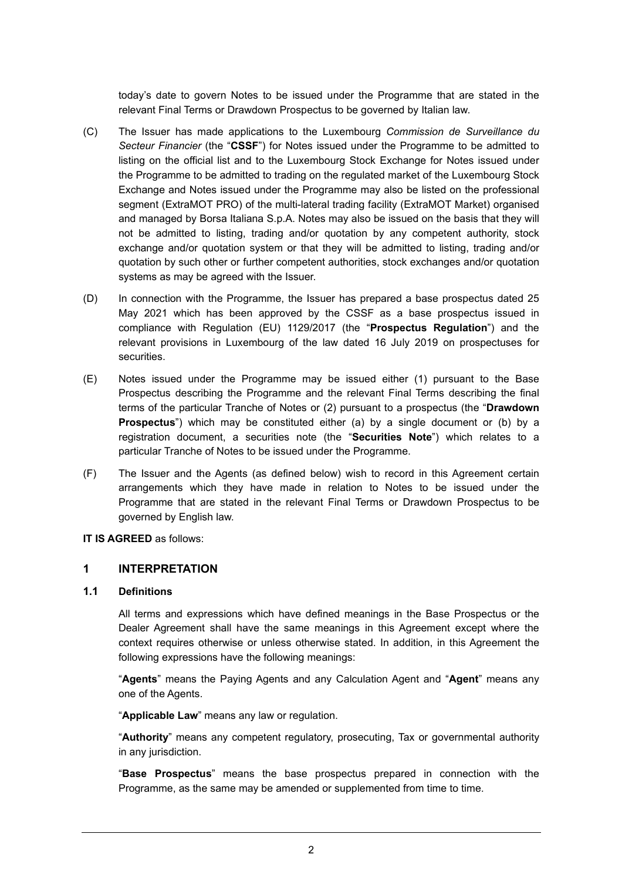today's date to govern Notes to be issued under the Programme that are stated in the relevant Final Terms or Drawdown Prospectus to be governed by Italian law.

(C) The Issuer has made applications to the Luxembourg *Commission de Surveillance du Secteur Financier* (the "**CSSF**") for Notes issued under the Programme to be admitted to listing on the official list and to the Luxembourg Stock Exchange for Notes issued under the Programme to be admitted to trading on the regulated market of the Luxembourg Stock Exchange and Notes issued under the Programme may also be listed on the professional segment (ExtraMOT PRO) of the multi-lateral trading facility (ExtraMOT Market) organised and managed by Borsa Italiana S.p.A. Notes may also be issued on the basis that they will not be admitted to listing, trading and/or quotation by any competent authority, stock exchange and/or quotation system or that they will be admitted to listing, trading and/or quotation by such other or further competent authorities, stock exchanges and/or quotation systems as may be agreed with the Issuer.

(D) In connection with the Programme, the Issuer has prepared a base prospectus dated 25 May 2021 which has been approved by the CSSF as a base prospectus issued in compliance with Regulation (EU) 1129/2017 (the "**Prospectus Regulation**") and the relevant provisions in Luxembourg of the law dated 16 July 2019 on prospectuses for securities.

(E) Notes issued under the Programme may be issued either (1) pursuant to the Base Prospectus describing the Programme and the relevant Final Terms describing the final terms of the particular Tranche of Notes or (2) pursuant to a prospectus (the "**Drawdown Prospectus**") which may be constituted either (a) by a single document or (b) by a registration document, a securities note (the "**Securities Note**") which relates to a particular Tranche of Notes to be issued under the Programme.

(F) The Issuer and the Agents (as defined below) wish to record in this Agreement certain arrangements which they have made in relation to Notes to be issued under the Programme that are stated in the relevant Final Terms or Drawdown Prospectus to be governed by English law.

**IT IS AGREED** as follows:

## 1 INTERPRETATION

### 1.1 Definitions

All terms and expressions which have defined meanings in the Base Prospectus or the Dealer Agreement shall have the same meanings in this Agreement except where the context requires otherwise or unless otherwise stated. In addition, in this Agreement the following expressions have the following meanings:

"**Agents**" means the Paying Agents and any Calculation Agent and "**Agent**" means any one of the Agents.

"**Applicable Law**" means any law or regulation.

"**Authority**" means any competent regulatory, prosecuting, Tax or governmental authority in any jurisdiction.

"**Base Prospectus**" means the base prospectus prepared in connection with the Programme, as the same may be amended or supplemented from time to time.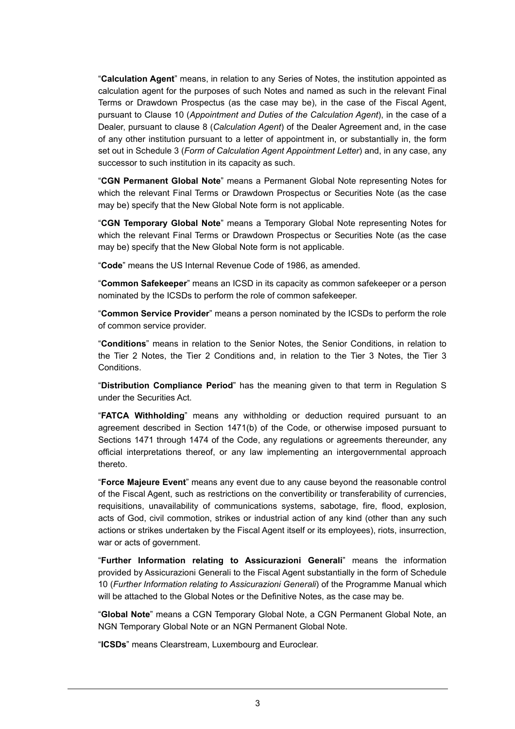"**Calculation Agent**" means, in relation to any Series of Notes, the institution appointed as calculation agent for the purposes of such Notes and named as such in the relevant Final Terms or Drawdown Prospectus (as the case may be), in the case of the Fiscal Agent, pursuant to Clause 10 (*Appointment and Duties of the Calculation Agent*), in the case of a Dealer, pursuant to clause 8 (*Calculation Agent*) of the Dealer Agreement and, in the case of any other institution pursuant to a letter of appointment in, or substantially in, the form set out in Schedule 3 (*Form of Calculation Agent Appointment Letter*) and, in any case, any successor to such institution in its capacity as such.

"**CGN Permanent Global Note**" means a Permanent Global Note representing Notes for which the relevant Final Terms or Drawdown Prospectus or Securities Note (as the case may be) specify that the New Global Note form is not applicable.

"**CGN Temporary Global Note**" means a Temporary Global Note representing Notes for which the relevant Final Terms or Drawdown Prospectus or Securities Note (as the case may be) specify that the New Global Note form is not applicable.

"**Code**" means the US Internal Revenue Code of 1986, as amended.

"**Common Safekeeper**" means an ICSD in its capacity as common safekeeper or a person nominated by the ICSDs to perform the role of common safekeeper.

"**Common Service Provider**" means a person nominated by the ICSDs to perform the role of common service provider.

"**Conditions**" means in relation to the Senior Notes, the Senior Conditions, in relation to the Tier 2 Notes, the Tier 2 Conditions and, in relation to the Tier 3 Notes, the Tier 3 Conditions.

"**Distribution Compliance Period**" has the meaning given to that term in Regulation S under the Securities Act.

"**FATCA Withholding**" means any withholding or deduction required pursuant to an agreement described in Section 1471(b) of the Code, or otherwise imposed pursuant to Sections 1471 through 1474 of the Code, any regulations or agreements thereunder, any official interpretations thereof, or any law implementing an intergovernmental approach thereto.

"**Force Majeure Event**" means any event due to any cause beyond the reasonable control of the Fiscal Agent, such as restrictions on the convertibility or transferability of currencies, requisitions, unavailability of communications systems, sabotage, fire, flood, explosion, acts of God, civil commotion, strikes or industrial action of any kind (other than any such actions or strikes undertaken by the Fiscal Agent itself or its employees), riots, insurrection, war or acts of government.

"**Further Information relating to Assicurazioni Generali**" means the information provided by Assicurazioni Generali to the Fiscal Agent substantially in the form of Schedule 10 (*Further Information relating to Assicurazioni Generali*) of the Programme Manual which will be attached to the Global Notes or the Definitive Notes, as the case may be.

"**Global Note**" means a CGN Temporary Global Note, a CGN Permanent Global Note, an NGN Temporary Global Note or an NGN Permanent Global Note.

"**ICSDs**" means Clearstream, Luxembourg and Euroclear.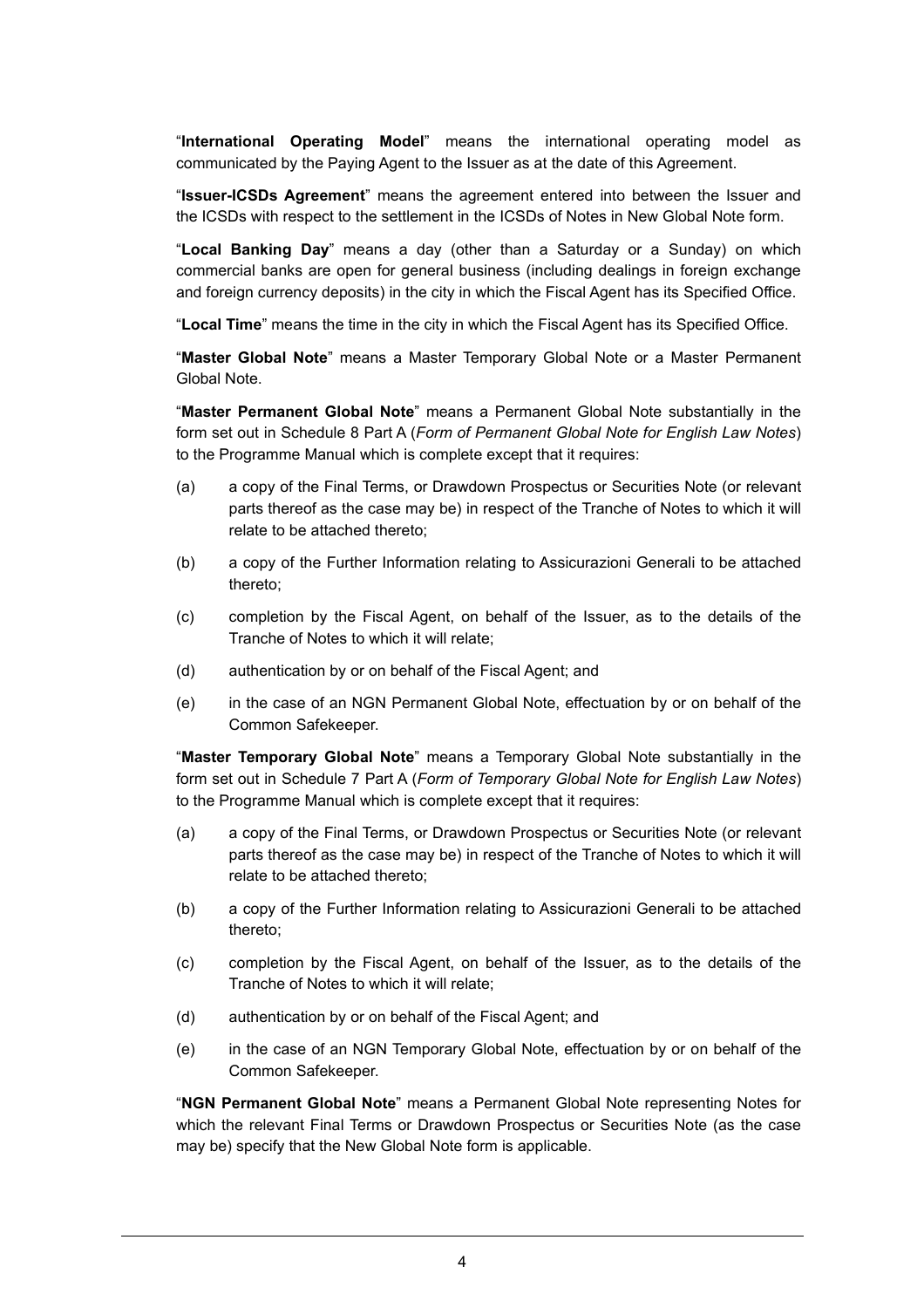"**International Operating Model**" means the international operating model as communicated by the Paying Agent to the Issuer as at the date of this Agreement.

"**Issuer-ICSDs Agreement**" means the agreement entered into between the Issuer and the ICSDs with respect to the settlement in the ICSDs of Notes in New Global Note form.

"**Local Banking Day**" means a day (other than a Saturday or a Sunday) on which commercial banks are open for general business (including dealings in foreign exchange and foreign currency deposits) in the city in which the Fiscal Agent has its Specified Office.

"**Local Time**" means the time in the city in which the Fiscal Agent has its Specified Office.

"**Master Global Note**" means a Master Temporary Global Note or a Master Permanent Global Note.

"**Master Permanent Global Note**" means a Permanent Global Note substantially in the form set out in Schedule 8 Part A (*Form of Permanent Global Note for English Law Notes*) to the Programme Manual which is complete except that it requires:

(a) a copy of the Final Terms, or Drawdown Prospectus or Securities Note (or relevant parts thereof as the case may be) in respect of the Tranche of Notes to which it will relate to be attached thereto;

(b) a copy of the Further Information relating to Assicurazioni Generali to be attached thereto;

(c) completion by the Fiscal Agent, on behalf of the Issuer, as to the details of the Tranche of Notes to which it will relate;

(d) authentication by or on behalf of the Fiscal Agent; and

(e) in the case of an NGN Permanent Global Note, effectuation by or on behalf of the Common Safekeeper.

"**Master Temporary Global Note**" means a Temporary Global Note substantially in the form set out in Schedule 7 Part A (*Form of Temporary Global Note for English Law Notes*) to the Programme Manual which is complete except that it requires:

(a) a copy of the Final Terms, or Drawdown Prospectus or Securities Note (or relevant parts thereof as the case may be) in respect of the Tranche of Notes to which it will relate to be attached thereto;

(b) a copy of the Further Information relating to Assicurazioni Generali to be attached thereto;

(c) completion by the Fiscal Agent, on behalf of the Issuer, as to the details of the Tranche of Notes to which it will relate;

(d) authentication by or on behalf of the Fiscal Agent; and

(e) in the case of an NGN Temporary Global Note, effectuation by or on behalf of the Common Safekeeper.

"**NGN Permanent Global Note**" means a Permanent Global Note representing Notes for which the relevant Final Terms or Drawdown Prospectus or Securities Note (as the case may be) specify that the New Global Note form is applicable.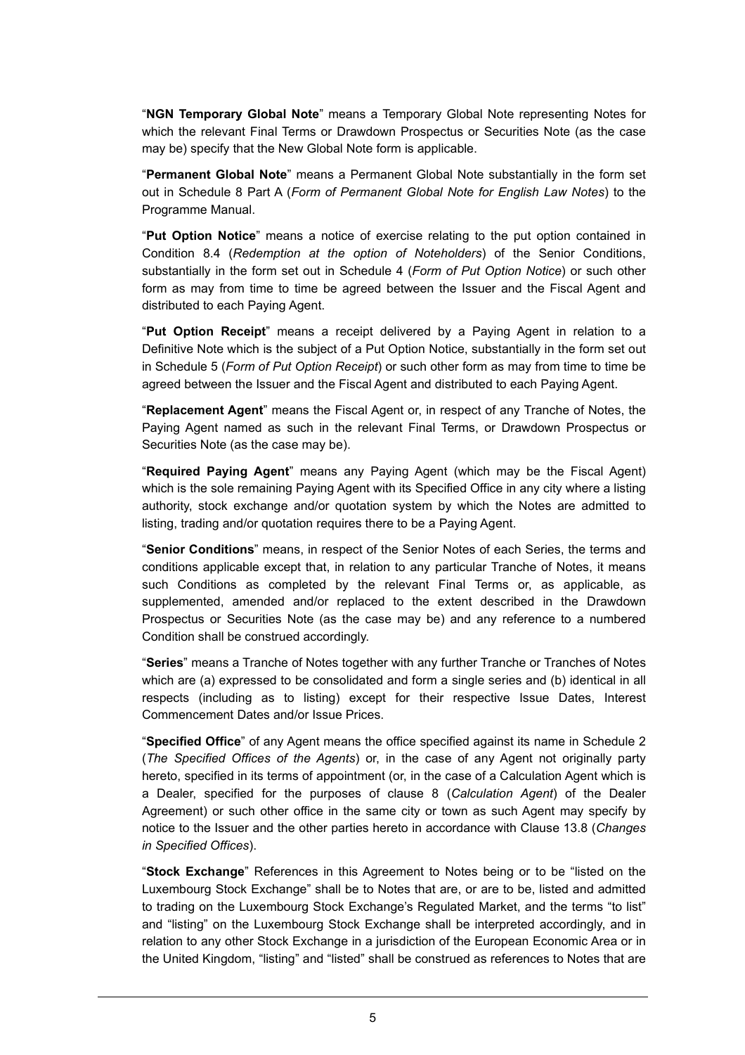"**NGN Temporary Global Note**" means a Temporary Global Note representing Notes for which the relevant Final Terms or Drawdown Prospectus or Securities Note (as the case may be) specify that the New Global Note form is applicable.

"**Permanent Global Note**" means a Permanent Global Note substantially in the form set out in Schedule 8 Part A (*Form of Permanent Global Note for English Law Notes*) to the Programme Manual.

"**Put Option Notice**" means a notice of exercise relating to the put option contained in Condition 8.4 (*Redemption at the option of Noteholders*) of the Senior Conditions, substantially in the form set out in Schedule 4 (*Form of Put Option Notice*) or such other form as may from time to time be agreed between the Issuer and the Fiscal Agent and distributed to each Paying Agent.

"**Put Option Receipt**" means a receipt delivered by a Paying Agent in relation to a Definitive Note which is the subject of a Put Option Notice, substantially in the form set out in Schedule 5 (*Form of Put Option Receipt*) or such other form as may from time to time be agreed between the Issuer and the Fiscal Agent and distributed to each Paying Agent.

"**Replacement Agent**" means the Fiscal Agent or, in respect of any Tranche of Notes, the Paying Agent named as such in the relevant Final Terms, or Drawdown Prospectus or Securities Note (as the case may be).

"**Required Paying Agent**" means any Paying Agent (which may be the Fiscal Agent) which is the sole remaining Paying Agent with its Specified Office in any city where a listing authority, stock exchange and/or quotation system by which the Notes are admitted to listing, trading and/or quotation requires there to be a Paying Agent.

"**Senior Conditions**" means, in respect of the Senior Notes of each Series, the terms and conditions applicable except that, in relation to any particular Tranche of Notes, it means such Conditions as completed by the relevant Final Terms or, as applicable, as supplemented, amended and/or replaced to the extent described in the Drawdown Prospectus or Securities Note (as the case may be) and any reference to a numbered Condition shall be construed accordingly.

"**Series**" means a Tranche of Notes together with any further Tranche or Tranches of Notes which are (a) expressed to be consolidated and form a single series and (b) identical in all respects (including as to listing) except for their respective Issue Dates, Interest Commencement Dates and/or Issue Prices.

"**Specified Office**" of any Agent means the office specified against its name in Schedule 2 (*The Specified Offices of the Agents*) or, in the case of any Agent not originally party hereto, specified in its terms of appointment (or, in the case of a Calculation Agent which is a Dealer, specified for the purposes of clause 8 (*Calculation Agent*) of the Dealer Agreement) or such other office in the same city or town as such Agent may specify by notice to the Issuer and the other parties hereto in accordance with Clause 13.8 (*Changes in Specified Offices*).

"**Stock Exchange**" References in this Agreement to Notes being or to be "listed on the Luxembourg Stock Exchange" shall be to Notes that are, or are to be, listed and admitted to trading on the Luxembourg Stock Exchange's Regulated Market, and the terms "to list" and "listing" on the Luxembourg Stock Exchange shall be interpreted accordingly, and in relation to any other Stock Exchange in a jurisdiction of the European Economic Area or in the United Kingdom, "listing" and "listed" shall be construed as references to Notes that are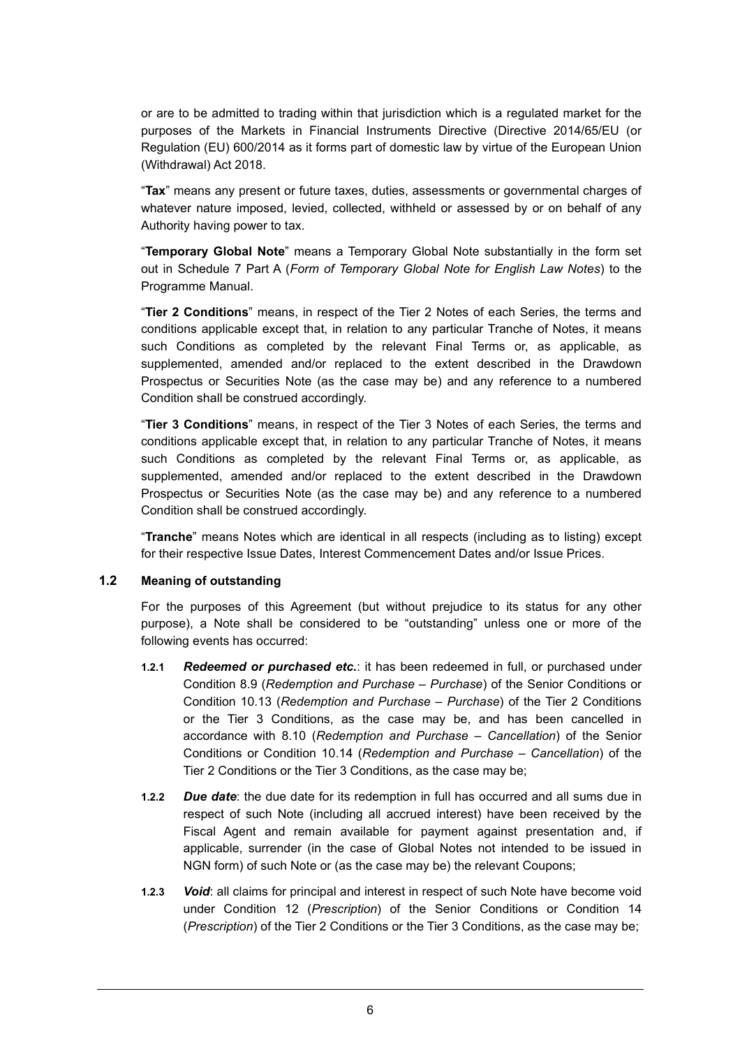or are to be admitted to trading within that jurisdiction which is a regulated market for the purposes of the Markets in Financial Instruments Directive (Directive 2014/65/EU (or Regulation (EU) 600/2014 as it forms part of domestic law by virtue of the European Union (Withdrawal) Act 2018.

"**Tax**" means any present or future taxes, duties, assessments or governmental charges of whatever nature imposed, levied, collected, withheld or assessed by or on behalf of any Authority having power to tax.

"**Temporary Global Note**" means a Temporary Global Note substantially in the form set out in Schedule 7 Part A (*Form of Temporary Global Note for English Law Notes*) to the Programme Manual.

"**Tier 2 Conditions**" means, in respect of the Tier 2 Notes of each Series, the terms and conditions applicable except that, in relation to any particular Tranche of Notes, it means such Conditions as completed by the relevant Final Terms or, as applicable, as supplemented, amended and/or replaced to the extent described in the Drawdown Prospectus or Securities Note (as the case may be) and any reference to a numbered Condition shall be construed accordingly.

"**Tier 3 Conditions**" means, in respect of the Tier 3 Notes of each Series, the terms and conditions applicable except that, in relation to any particular Tranche of Notes, it means such Conditions as completed by the relevant Final Terms or, as applicable, as supplemented, amended and/or replaced to the extent described in the Drawdown Prospectus or Securities Note (as the case may be) and any reference to a numbered Condition shall be construed accordingly.

"**Tranche**" means Notes which are identical in all respects (including as to listing) except for their respective Issue Dates, Interest Commencement Dates and/or Issue Prices.

### 1.2 Meaning of outstanding

For the purposes of this Agreement (but without prejudice to its status for any other purpose), a Note shall be considered to be "outstanding" unless one or more of the following events has occurred:

**1.2.1** ***Redeemed or purchased etc.***: it has been redeemed in full, or purchased under Condition 8.9 (*Redemption and Purchase – Purchase*) of the Senior Conditions or Condition 10.13 (*Redemption and Purchase – Purchase*) of the Tier 2 Conditions or the Tier 3 Conditions, as the case may be, and has been cancelled in accordance with 8.10 (*Redemption and Purchase – Cancellation*) of the Senior Conditions or Condition 10.14 (*Redemption and Purchase – Cancellation*) of the Tier 2 Conditions or the Tier 3 Conditions, as the case may be;

**1.2.2** ***Due date***: the due date for its redemption in full has occurred and all sums due in respect of such Note (including all accrued interest) have been received by the Fiscal Agent and remain available for payment against presentation and, if applicable, surrender (in the case of Global Notes not intended to be issued in NGN form) of such Note or (as the case may be) the relevant Coupons;

**1.2.3** ***Void***: all claims for principal and interest in respect of such Note have become void under Condition 12 (*Prescription*) of the Senior Conditions or Condition 14 (*Prescription*) of the Tier 2 Conditions or the Tier 3 Conditions, as the case may be;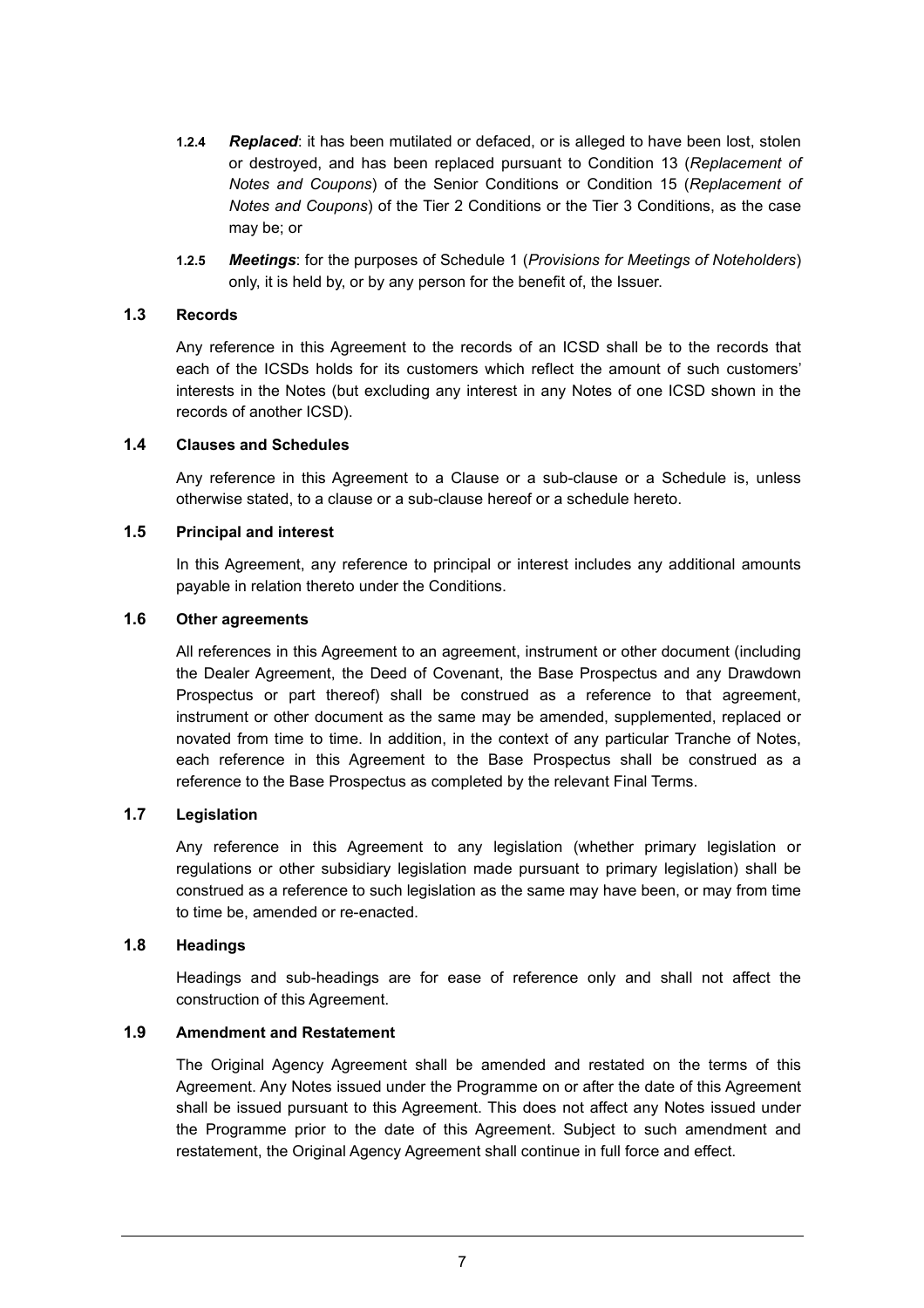**1.2.4** ***Replaced***: it has been mutilated or defaced, or is alleged to have been lost, stolen or destroyed, and has been replaced pursuant to Condition 13 (*Replacement of Notes and Coupons*) of the Senior Conditions or Condition 15 (*Replacement of Notes and Coupons*) of the Tier 2 Conditions or the Tier 3 Conditions, as the case may be; or

**1.2.5** ***Meetings***: for the purposes of Schedule 1 (*Provisions for Meetings of Noteholders*) only, it is held by, or by any person for the benefit of, the Issuer.

### 1.3 Records

Any reference in this Agreement to the records of an ICSD shall be to the records that each of the ICSDs holds for its customers which reflect the amount of such customers' interests in the Notes (but excluding any interest in any Notes of one ICSD shown in the records of another ICSD).

### 1.4 Clauses and Schedules

Any reference in this Agreement to a Clause or a sub-clause or a Schedule is, unless otherwise stated, to a clause or a sub-clause hereof or a schedule hereto.

### 1.5 Principal and interest

In this Agreement, any reference to principal or interest includes any additional amounts payable in relation thereto under the Conditions.

### 1.6 Other agreements

All references in this Agreement to an agreement, instrument or other document (including the Dealer Agreement, the Deed of Covenant, the Base Prospectus and any Drawdown Prospectus or part thereof) shall be construed as a reference to that agreement, instrument or other document as the same may be amended, supplemented, replaced or novated from time to time. In addition, in the context of any particular Tranche of Notes, each reference in this Agreement to the Base Prospectus shall be construed as a reference to the Base Prospectus as completed by the relevant Final Terms.

### 1.7 Legislation

Any reference in this Agreement to any legislation (whether primary legislation or regulations or other subsidiary legislation made pursuant to primary legislation) shall be construed as a reference to such legislation as the same may have been, or may from time to time be, amended or re-enacted.

### 1.8 Headings

Headings and sub-headings are for ease of reference only and shall not affect the construction of this Agreement.

### 1.9 Amendment and Restatement

The Original Agency Agreement shall be amended and restated on the terms of this Agreement. Any Notes issued under the Programme on or after the date of this Agreement shall be issued pursuant to this Agreement. This does not affect any Notes issued under the Programme prior to the date of this Agreement. Subject to such amendment and restatement, the Original Agency Agreement shall continue in full force and effect.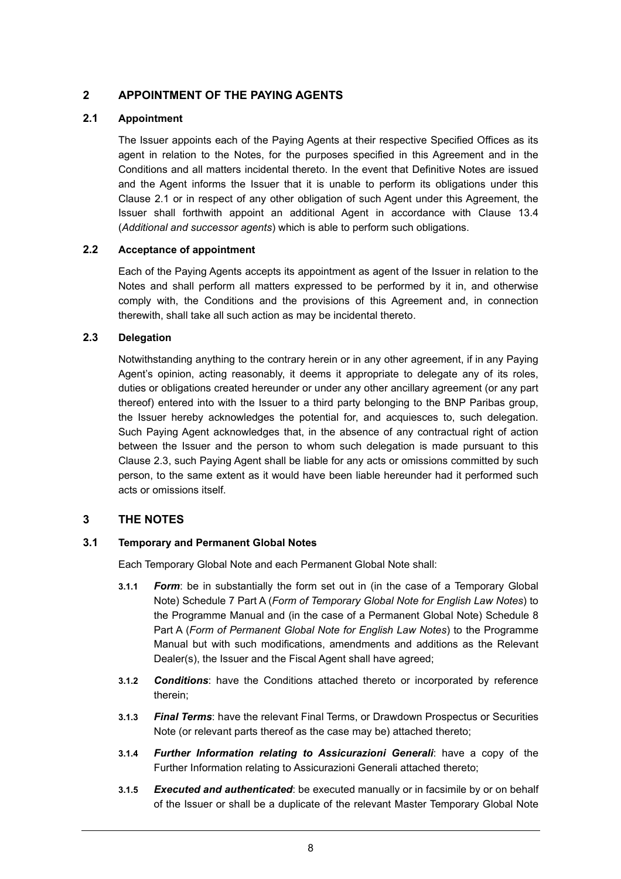## 2 APPOINTMENT OF THE PAYING AGENTS

### 2.1 Appointment

The Issuer appoints each of the Paying Agents at their respective Specified Offices as its agent in relation to the Notes, for the purposes specified in this Agreement and in the Conditions and all matters incidental thereto. In the event that Definitive Notes are issued and the Agent informs the Issuer that it is unable to perform its obligations under this Clause 2.1 or in respect of any other obligation of such Agent under this Agreement, the Issuer shall forthwith appoint an additional Agent in accordance with Clause 13.4 (*Additional and successor agents*) which is able to perform such obligations.

### 2.2 Acceptance of appointment

Each of the Paying Agents accepts its appointment as agent of the Issuer in relation to the Notes and shall perform all matters expressed to be performed by it in, and otherwise comply with, the Conditions and the provisions of this Agreement and, in connection therewith, shall take all such action as may be incidental thereto.

### 2.3 Delegation

Notwithstanding anything to the contrary herein or in any other agreement, if in any Paying Agent's opinion, acting reasonably, it deems it appropriate to delegate any of its roles, duties or obligations created hereunder or under any other ancillary agreement (or any part thereof) entered into with the Issuer to a third party belonging to the BNP Paribas group, the Issuer hereby acknowledges the potential for, and acquiesces to, such delegation. Such Paying Agent acknowledges that, in the absence of any contractual right of action between the Issuer and the person to whom such delegation is made pursuant to this Clause 2.3, such Paying Agent shall be liable for any acts or omissions committed by such person, to the same extent as it would have been liable hereunder had it performed such acts or omissions itself.

## 3 THE NOTES

### 3.1 Temporary and Permanent Global Notes

Each Temporary Global Note and each Permanent Global Note shall:

- **3.1.1** ***Form***: be in substantially the form set out in (in the case of a Temporary Global Note) Schedule 7 Part A (*Form of Temporary Global Note for English Law Notes*) to the Programme Manual and (in the case of a Permanent Global Note) Schedule 8 Part A (*Form of Permanent Global Note for English Law Notes*) to the Programme Manual but with such modifications, amendments and additions as the Relevant Dealer(s), the Issuer and the Fiscal Agent shall have agreed;
- **3.1.2** ***Conditions***: have the Conditions attached thereto or incorporated by reference therein;
- **3.1.3** ***Final Terms***: have the relevant Final Terms, or Drawdown Prospectus or Securities Note (or relevant parts thereof as the case may be) attached thereto;
- **3.1.4** ***Further Information relating to Assicurazioni Generali***: have a copy of the Further Information relating to Assicurazioni Generali attached thereto;
- **3.1.5** ***Executed and authenticated***: be executed manually or in facsimile by or on behalf of the Issuer or shall be a duplicate of the relevant Master Temporary Global Note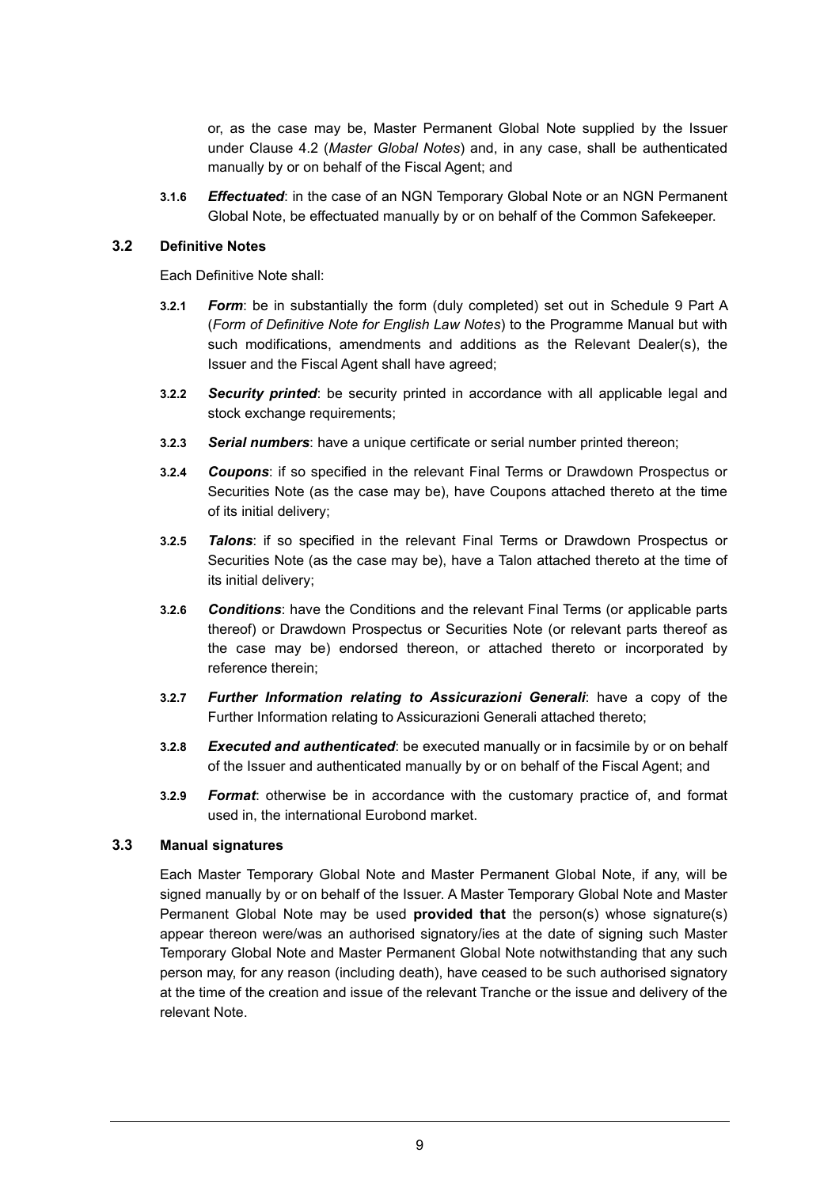or, as the case may be, Master Permanent Global Note supplied by the Issuer under Clause 4.2 (*Master Global Notes*) and, in any case, shall be authenticated manually by or on behalf of the Fiscal Agent; and

**3.1.6** ***Effectuated***: in the case of an NGN Temporary Global Note or an NGN Permanent Global Note, be effectuated manually by or on behalf of the Common Safekeeper.

### 3.2 Definitive Notes

Each Definitive Note shall:

**3.2.1** ***Form***: be in substantially the form (duly completed) set out in Schedule 9 Part A (*Form of Definitive Note for English Law Notes*) to the Programme Manual but with such modifications, amendments and additions as the Relevant Dealer(s), the Issuer and the Fiscal Agent shall have agreed;

**3.2.2** ***Security printed***: be security printed in accordance with all applicable legal and stock exchange requirements;

**3.2.3** ***Serial numbers***: have a unique certificate or serial number printed thereon;

**3.2.4** ***Coupons***: if so specified in the relevant Final Terms or Drawdown Prospectus or Securities Note (as the case may be), have Coupons attached thereto at the time of its initial delivery;

**3.2.5** ***Talons***: if so specified in the relevant Final Terms or Drawdown Prospectus or Securities Note (as the case may be), have a Talon attached thereto at the time of its initial delivery;

**3.2.6** ***Conditions***: have the Conditions and the relevant Final Terms (or applicable parts thereof) or Drawdown Prospectus or Securities Note (or relevant parts thereof as the case may be) endorsed thereon, or attached thereto or incorporated by reference therein;

**3.2.7** ***Further Information relating to Assicurazioni Generali***: have a copy of the Further Information relating to Assicurazioni Generali attached thereto;

**3.2.8** ***Executed and authenticated***: be executed manually or in facsimile by or on behalf of the Issuer and authenticated manually by or on behalf of the Fiscal Agent; and

**3.2.9** ***Format***: otherwise be in accordance with the customary practice of, and format used in, the international Eurobond market.

### 3.3 Manual signatures

Each Master Temporary Global Note and Master Permanent Global Note, if any, will be signed manually by or on behalf of the Issuer. A Master Temporary Global Note and Master Permanent Global Note may be used **provided that** the person(s) whose signature(s) appear thereon were/was an authorised signatory/ies at the date of signing such Master Temporary Global Note and Master Permanent Global Note notwithstanding that any such person may, for any reason (including death), have ceased to be such authorised signatory at the time of the creation and issue of the relevant Tranche or the issue and delivery of the relevant Note.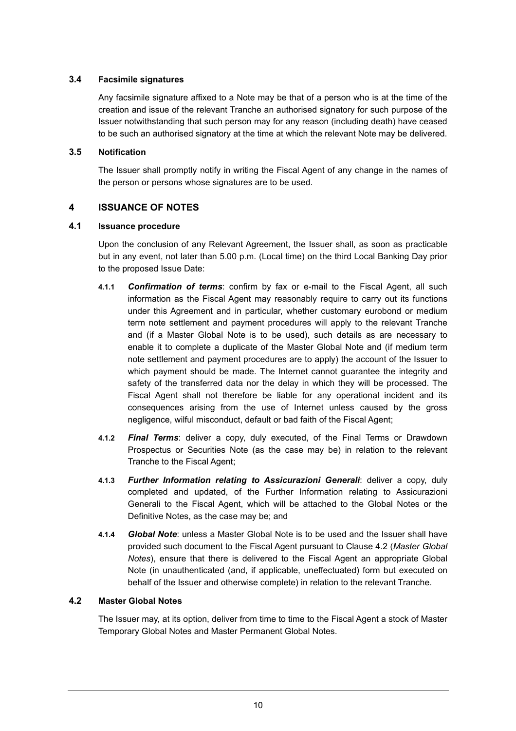### 3.4 Facsimile signatures

Any facsimile signature affixed to a Note may be that of a person who is at the time of the creation and issue of the relevant Tranche an authorised signatory for such purpose of the Issuer notwithstanding that such person may for any reason (including death) have ceased to be such an authorised signatory at the time at which the relevant Note may be delivered.

### 3.5 Notification

The Issuer shall promptly notify in writing the Fiscal Agent of any change in the names of the person or persons whose signatures are to be used.

## 4 ISSUANCE OF NOTES

### 4.1 Issuance procedure

Upon the conclusion of any Relevant Agreement, the Issuer shall, as soon as practicable but in any event, not later than 5.00 p.m. (Local time) on the third Local Banking Day prior to the proposed Issue Date:

**4.1.1** ***Confirmation of terms***: confirm by fax or e-mail to the Fiscal Agent, all such information as the Fiscal Agent may reasonably require to carry out its functions under this Agreement and in particular, whether customary eurobond or medium term note settlement and payment procedures will apply to the relevant Tranche and (if a Master Global Note is to be used), such details as are necessary to enable it to complete a duplicate of the Master Global Note and (if medium term note settlement and payment procedures are to apply) the account of the Issuer to which payment should be made. The Internet cannot guarantee the integrity and safety of the transferred data nor the delay in which they will be processed. The Fiscal Agent shall not therefore be liable for any operational incident and its consequences arising from the use of Internet unless caused by the gross negligence, wilful misconduct, default or bad faith of the Fiscal Agent;

**4.1.2** ***Final Terms***: deliver a copy, duly executed, of the Final Terms or Drawdown Prospectus or Securities Note (as the case may be) in relation to the relevant Tranche to the Fiscal Agent;

**4.1.3** ***Further Information relating to Assicurazioni Generali***: deliver a copy, duly completed and updated, of the Further Information relating to Assicurazioni Generali to the Fiscal Agent, which will be attached to the Global Notes or the Definitive Notes, as the case may be; and

**4.1.4** ***Global Note***: unless a Master Global Note is to be used and the Issuer shall have provided such document to the Fiscal Agent pursuant to Clause 4.2 (*Master Global Notes*), ensure that there is delivered to the Fiscal Agent an appropriate Global Note (in unauthenticated (and, if applicable, uneffectuated) form but executed on behalf of the Issuer and otherwise complete) in relation to the relevant Tranche.

### 4.2 Master Global Notes

The Issuer may, at its option, deliver from time to time to the Fiscal Agent a stock of Master Temporary Global Notes and Master Permanent Global Notes.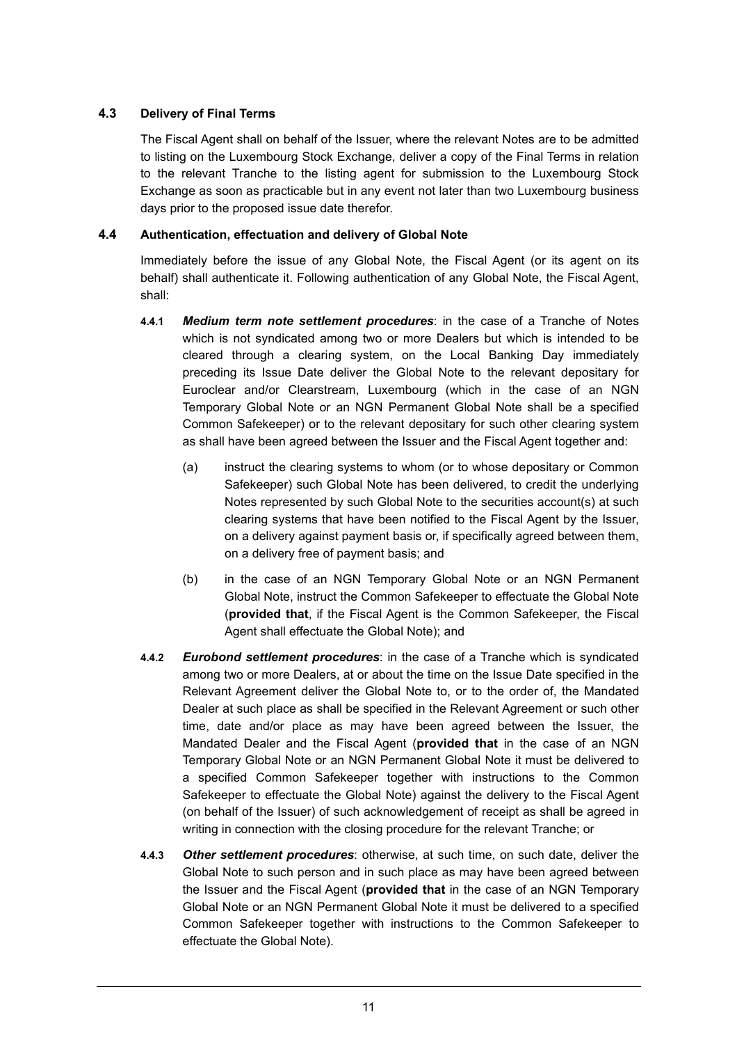### 4.3 Delivery of Final Terms

The Fiscal Agent shall on behalf of the Issuer, where the relevant Notes are to be admitted to listing on the Luxembourg Stock Exchange, deliver a copy of the Final Terms in relation to the relevant Tranche to the listing agent for submission to the Luxembourg Stock Exchange as soon as practicable but in any event not later than two Luxembourg business days prior to the proposed issue date therefor.

### 4.4 Authentication, effectuation and delivery of Global Note

Immediately before the issue of any Global Note, the Fiscal Agent (or its agent on its behalf) shall authenticate it. Following authentication of any Global Note, the Fiscal Agent, shall:

**4.4.1** ***Medium term note settlement procedures***: in the case of a Tranche of Notes which is not syndicated among two or more Dealers but which is intended to be cleared through a clearing system, on the Local Banking Day immediately preceding its Issue Date deliver the Global Note to the relevant depositary for Euroclear and/or Clearstream, Luxembourg (which in the case of an NGN Temporary Global Note or an NGN Permanent Global Note shall be a specified Common Safekeeper) or to the relevant depositary for such other clearing system as shall have been agreed between the Issuer and the Fiscal Agent together and:

(a) instruct the clearing systems to whom (or to whose depositary or Common Safekeeper) such Global Note has been delivered, to credit the underlying Notes represented by such Global Note to the securities account(s) at such clearing systems that have been notified to the Fiscal Agent by the Issuer, on a delivery against payment basis or, if specifically agreed between them, on a delivery free of payment basis; and

(b) in the case of an NGN Temporary Global Note or an NGN Permanent Global Note, instruct the Common Safekeeper to effectuate the Global Note (**provided that**, if the Fiscal Agent is the Common Safekeeper, the Fiscal Agent shall effectuate the Global Note); and

**4.4.2** ***Eurobond settlement procedures***: in the case of a Tranche which is syndicated among two or more Dealers, at or about the time on the Issue Date specified in the Relevant Agreement deliver the Global Note to, or to the order of, the Mandated Dealer at such place as shall be specified in the Relevant Agreement or such other time, date and/or place as may have been agreed between the Issuer, the Mandated Dealer and the Fiscal Agent (**provided that** in the case of an NGN Temporary Global Note or an NGN Permanent Global Note it must be delivered to a specified Common Safekeeper together with instructions to the Common Safekeeper to effectuate the Global Note) against the delivery to the Fiscal Agent (on behalf of the Issuer) of such acknowledgement of receipt as shall be agreed in writing in connection with the closing procedure for the relevant Tranche; or

**4.4.3** ***Other settlement procedures***: otherwise, at such time, on such date, deliver the Global Note to such person and in such place as may have been agreed between the Issuer and the Fiscal Agent (**provided that** in the case of an NGN Temporary Global Note or an NGN Permanent Global Note it must be delivered to a specified Common Safekeeper together with instructions to the Common Safekeeper to effectuate the Global Note).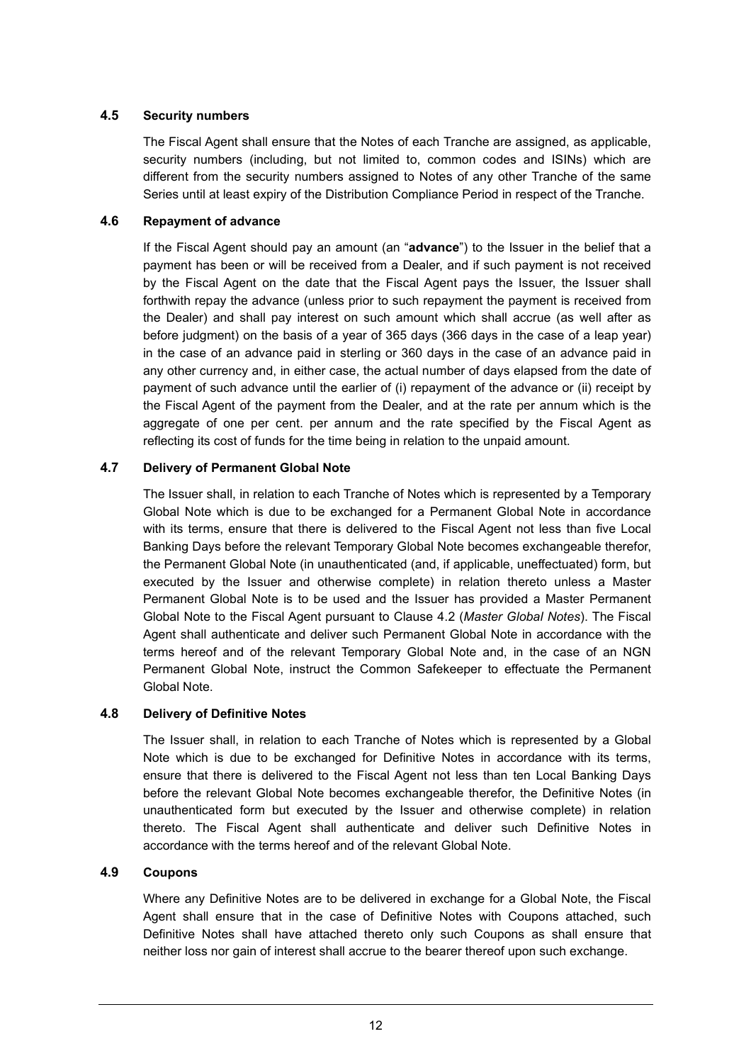### 4.5 Security numbers

The Fiscal Agent shall ensure that the Notes of each Tranche are assigned, as applicable, security numbers (including, but not limited to, common codes and ISINs) which are different from the security numbers assigned to Notes of any other Tranche of the same Series until at least expiry of the Distribution Compliance Period in respect of the Tranche.

### 4.6 Repayment of advance

If the Fiscal Agent should pay an amount (an "**advance**") to the Issuer in the belief that a payment has been or will be received from a Dealer, and if such payment is not received by the Fiscal Agent on the date that the Fiscal Agent pays the Issuer, the Issuer shall forthwith repay the advance (unless prior to such repayment the payment is received from the Dealer) and shall pay interest on such amount which shall accrue (as well after as before judgment) on the basis of a year of 365 days (366 days in the case of a leap year) in the case of an advance paid in sterling or 360 days in the case of an advance paid in any other currency and, in either case, the actual number of days elapsed from the date of payment of such advance until the earlier of (i) repayment of the advance or (ii) receipt by the Fiscal Agent of the payment from the Dealer, and at the rate per annum which is the aggregate of one per cent. per annum and the rate specified by the Fiscal Agent as reflecting its cost of funds for the time being in relation to the unpaid amount.

### 4.7 Delivery of Permanent Global Note

The Issuer shall, in relation to each Tranche of Notes which is represented by a Temporary Global Note which is due to be exchanged for a Permanent Global Note in accordance with its terms, ensure that there is delivered to the Fiscal Agent not less than five Local Banking Days before the relevant Temporary Global Note becomes exchangeable therefor, the Permanent Global Note (in unauthenticated (and, if applicable, uneffectuated) form, but executed by the Issuer and otherwise complete) in relation thereto unless a Master Permanent Global Note is to be used and the Issuer has provided a Master Permanent Global Note to the Fiscal Agent pursuant to Clause 4.2 (*Master Global Notes*). The Fiscal Agent shall authenticate and deliver such Permanent Global Note in accordance with the terms hereof and of the relevant Temporary Global Note and, in the case of an NGN Permanent Global Note, instruct the Common Safekeeper to effectuate the Permanent Global Note.

### 4.8 Delivery of Definitive Notes

The Issuer shall, in relation to each Tranche of Notes which is represented by a Global Note which is due to be exchanged for Definitive Notes in accordance with its terms, ensure that there is delivered to the Fiscal Agent not less than ten Local Banking Days before the relevant Global Note becomes exchangeable therefor, the Definitive Notes (in unauthenticated form but executed by the Issuer and otherwise complete) in relation thereto. The Fiscal Agent shall authenticate and deliver such Definitive Notes in accordance with the terms hereof and of the relevant Global Note.

### 4.9 Coupons

Where any Definitive Notes are to be delivered in exchange for a Global Note, the Fiscal Agent shall ensure that in the case of Definitive Notes with Coupons attached, such Definitive Notes shall have attached thereto only such Coupons as shall ensure that neither loss nor gain of interest shall accrue to the bearer thereof upon such exchange.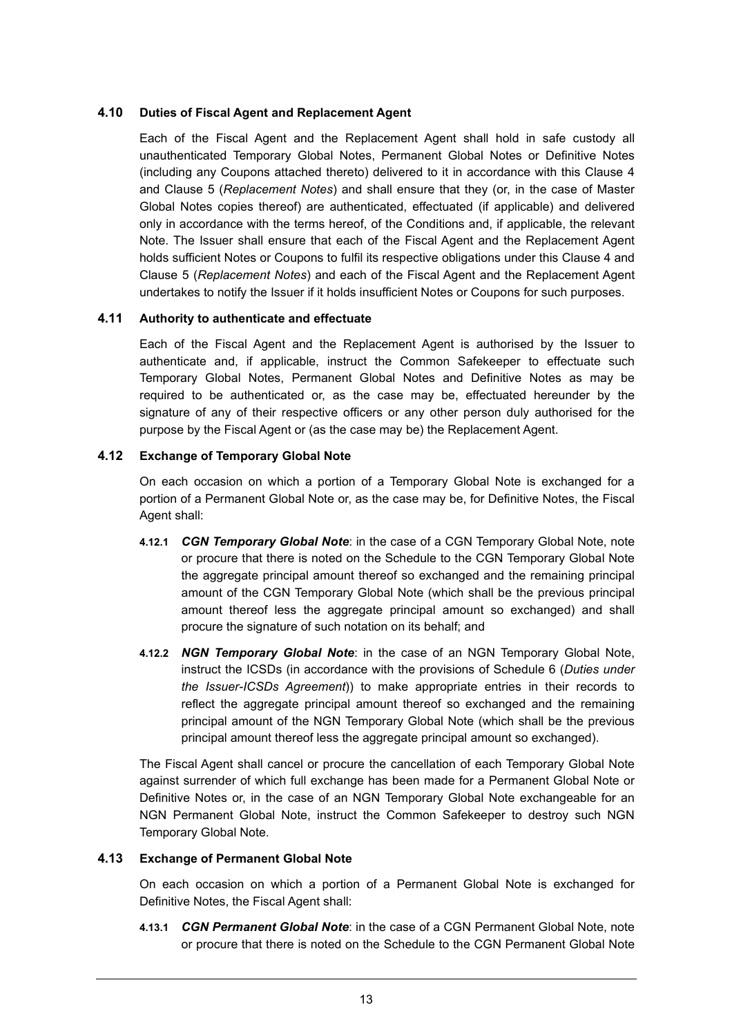### 4.10 Duties of Fiscal Agent and Replacement Agent

Each of the Fiscal Agent and the Replacement Agent shall hold in safe custody all unauthenticated Temporary Global Notes, Permanent Global Notes or Definitive Notes (including any Coupons attached thereto) delivered to it in accordance with this Clause 4 and Clause 5 (*Replacement Notes*) and shall ensure that they (or, in the case of Master Global Notes copies thereof) are authenticated, effectuated (if applicable) and delivered only in accordance with the terms hereof, of the Conditions and, if applicable, the relevant Note. The Issuer shall ensure that each of the Fiscal Agent and the Replacement Agent holds sufficient Notes or Coupons to fulfil its respective obligations under this Clause 4 and Clause 5 (*Replacement Notes*) and each of the Fiscal Agent and the Replacement Agent undertakes to notify the Issuer if it holds insufficient Notes or Coupons for such purposes.

### 4.11 Authority to authenticate and effectuate

Each of the Fiscal Agent and the Replacement Agent is authorised by the Issuer to authenticate and, if applicable, instruct the Common Safekeeper to effectuate such Temporary Global Notes, Permanent Global Notes and Definitive Notes as may be required to be authenticated or, as the case may be, effectuated hereunder by the signature of any of their respective officers or any other person duly authorised for the purpose by the Fiscal Agent or (as the case may be) the Replacement Agent.

### 4.12 Exchange of Temporary Global Note

On each occasion on which a portion of a Temporary Global Note is exchanged for a portion of a Permanent Global Note or, as the case may be, for Definitive Notes, the Fiscal Agent shall:

**4.12.1** ***CGN Temporary Global Note***: in the case of a CGN Temporary Global Note, note or procure that there is noted on the Schedule to the CGN Temporary Global Note the aggregate principal amount thereof so exchanged and the remaining principal amount of the CGN Temporary Global Note (which shall be the previous principal amount thereof less the aggregate principal amount so exchanged) and shall procure the signature of such notation on its behalf; and

**4.12.2** ***NGN Temporary Global Note***: in the case of an NGN Temporary Global Note, instruct the ICSDs (in accordance with the provisions of Schedule 6 (*Duties under the Issuer-ICSDs Agreement*)) to make appropriate entries in their records to reflect the aggregate principal amount thereof so exchanged and the remaining principal amount of the NGN Temporary Global Note (which shall be the previous principal amount thereof less the aggregate principal amount so exchanged).

The Fiscal Agent shall cancel or procure the cancellation of each Temporary Global Note against surrender of which full exchange has been made for a Permanent Global Note or Definitive Notes or, in the case of an NGN Temporary Global Note exchangeable for an NGN Permanent Global Note, instruct the Common Safekeeper to destroy such NGN Temporary Global Note.

### 4.13 Exchange of Permanent Global Note

On each occasion on which a portion of a Permanent Global Note is exchanged for Definitive Notes, the Fiscal Agent shall:

**4.13.1** ***CGN Permanent Global Note***: in the case of a CGN Permanent Global Note, note or procure that there is noted on the Schedule to the CGN Permanent Global Note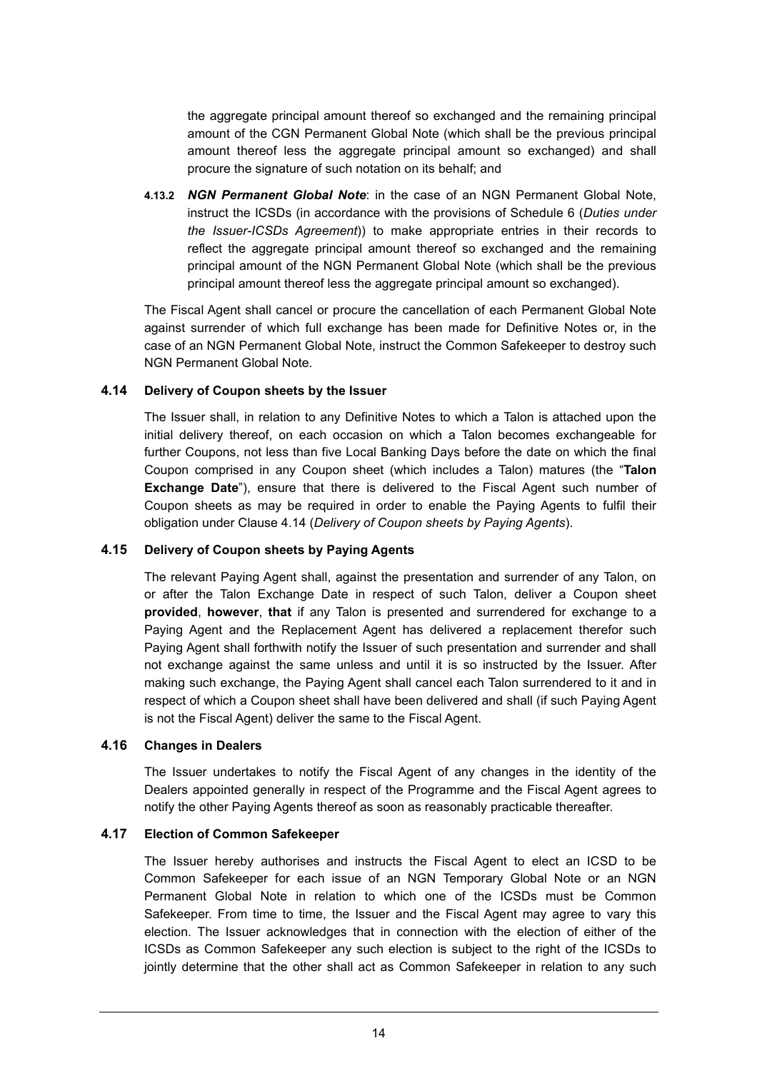the aggregate principal amount thereof so exchanged and the remaining principal amount of the CGN Permanent Global Note (which shall be the previous principal amount thereof less the aggregate principal amount so exchanged) and shall procure the signature of such notation on its behalf; and

**4.13.2** ***NGN Permanent Global Note***: in the case of an NGN Permanent Global Note, instruct the ICSDs (in accordance with the provisions of Schedule 6 (*Duties under the Issuer-ICSDs Agreement*)) to make appropriate entries in their records to reflect the aggregate principal amount thereof so exchanged and the remaining principal amount of the NGN Permanent Global Note (which shall be the previous principal amount thereof less the aggregate principal amount so exchanged).

The Fiscal Agent shall cancel or procure the cancellation of each Permanent Global Note against surrender of which full exchange has been made for Definitive Notes or, in the case of an NGN Permanent Global Note, instruct the Common Safekeeper to destroy such NGN Permanent Global Note.

### 4.14 Delivery of Coupon sheets by the Issuer

The Issuer shall, in relation to any Definitive Notes to which a Talon is attached upon the initial delivery thereof, on each occasion on which a Talon becomes exchangeable for further Coupons, not less than five Local Banking Days before the date on which the final Coupon comprised in any Coupon sheet (which includes a Talon) matures (the "**Talon Exchange Date**"), ensure that there is delivered to the Fiscal Agent such number of Coupon sheets as may be required in order to enable the Paying Agents to fulfil their obligation under Clause 4.14 (*Delivery of Coupon sheets by Paying Agents*).

### 4.15 Delivery of Coupon sheets by Paying Agents

The relevant Paying Agent shall, against the presentation and surrender of any Talon, on or after the Talon Exchange Date in respect of such Talon, deliver a Coupon sheet **provided**, **however**, **that** if any Talon is presented and surrendered for exchange to a Paying Agent and the Replacement Agent has delivered a replacement therefor such Paying Agent shall forthwith notify the Issuer of such presentation and surrender and shall not exchange against the same unless and until it is so instructed by the Issuer. After making such exchange, the Paying Agent shall cancel each Talon surrendered to it and in respect of which a Coupon sheet shall have been delivered and shall (if such Paying Agent is not the Fiscal Agent) deliver the same to the Fiscal Agent.

### 4.16 Changes in Dealers

The Issuer undertakes to notify the Fiscal Agent of any changes in the identity of the Dealers appointed generally in respect of the Programme and the Fiscal Agent agrees to notify the other Paying Agents thereof as soon as reasonably practicable thereafter.

### 4.17 Election of Common Safekeeper

The Issuer hereby authorises and instructs the Fiscal Agent to elect an ICSD to be Common Safekeeper for each issue of an NGN Temporary Global Note or an NGN Permanent Global Note in relation to which one of the ICSDs must be Common Safekeeper. From time to time, the Issuer and the Fiscal Agent may agree to vary this election. The Issuer acknowledges that in connection with the election of either of the ICSDs as Common Safekeeper any such election is subject to the right of the ICSDs to jointly determine that the other shall act as Common Safekeeper in relation to any such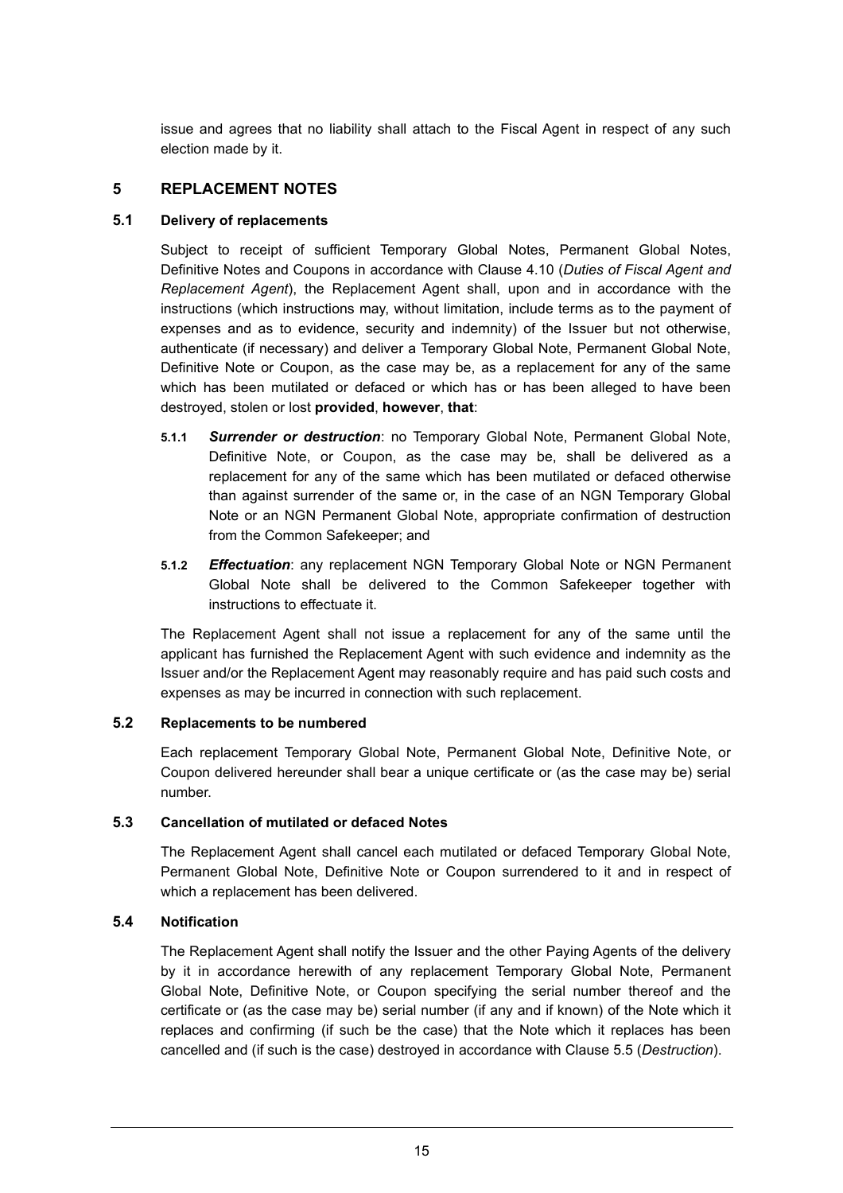issue and agrees that no liability shall attach to the Fiscal Agent in respect of any such election made by it.

## 5 REPLACEMENT NOTES

### 5.1 Delivery of replacements

Subject to receipt of sufficient Temporary Global Notes, Permanent Global Notes, Definitive Notes and Coupons in accordance with Clause 4.10 (*Duties of Fiscal Agent and Replacement Agent*), the Replacement Agent shall, upon and in accordance with the instructions (which instructions may, without limitation, include terms as to the payment of expenses and as to evidence, security and indemnity) of the Issuer but not otherwise, authenticate (if necessary) and deliver a Temporary Global Note, Permanent Global Note, Definitive Note or Coupon, as the case may be, as a replacement for any of the same which has been mutilated or defaced or which has or has been alleged to have been destroyed, stolen or lost **provided**, **however**, **that**:

**5.1.1** ***Surrender or destruction***: no Temporary Global Note, Permanent Global Note, Definitive Note, or Coupon, as the case may be, shall be delivered as a replacement for any of the same which has been mutilated or defaced otherwise than against surrender of the same or, in the case of an NGN Temporary Global Note or an NGN Permanent Global Note, appropriate confirmation of destruction from the Common Safekeeper; and

**5.1.2** ***Effectuation***: any replacement NGN Temporary Global Note or NGN Permanent Global Note shall be delivered to the Common Safekeeper together with instructions to effectuate it.

The Replacement Agent shall not issue a replacement for any of the same until the applicant has furnished the Replacement Agent with such evidence and indemnity as the Issuer and/or the Replacement Agent may reasonably require and has paid such costs and expenses as may be incurred in connection with such replacement.

### 5.2 Replacements to be numbered

Each replacement Temporary Global Note, Permanent Global Note, Definitive Note, or Coupon delivered hereunder shall bear a unique certificate or (as the case may be) serial number.

### 5.3 Cancellation of mutilated or defaced Notes

The Replacement Agent shall cancel each mutilated or defaced Temporary Global Note, Permanent Global Note, Definitive Note or Coupon surrendered to it and in respect of which a replacement has been delivered.

### 5.4 Notification

The Replacement Agent shall notify the Issuer and the other Paying Agents of the delivery by it in accordance herewith of any replacement Temporary Global Note, Permanent Global Note, Definitive Note, or Coupon specifying the serial number thereof and the certificate or (as the case may be) serial number (if any and if known) of the Note which it replaces and confirming (if such be the case) that the Note which it replaces has been cancelled and (if such is the case) destroyed in accordance with Clause 5.5 (*Destruction*).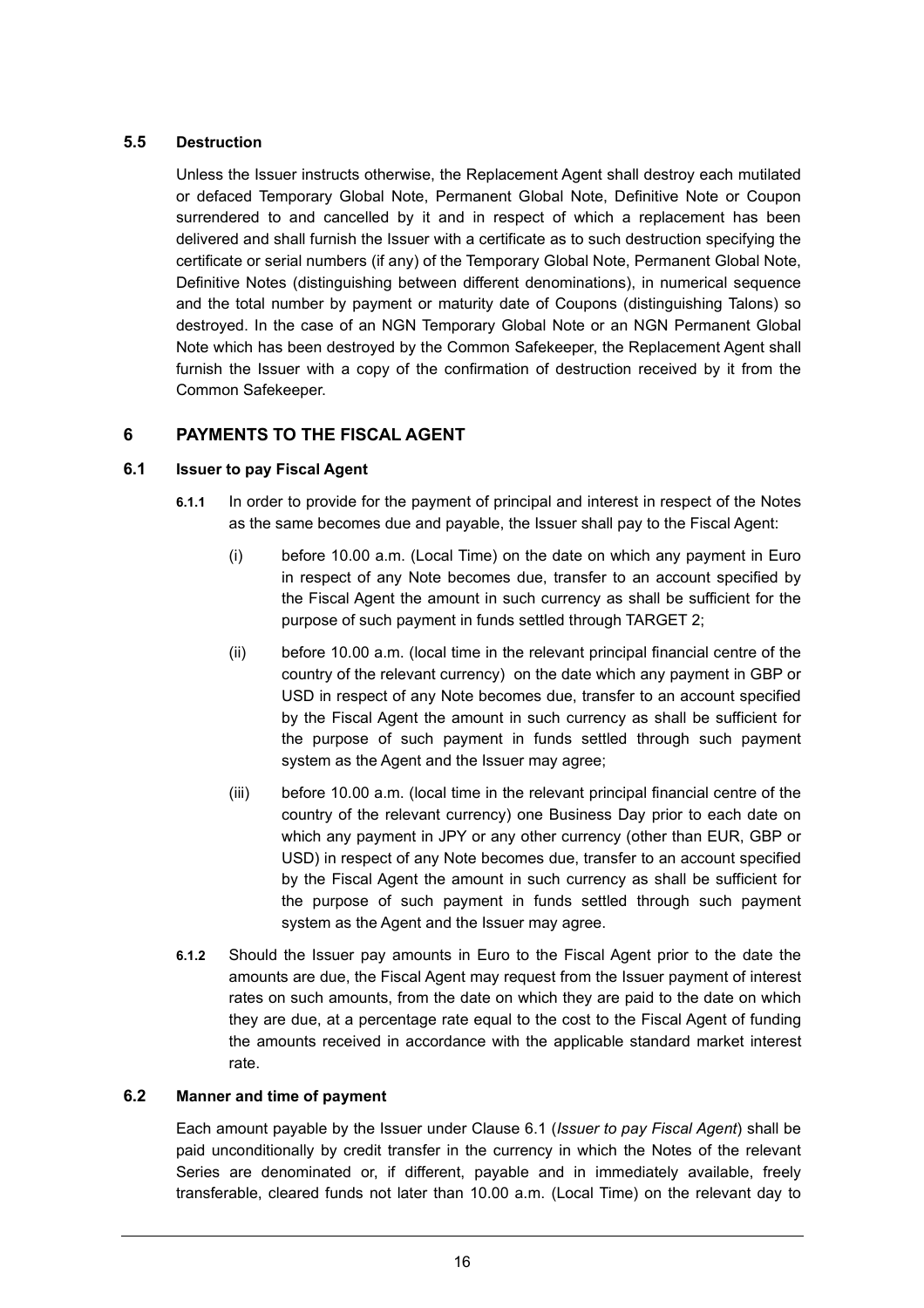### 5.5 Destruction

Unless the Issuer instructs otherwise, the Replacement Agent shall destroy each mutilated or defaced Temporary Global Note, Permanent Global Note, Definitive Note or Coupon surrendered to and cancelled by it and in respect of which a replacement has been delivered and shall furnish the Issuer with a certificate as to such destruction specifying the certificate or serial numbers (if any) of the Temporary Global Note, Permanent Global Note, Definitive Notes (distinguishing between different denominations), in numerical sequence and the total number by payment or maturity date of Coupons (distinguishing Talons) so destroyed. In the case of an NGN Temporary Global Note or an NGN Permanent Global Note which has been destroyed by the Common Safekeeper, the Replacement Agent shall furnish the Issuer with a copy of the confirmation of destruction received by it from the Common Safekeeper.

## 6 PAYMENTS TO THE FISCAL AGENT

### 6.1 Issuer to pay Fiscal Agent

**6.1.1** In order to provide for the payment of principal and interest in respect of the Notes as the same becomes due and payable, the Issuer shall pay to the Fiscal Agent:

(i) before 10.00 a.m. (Local Time) on the date on which any payment in Euro in respect of any Note becomes due, transfer to an account specified by the Fiscal Agent the amount in such currency as shall be sufficient for the purpose of such payment in funds settled through TARGET 2;

(ii) before 10.00 a.m. (local time in the relevant principal financial centre of the country of the relevant currency) on the date which any payment in GBP or USD in respect of any Note becomes due, transfer to an account specified by the Fiscal Agent the amount in such currency as shall be sufficient for the purpose of such payment in funds settled through such payment system as the Agent and the Issuer may agree;

(iii) before 10.00 a.m. (local time in the relevant principal financial centre of the country of the relevant currency) one Business Day prior to each date on which any payment in JPY or any other currency (other than EUR, GBP or USD) in respect of any Note becomes due, transfer to an account specified by the Fiscal Agent the amount in such currency as shall be sufficient for the purpose of such payment in funds settled through such payment system as the Agent and the Issuer may agree.

**6.1.2** Should the Issuer pay amounts in Euro to the Fiscal Agent prior to the date the amounts are due, the Fiscal Agent may request from the Issuer payment of interest rates on such amounts, from the date on which they are paid to the date on which they are due, at a percentage rate equal to the cost to the Fiscal Agent of funding the amounts received in accordance with the applicable standard market interest rate.

### 6.2 Manner and time of payment

Each amount payable by the Issuer under Clause 6.1 (*Issuer to pay Fiscal Agent*) shall be paid unconditionally by credit transfer in the currency in which the Notes of the relevant Series are denominated or, if different, payable and in immediately available, freely transferable, cleared funds not later than 10.00 a.m. (Local Time) on the relevant day to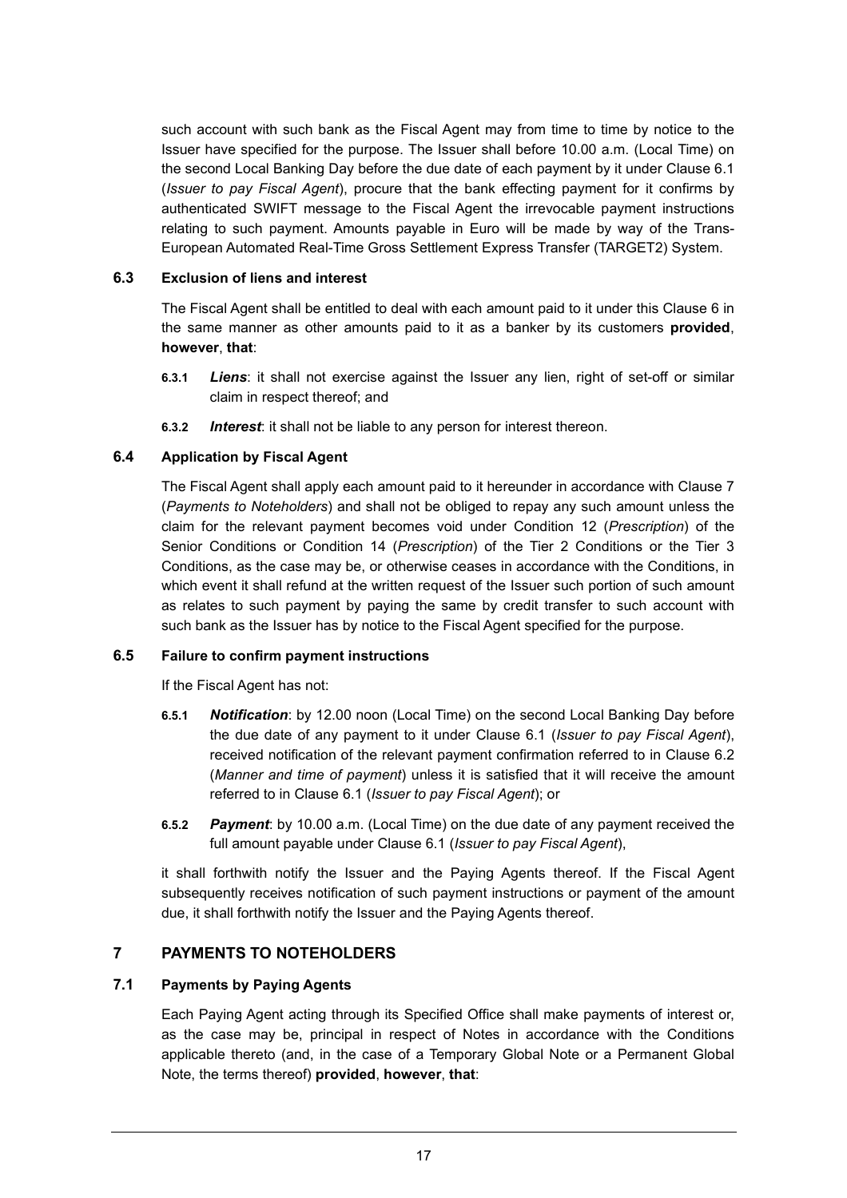such account with such bank as the Fiscal Agent may from time to time by notice to the Issuer have specified for the purpose. The Issuer shall before 10.00 a.m. (Local Time) on the second Local Banking Day before the due date of each payment by it under Clause 6.1 (*Issuer to pay Fiscal Agent*), procure that the bank effecting payment for it confirms by authenticated SWIFT message to the Fiscal Agent the irrevocable payment instructions relating to such payment. Amounts payable in Euro will be made by way of the Trans-European Automated Real-Time Gross Settlement Express Transfer (TARGET2) System.

### 6.3 Exclusion of liens and interest

The Fiscal Agent shall be entitled to deal with each amount paid to it under this Clause 6 in the same manner as other amounts paid to it as a banker by its customers **provided**, **however**, **that**:

**6.3.1** ***Liens***: it shall not exercise against the Issuer any lien, right of set-off or similar claim in respect thereof; and

**6.3.2** ***Interest***: it shall not be liable to any person for interest thereon.

### 6.4 Application by Fiscal Agent

The Fiscal Agent shall apply each amount paid to it hereunder in accordance with Clause 7 (*Payments to Noteholders*) and shall not be obliged to repay any such amount unless the claim for the relevant payment becomes void under Condition 12 (*Prescription*) of the Senior Conditions or Condition 14 (*Prescription*) of the Tier 2 Conditions or the Tier 3 Conditions, as the case may be, or otherwise ceases in accordance with the Conditions, in which event it shall refund at the written request of the Issuer such portion of such amount as relates to such payment by paying the same by credit transfer to such account with such bank as the Issuer has by notice to the Fiscal Agent specified for the purpose.

### 6.5 Failure to confirm payment instructions

If the Fiscal Agent has not:

**6.5.1** ***Notification***: by 12.00 noon (Local Time) on the second Local Banking Day before the due date of any payment to it under Clause 6.1 (*Issuer to pay Fiscal Agent*), received notification of the relevant payment confirmation referred to in Clause 6.2 (*Manner and time of payment*) unless it is satisfied that it will receive the amount referred to in Clause 6.1 (*Issuer to pay Fiscal Agent*); or

**6.5.2** ***Payment***: by 10.00 a.m. (Local Time) on the due date of any payment received the full amount payable under Clause 6.1 (*Issuer to pay Fiscal Agent*),

it shall forthwith notify the Issuer and the Paying Agents thereof. If the Fiscal Agent subsequently receives notification of such payment instructions or payment of the amount due, it shall forthwith notify the Issuer and the Paying Agents thereof.

## 7 PAYMENTS TO NOTEHOLDERS

### 7.1 Payments by Paying Agents

Each Paying Agent acting through its Specified Office shall make payments of interest or, as the case may be, principal in respect of Notes in accordance with the Conditions applicable thereto (and, in the case of a Temporary Global Note or a Permanent Global Note, the terms thereof) **provided**, **however**, **that**: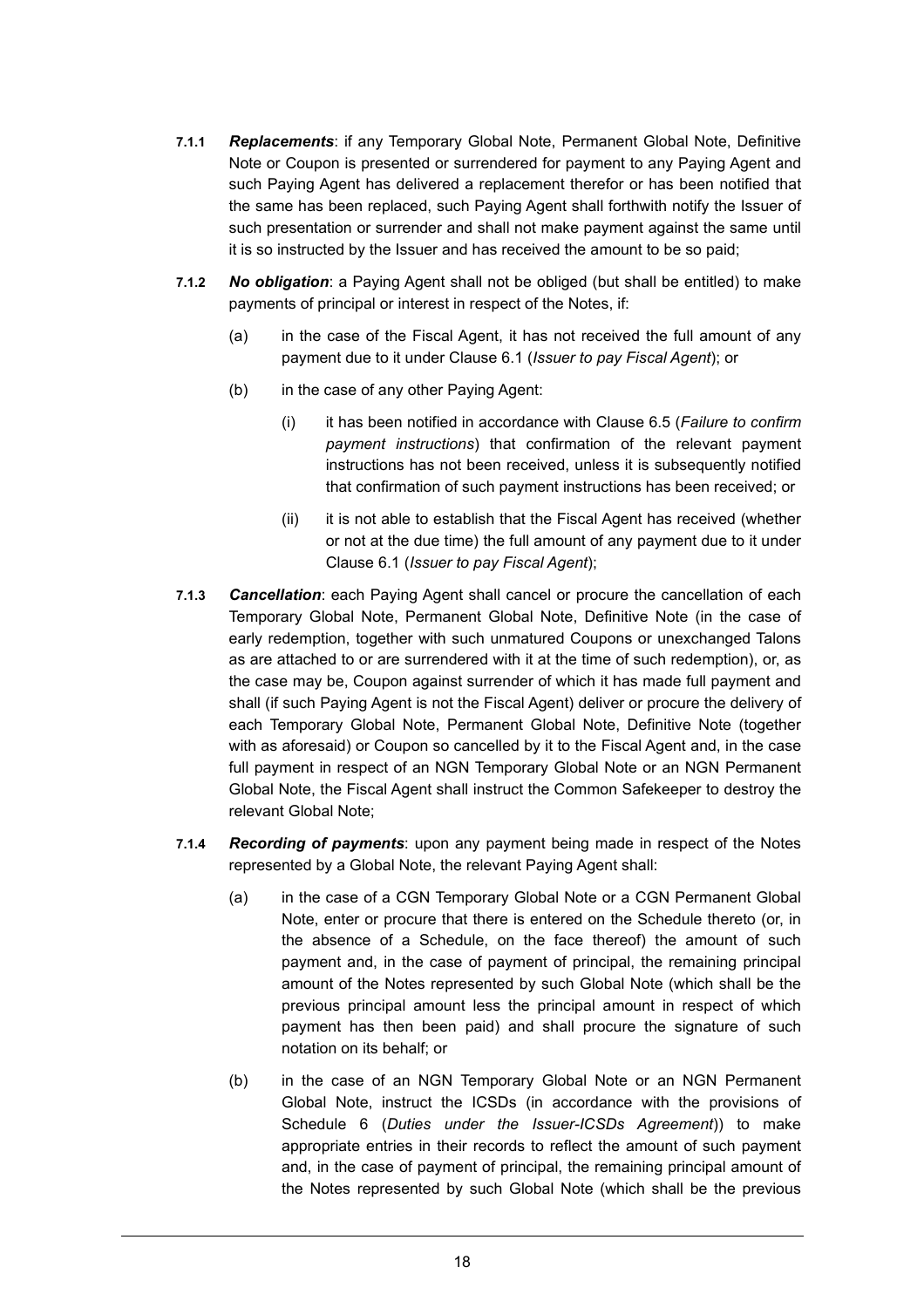**7.1.1** ***Replacements***: if any Temporary Global Note, Permanent Global Note, Definitive Note or Coupon is presented or surrendered for payment to any Paying Agent and such Paying Agent has delivered a replacement therefor or has been notified that the same has been replaced, such Paying Agent shall forthwith notify the Issuer of such presentation or surrender and shall not make payment against the same until it is so instructed by the Issuer and has received the amount to be so paid;

**7.1.2** ***No obligation***: a Paying Agent shall not be obliged (but shall be entitled) to make payments of principal or interest in respect of the Notes, if:

(a) in the case of the Fiscal Agent, it has not received the full amount of any payment due to it under Clause 6.1 (*Issuer to pay Fiscal Agent*); or

(b) in the case of any other Paying Agent:

(i) it has been notified in accordance with Clause 6.5 (*Failure to confirm payment instructions*) that confirmation of the relevant payment instructions has not been received, unless it is subsequently notified that confirmation of such payment instructions has been received; or

(ii) it is not able to establish that the Fiscal Agent has received (whether or not at the due time) the full amount of any payment due to it under Clause 6.1 (*Issuer to pay Fiscal Agent*);

**7.1.3** ***Cancellation***: each Paying Agent shall cancel or procure the cancellation of each Temporary Global Note, Permanent Global Note, Definitive Note (in the case of early redemption, together with such unmatured Coupons or unexchanged Talons as are attached to or are surrendered with it at the time of such redemption), or, as the case may be, Coupon against surrender of which it has made full payment and shall (if such Paying Agent is not the Fiscal Agent) deliver or procure the delivery of each Temporary Global Note, Permanent Global Note, Definitive Note (together with as aforesaid) or Coupon so cancelled by it to the Fiscal Agent and, in the case full payment in respect of an NGN Temporary Global Note or an NGN Permanent Global Note, the Fiscal Agent shall instruct the Common Safekeeper to destroy the relevant Global Note;

**7.1.4** ***Recording of payments***: upon any payment being made in respect of the Notes represented by a Global Note, the relevant Paying Agent shall:

(a) in the case of a CGN Temporary Global Note or a CGN Permanent Global Note, enter or procure that there is entered on the Schedule thereto (or, in the absence of a Schedule, on the face thereof) the amount of such payment and, in the case of payment of principal, the remaining principal amount of the Notes represented by such Global Note (which shall be the previous principal amount less the principal amount in respect of which payment has then been paid) and shall procure the signature of such notation on its behalf; or

(b) in the case of an NGN Temporary Global Note or an NGN Permanent Global Note, instruct the ICSDs (in accordance with the provisions of Schedule 6 (*Duties under the Issuer-ICSDs Agreement*)) to make appropriate entries in their records to reflect the amount of such payment and, in the case of payment of principal, the remaining principal amount of the Notes represented by such Global Note (which shall be the previous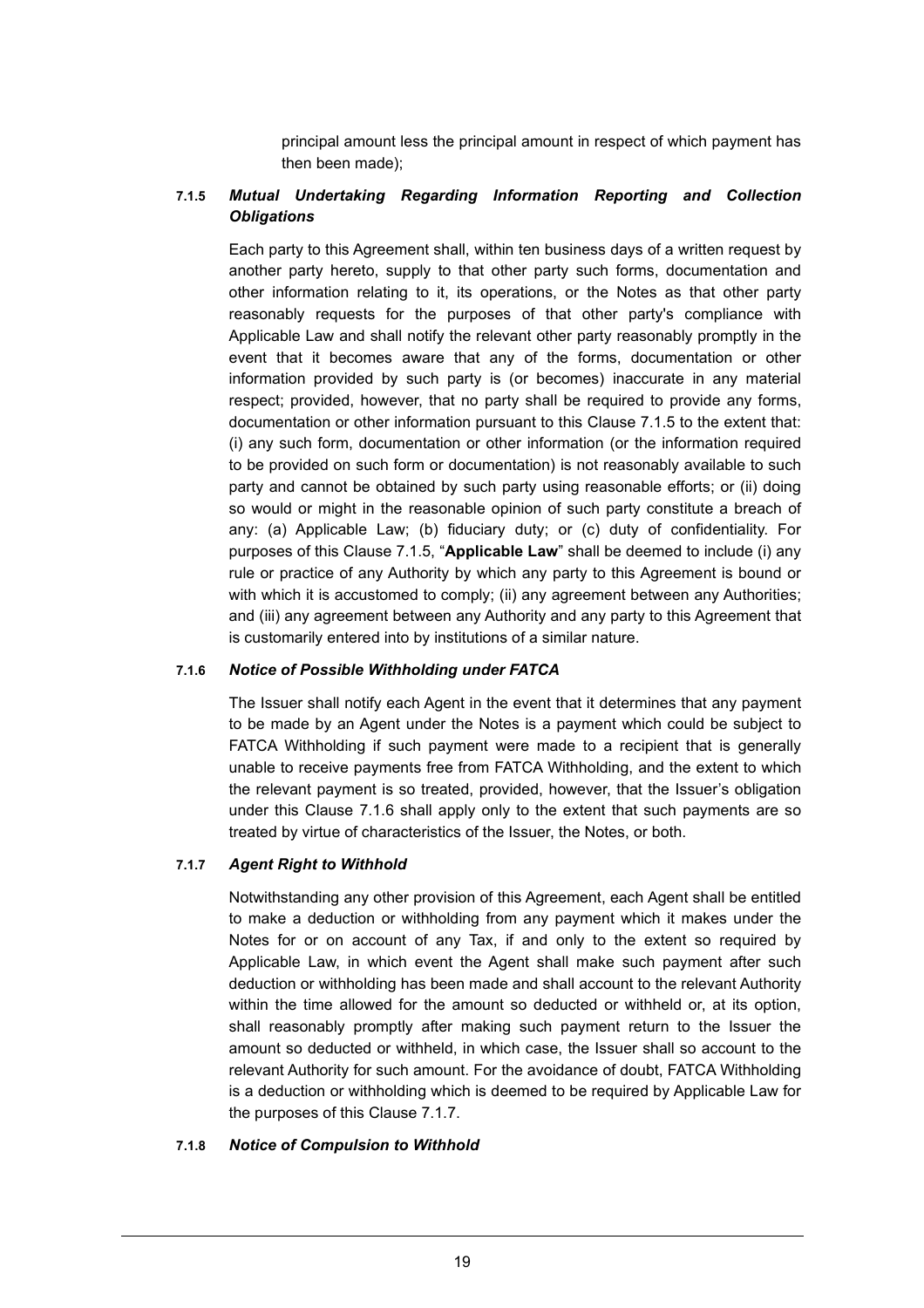principal amount less the principal amount in respect of which payment has then been made);

#### 7.1.5 *Mutual Undertaking Regarding Information Reporting and Collection Obligations*

Each party to this Agreement shall, within ten business days of a written request by another party hereto, supply to that other party such forms, documentation and other information relating to it, its operations, or the Notes as that other party reasonably requests for the purposes of that other party's compliance with Applicable Law and shall notify the relevant other party reasonably promptly in the event that it becomes aware that any of the forms, documentation or other information provided by such party is (or becomes) inaccurate in any material respect; provided, however, that no party shall be required to provide any forms, documentation or other information pursuant to this Clause 7.1.5 to the extent that: (i) any such form, documentation or other information (or the information required to be provided on such form or documentation) is not reasonably available to such party and cannot be obtained by such party using reasonable efforts; or (ii) doing so would or might in the reasonable opinion of such party constitute a breach of any: (a) Applicable Law; (b) fiduciary duty; or (c) duty of confidentiality. For purposes of this Clause 7.1.5, "**Applicable Law**" shall be deemed to include (i) any rule or practice of any Authority by which any party to this Agreement is bound or with which it is accustomed to comply; (ii) any agreement between any Authorities; and (iii) any agreement between any Authority and any party to this Agreement that is customarily entered into by institutions of a similar nature.

#### 7.1.6 *Notice of Possible Withholding under FATCA*

The Issuer shall notify each Agent in the event that it determines that any payment to be made by an Agent under the Notes is a payment which could be subject to FATCA Withholding if such payment were made to a recipient that is generally unable to receive payments free from FATCA Withholding, and the extent to which the relevant payment is so treated, provided, however, that the Issuer's obligation under this Clause 7.1.6 shall apply only to the extent that such payments are so treated by virtue of characteristics of the Issuer, the Notes, or both.

#### 7.1.7 *Agent Right to Withhold*

Notwithstanding any other provision of this Agreement, each Agent shall be entitled to make a deduction or withholding from any payment which it makes under the Notes for or on account of any Tax, if and only to the extent so required by Applicable Law, in which event the Agent shall make such payment after such deduction or withholding has been made and shall account to the relevant Authority within the time allowed for the amount so deducted or withheld or, at its option, shall reasonably promptly after making such payment return to the Issuer the amount so deducted or withheld, in which case, the Issuer shall so account to the relevant Authority for such amount. For the avoidance of doubt, FATCA Withholding is a deduction or withholding which is deemed to be required by Applicable Law for the purposes of this Clause 7.1.7.

#### 7.1.8 *Notice of Compulsion to Withhold*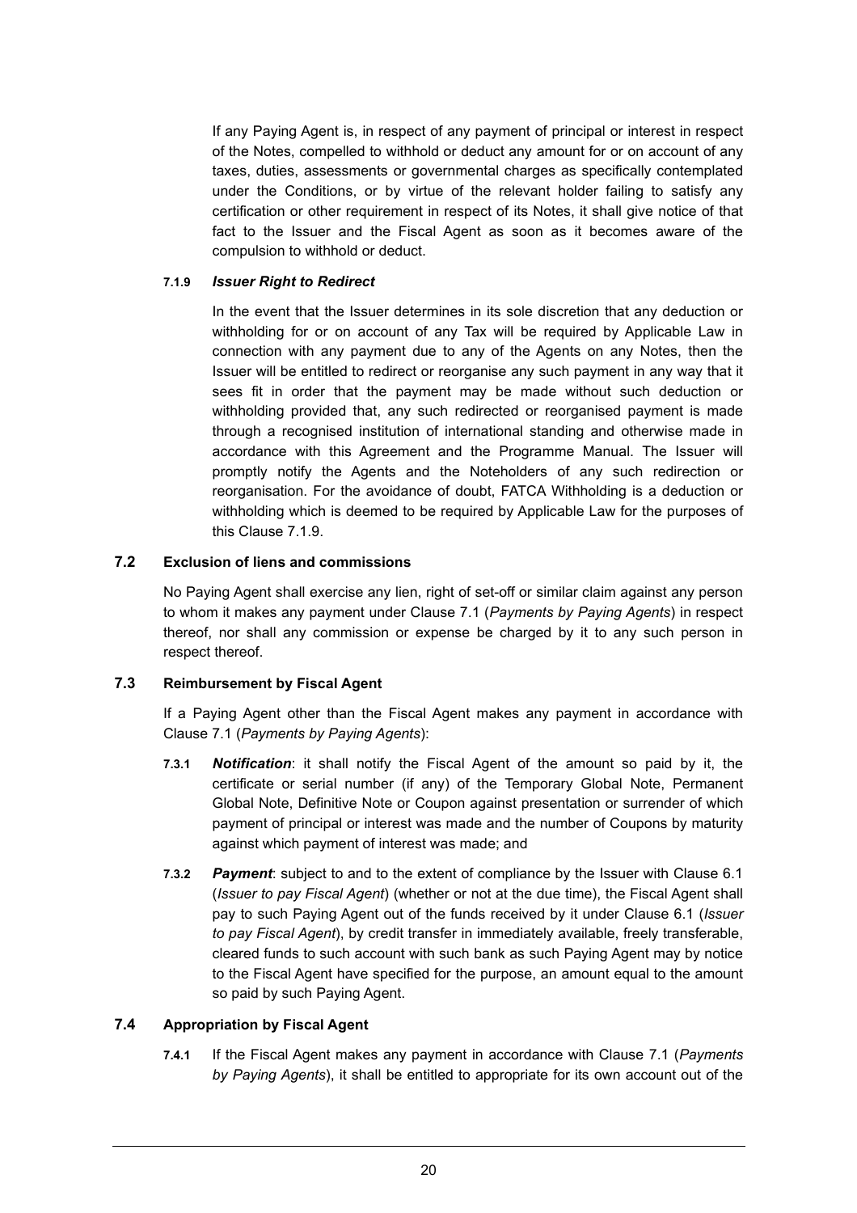If any Paying Agent is, in respect of any payment of principal or interest in respect of the Notes, compelled to withhold or deduct any amount for or on account of any taxes, duties, assessments or governmental charges as specifically contemplated under the Conditions, or by virtue of the relevant holder failing to satisfy any certification or other requirement in respect of its Notes, it shall give notice of that fact to the Issuer and the Fiscal Agent as soon as it becomes aware of the compulsion to withhold or deduct.

**7.1.9** ***Issuer Right to Redirect***

In the event that the Issuer determines in its sole discretion that any deduction or withholding for or on account of any Tax will be required by Applicable Law in connection with any payment due to any of the Agents on any Notes, then the Issuer will be entitled to redirect or reorganise any such payment in any way that it sees fit in order that the payment may be made without such deduction or withholding provided that, any such redirected or reorganised payment is made through a recognised institution of international standing and otherwise made in accordance with this Agreement and the Programme Manual. The Issuer will promptly notify the Agents and the Noteholders of any such redirection or reorganisation. For the avoidance of doubt, FATCA Withholding is a deduction or withholding which is deemed to be required by Applicable Law for the purposes of this Clause 7.1.9.

### 7.2 Exclusion of liens and commissions

No Paying Agent shall exercise any lien, right of set-off or similar claim against any person to whom it makes any payment under Clause 7.1 (*Payments by Paying Agents*) in respect thereof, nor shall any commission or expense be charged by it to any such person in respect thereof.

### 7.3 Reimbursement by Fiscal Agent

If a Paying Agent other than the Fiscal Agent makes any payment in accordance with Clause 7.1 (*Payments by Paying Agents*):

**7.3.1** ***Notification***: it shall notify the Fiscal Agent of the amount so paid by it, the certificate or serial number (if any) of the Temporary Global Note, Permanent Global Note, Definitive Note or Coupon against presentation or surrender of which payment of principal or interest was made and the number of Coupons by maturity against which payment of interest was made; and

**7.3.2** ***Payment***: subject to and to the extent of compliance by the Issuer with Clause 6.1 (*Issuer to pay Fiscal Agent*) (whether or not at the due time), the Fiscal Agent shall pay to such Paying Agent out of the funds received by it under Clause 6.1 (*Issuer to pay Fiscal Agent*), by credit transfer in immediately available, freely transferable, cleared funds to such account with such bank as such Paying Agent may by notice to the Fiscal Agent have specified for the purpose, an amount equal to the amount so paid by such Paying Agent.

### 7.4 Appropriation by Fiscal Agent

**7.4.1** If the Fiscal Agent makes any payment in accordance with Clause 7.1 (*Payments by Paying Agents*), it shall be entitled to appropriate for its own account out of the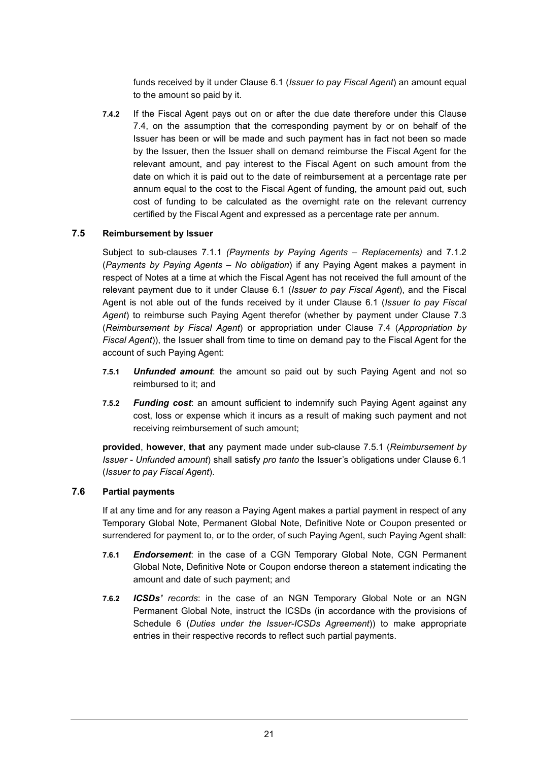funds received by it under Clause 6.1 (*Issuer to pay Fiscal Agent*) an amount equal to the amount so paid by it.

**7.4.2** If the Fiscal Agent pays out on or after the due date therefore under this Clause 7.4, on the assumption that the corresponding payment by or on behalf of the Issuer has been or will be made and such payment has in fact not been so made by the Issuer, then the Issuer shall on demand reimburse the Fiscal Agent for the relevant amount, and pay interest to the Fiscal Agent on such amount from the date on which it is paid out to the date of reimbursement at a percentage rate per annum equal to the cost to the Fiscal Agent of funding, the amount paid out, such cost of funding to be calculated as the overnight rate on the relevant currency certified by the Fiscal Agent and expressed as a percentage rate per annum.

### 7.5 Reimbursement by Issuer

Subject to sub-clauses 7.1.1 *(Payments by Paying Agents – Replacements)* and 7.1.2 (*Payments by Paying Agents – No obligation*) if any Paying Agent makes a payment in respect of Notes at a time at which the Fiscal Agent has not received the full amount of the relevant payment due to it under Clause 6.1 (*Issuer to pay Fiscal Agent*), and the Fiscal Agent is not able out of the funds received by it under Clause 6.1 (*Issuer to pay Fiscal Agent*) to reimburse such Paying Agent therefor (whether by payment under Clause 7.3 (*Reimbursement by Fiscal Agent*) or appropriation under Clause 7.4 (*Appropriation by Fiscal Agent*)), the Issuer shall from time to time on demand pay to the Fiscal Agent for the account of such Paying Agent:

**7.5.1** ***Unfunded amount***: the amount so paid out by such Paying Agent and not so reimbursed to it; and

**7.5.2** ***Funding cost***: an amount sufficient to indemnify such Paying Agent against any cost, loss or expense which it incurs as a result of making such payment and not receiving reimbursement of such amount;

**provided**, **however**, **that** any payment made under sub-clause 7.5.1 (*Reimbursement by Issuer - Unfunded amount*) shall satisfy *pro tanto* the Issuer's obligations under Clause 6.1 (*Issuer to pay Fiscal Agent*).

### 7.6 Partial payments

If at any time and for any reason a Paying Agent makes a partial payment in respect of any Temporary Global Note, Permanent Global Note, Definitive Note or Coupon presented or surrendered for payment to, or to the order, of such Paying Agent, such Paying Agent shall:

**7.6.1** ***Endorsement***: in the case of a CGN Temporary Global Note, CGN Permanent Global Note, Definitive Note or Coupon endorse thereon a statement indicating the amount and date of such payment; and

**7.6.2** ***ICSDs' records***: in the case of an NGN Temporary Global Note or an NGN Permanent Global Note, instruct the ICSDs (in accordance with the provisions of Schedule 6 (*Duties under the Issuer-ICSDs Agreement*)) to make appropriate entries in their respective records to reflect such partial payments.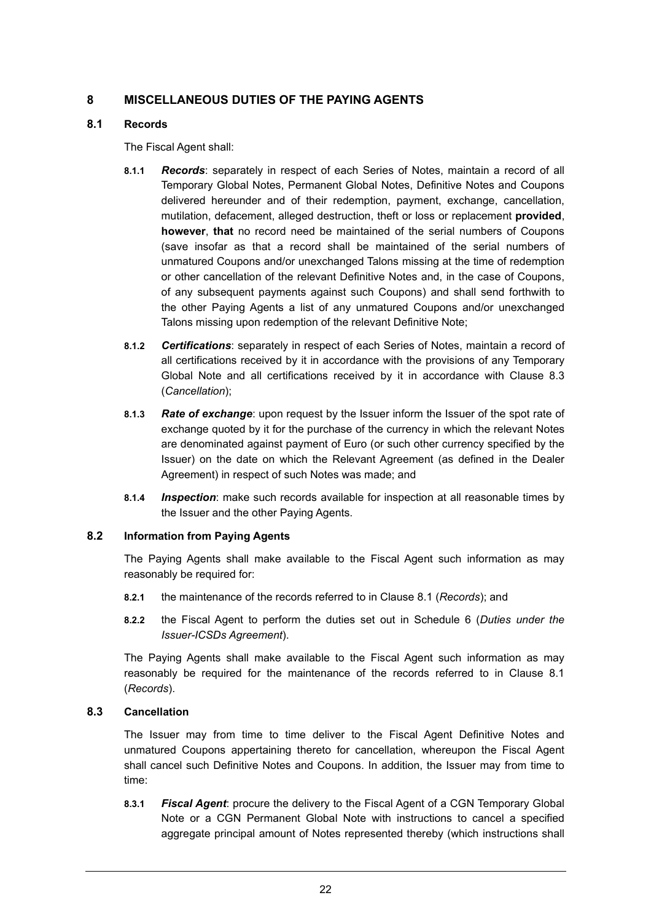## 8 MISCELLANEOUS DUTIES OF THE PAYING AGENTS

### 8.1 Records

The Fiscal Agent shall:

**8.1.1** ***Records***: separately in respect of each Series of Notes, maintain a record of all Temporary Global Notes, Permanent Global Notes, Definitive Notes and Coupons delivered hereunder and of their redemption, payment, exchange, cancellation, mutilation, defacement, alleged destruction, theft or loss or replacement **provided**, **however**, **that** no record need be maintained of the serial numbers of Coupons (save insofar as that a record shall be maintained of the serial numbers of unmatured Coupons and/or unexchanged Talons missing at the time of redemption or other cancellation of the relevant Definitive Notes and, in the case of Coupons, of any subsequent payments against such Coupons) and shall send forthwith to the other Paying Agents a list of any unmatured Coupons and/or unexchanged Talons missing upon redemption of the relevant Definitive Note;

**8.1.2** ***Certifications***: separately in respect of each Series of Notes, maintain a record of all certifications received by it in accordance with the provisions of any Temporary Global Note and all certifications received by it in accordance with Clause 8.3 (*Cancellation*);

**8.1.3** ***Rate of exchange***: upon request by the Issuer inform the Issuer of the spot rate of exchange quoted by it for the purchase of the currency in which the relevant Notes are denominated against payment of Euro (or such other currency specified by the Issuer) on the date on which the Relevant Agreement (as defined in the Dealer Agreement) in respect of such Notes was made; and

**8.1.4** ***Inspection***: make such records available for inspection at all reasonable times by the Issuer and the other Paying Agents.

### 8.2 Information from Paying Agents

The Paying Agents shall make available to the Fiscal Agent such information as may reasonably be required for:

**8.2.1** the maintenance of the records referred to in Clause 8.1 (*Records*); and

**8.2.2** the Fiscal Agent to perform the duties set out in Schedule 6 (*Duties under the Issuer-ICSDs Agreement*).

The Paying Agents shall make available to the Fiscal Agent such information as may reasonably be required for the maintenance of the records referred to in Clause 8.1 (*Records*).

### 8.3 Cancellation

The Issuer may from time to time deliver to the Fiscal Agent Definitive Notes and unmatured Coupons appertaining thereto for cancellation, whereupon the Fiscal Agent shall cancel such Definitive Notes and Coupons. In addition, the Issuer may from time to time:

**8.3.1** ***Fiscal Agent***: procure the delivery to the Fiscal Agent of a CGN Temporary Global Note or a CGN Permanent Global Note with instructions to cancel a specified aggregate principal amount of Notes represented thereby (which instructions shall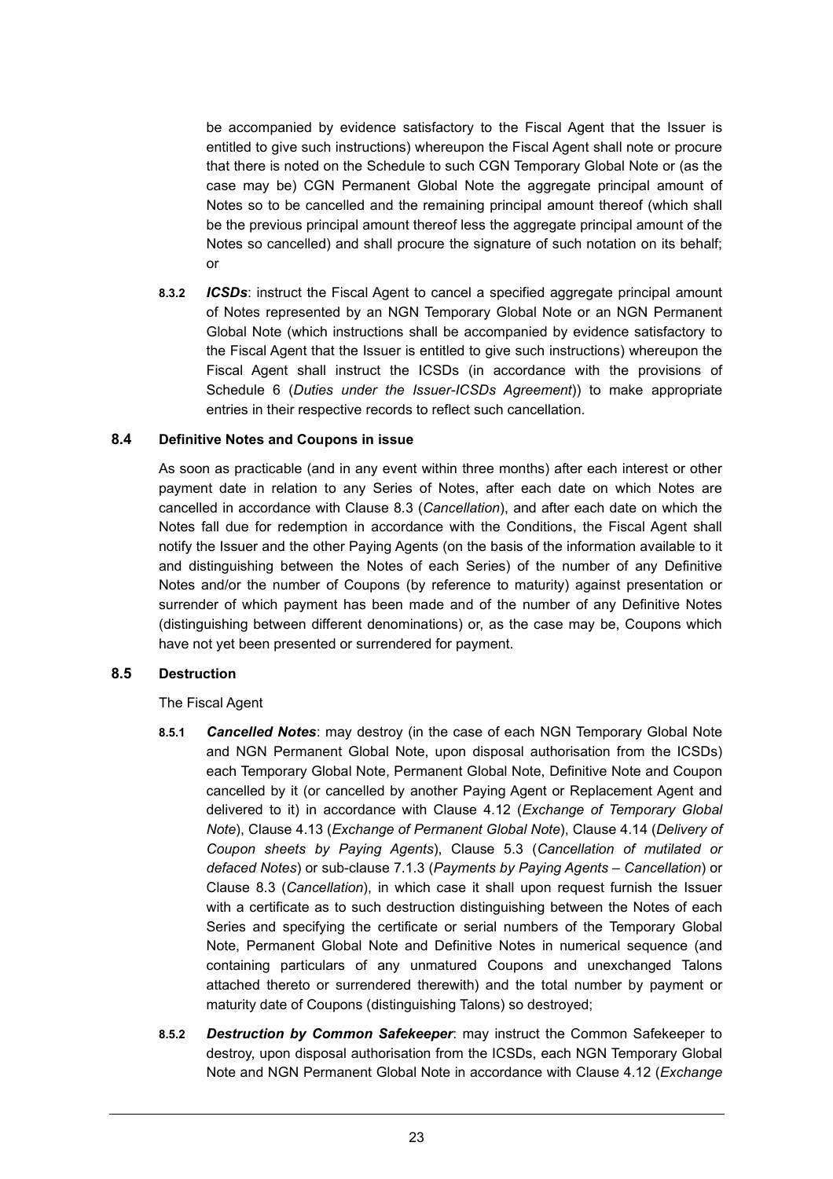be accompanied by evidence satisfactory to the Fiscal Agent that the Issuer is entitled to give such instructions) whereupon the Fiscal Agent shall note or procure that there is noted on the Schedule to such CGN Temporary Global Note or (as the case may be) CGN Permanent Global Note the aggregate principal amount of Notes so to be cancelled and the remaining principal amount thereof (which shall be the previous principal amount thereof less the aggregate principal amount of the Notes so cancelled) and shall procure the signature of such notation on its behalf; or

**8.3.2** ***ICSDs***: instruct the Fiscal Agent to cancel a specified aggregate principal amount of Notes represented by an NGN Temporary Global Note or an NGN Permanent Global Note (which instructions shall be accompanied by evidence satisfactory to the Fiscal Agent that the Issuer is entitled to give such instructions) whereupon the Fiscal Agent shall instruct the ICSDs (in accordance with the provisions of Schedule 6 (*Duties under the Issuer-ICSDs Agreement*)) to make appropriate entries in their respective records to reflect such cancellation.

### 8.4 Definitive Notes and Coupons in issue

As soon as practicable (and in any event within three months) after each interest or other payment date in relation to any Series of Notes, after each date on which Notes are cancelled in accordance with Clause 8.3 (*Cancellation*), and after each date on which the Notes fall due for redemption in accordance with the Conditions, the Fiscal Agent shall notify the Issuer and the other Paying Agents (on the basis of the information available to it and distinguishing between the Notes of each Series) of the number of any Definitive Notes and/or the number of Coupons (by reference to maturity) against presentation or surrender of which payment has been made and of the number of any Definitive Notes (distinguishing between different denominations) or, as the case may be, Coupons which have not yet been presented or surrendered for payment.

### 8.5 Destruction

The Fiscal Agent

**8.5.1** ***Cancelled Notes***: may destroy (in the case of each NGN Temporary Global Note and NGN Permanent Global Note, upon disposal authorisation from the ICSDs) each Temporary Global Note, Permanent Global Note, Definitive Note and Coupon cancelled by it (or cancelled by another Paying Agent or Replacement Agent and delivered to it) in accordance with Clause 4.12 (*Exchange of Temporary Global Note*), Clause 4.13 (*Exchange of Permanent Global Note*), Clause 4.14 (*Delivery of Coupon sheets by Paying Agents*), Clause 5.3 (*Cancellation of mutilated or defaced Notes*) or sub-clause 7.1.3 (*Payments by Paying Agents – Cancellation*) or Clause 8.3 (*Cancellation*), in which case it shall upon request furnish the Issuer with a certificate as to such destruction distinguishing between the Notes of each Series and specifying the certificate or serial numbers of the Temporary Global Note, Permanent Global Note and Definitive Notes in numerical sequence (and containing particulars of any unmatured Coupons and unexchanged Talons attached thereto or surrendered therewith) and the total number by payment or maturity date of Coupons (distinguishing Talons) so destroyed;

**8.5.2** ***Destruction by Common Safekeeper***: may instruct the Common Safekeeper to destroy, upon disposal authorisation from the ICSDs, each NGN Temporary Global Note and NGN Permanent Global Note in accordance with Clause 4.12 (*Exchange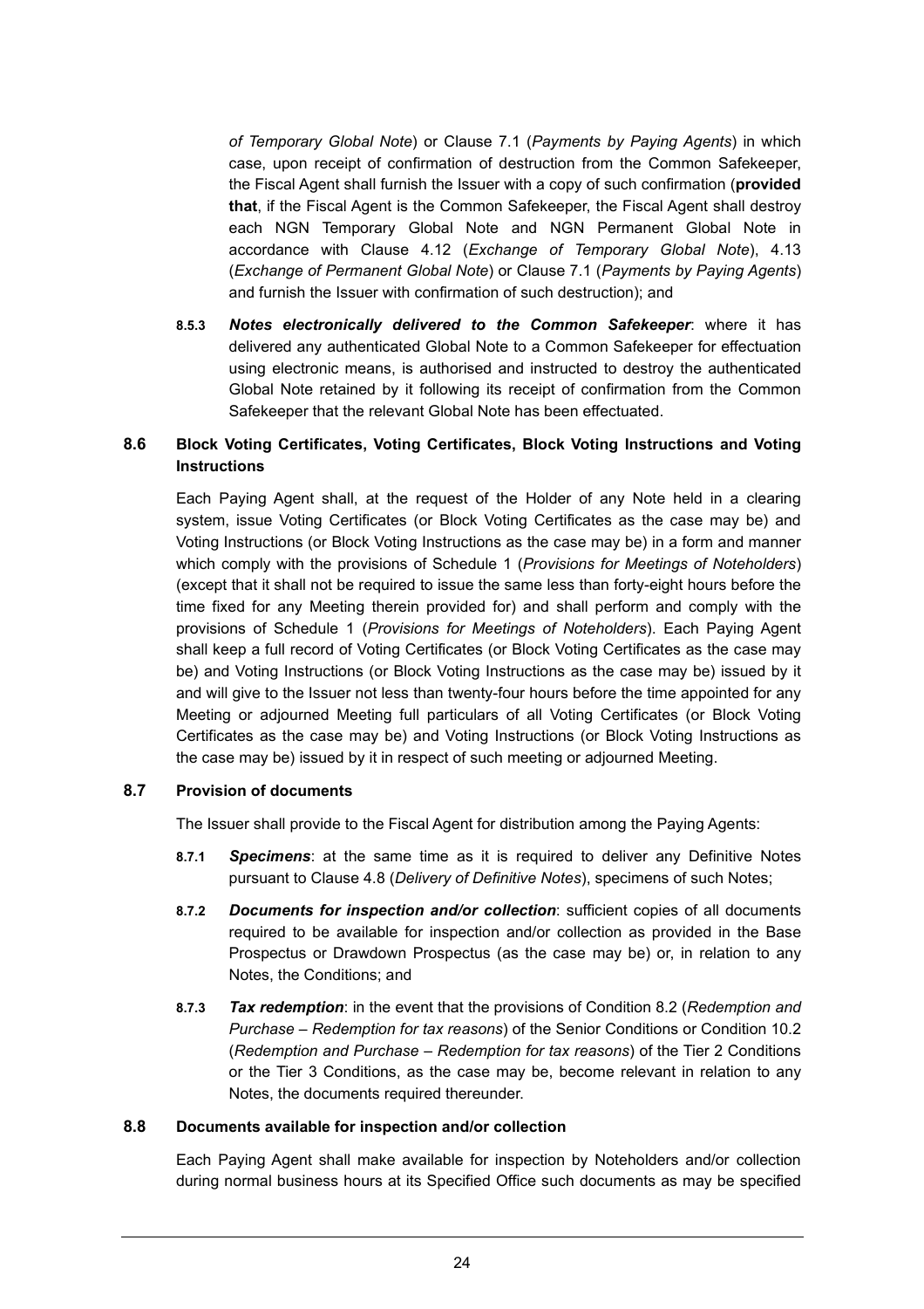*of Temporary Global Note*) or Clause 7.1 (*Payments by Paying Agents*) in which case, upon receipt of confirmation of destruction from the Common Safekeeper, the Fiscal Agent shall furnish the Issuer with a copy of such confirmation (**provided that**, if the Fiscal Agent is the Common Safekeeper, the Fiscal Agent shall destroy each NGN Temporary Global Note and NGN Permanent Global Note in accordance with Clause 4.12 (*Exchange of Temporary Global Note*), 4.13 (*Exchange of Permanent Global Note*) or Clause 7.1 (*Payments by Paying Agents*) and furnish the Issuer with confirmation of such destruction); and

**8.5.3** ***Notes electronically delivered to the Common Safekeeper***: where it has delivered any authenticated Global Note to a Common Safekeeper for effectuation using electronic means, is authorised and instructed to destroy the authenticated Global Note retained by it following its receipt of confirmation from the Common Safekeeper that the relevant Global Note has been effectuated.

### 8.6 Block Voting Certificates, Voting Certificates, Block Voting Instructions and Voting Instructions

Each Paying Agent shall, at the request of the Holder of any Note held in a clearing system, issue Voting Certificates (or Block Voting Certificates as the case may be) and Voting Instructions (or Block Voting Instructions as the case may be) in a form and manner which comply with the provisions of Schedule 1 (*Provisions for Meetings of Noteholders*) (except that it shall not be required to issue the same less than forty-eight hours before the time fixed for any Meeting therein provided for) and shall perform and comply with the provisions of Schedule 1 (*Provisions for Meetings of Noteholders*). Each Paying Agent shall keep a full record of Voting Certificates (or Block Voting Certificates as the case may be) and Voting Instructions (or Block Voting Instructions as the case may be) issued by it and will give to the Issuer not less than twenty-four hours before the time appointed for any Meeting or adjourned Meeting full particulars of all Voting Certificates (or Block Voting Certificates as the case may be) and Voting Instructions (or Block Voting Instructions as the case may be) issued by it in respect of such meeting or adjourned Meeting.

### 8.7 Provision of documents

The Issuer shall provide to the Fiscal Agent for distribution among the Paying Agents:

**8.7.1** ***Specimens***: at the same time as it is required to deliver any Definitive Notes pursuant to Clause 4.8 (*Delivery of Definitive Notes*), specimens of such Notes;

**8.7.2** ***Documents for inspection and/or collection***: sufficient copies of all documents required to be available for inspection and/or collection as provided in the Base Prospectus or Drawdown Prospectus (as the case may be) or, in relation to any Notes, the Conditions; and

**8.7.3** ***Tax redemption***: in the event that the provisions of Condition 8.2 (*Redemption and Purchase – Redemption for tax reasons*) of the Senior Conditions or Condition 10.2 (*Redemption and Purchase – Redemption for tax reasons*) of the Tier 2 Conditions or the Tier 3 Conditions, as the case may be, become relevant in relation to any Notes, the documents required thereunder.

### 8.8 Documents available for inspection and/or collection

Each Paying Agent shall make available for inspection by Noteholders and/or collection during normal business hours at its Specified Office such documents as may be specified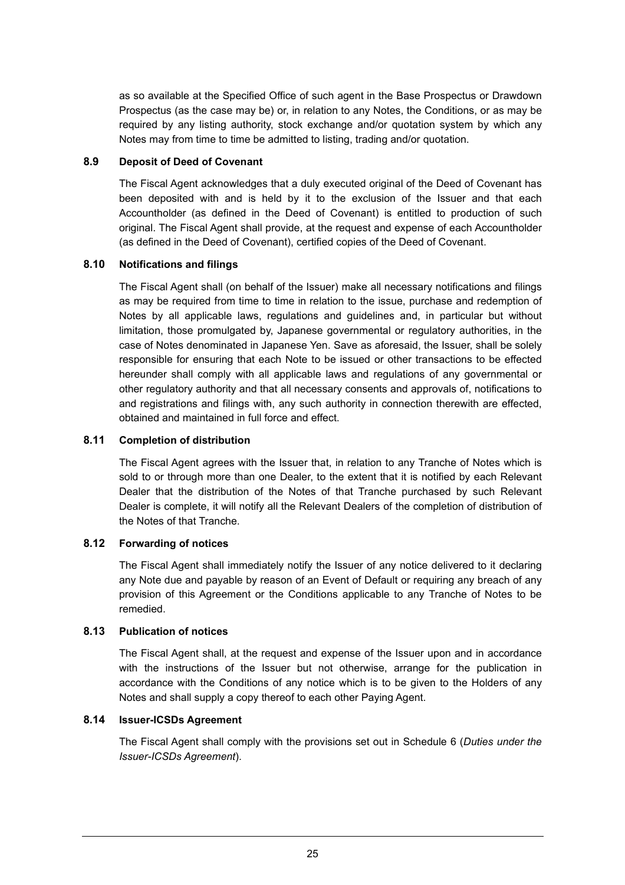as so available at the Specified Office of such agent in the Base Prospectus or Drawdown Prospectus (as the case may be) or, in relation to any Notes, the Conditions, or as may be required by any listing authority, stock exchange and/or quotation system by which any Notes may from time to time be admitted to listing, trading and/or quotation.

### 8.9 Deposit of Deed of Covenant

The Fiscal Agent acknowledges that a duly executed original of the Deed of Covenant has been deposited with and is held by it to the exclusion of the Issuer and that each Accountholder (as defined in the Deed of Covenant) is entitled to production of such original. The Fiscal Agent shall provide, at the request and expense of each Accountholder (as defined in the Deed of Covenant), certified copies of the Deed of Covenant.

### 8.10 Notifications and filings

The Fiscal Agent shall (on behalf of the Issuer) make all necessary notifications and filings as may be required from time to time in relation to the issue, purchase and redemption of Notes by all applicable laws, regulations and guidelines and, in particular but without limitation, those promulgated by, Japanese governmental or regulatory authorities, in the case of Notes denominated in Japanese Yen. Save as aforesaid, the Issuer, shall be solely responsible for ensuring that each Note to be issued or other transactions to be effected hereunder shall comply with all applicable laws and regulations of any governmental or other regulatory authority and that all necessary consents and approvals of, notifications to and registrations and filings with, any such authority in connection therewith are effected, obtained and maintained in full force and effect.

### 8.11 Completion of distribution

The Fiscal Agent agrees with the Issuer that, in relation to any Tranche of Notes which is sold to or through more than one Dealer, to the extent that it is notified by each Relevant Dealer that the distribution of the Notes of that Tranche purchased by such Relevant Dealer is complete, it will notify all the Relevant Dealers of the completion of distribution of the Notes of that Tranche.

### 8.12 Forwarding of notices

The Fiscal Agent shall immediately notify the Issuer of any notice delivered to it declaring any Note due and payable by reason of an Event of Default or requiring any breach of any provision of this Agreement or the Conditions applicable to any Tranche of Notes to be remedied.

### 8.13 Publication of notices

The Fiscal Agent shall, at the request and expense of the Issuer upon and in accordance with the instructions of the Issuer but not otherwise, arrange for the publication in accordance with the Conditions of any notice which is to be given to the Holders of any Notes and shall supply a copy thereof to each other Paying Agent.

### 8.14 Issuer-ICSDs Agreement

The Fiscal Agent shall comply with the provisions set out in Schedule 6 (*Duties under the Issuer-ICSDs Agreement*).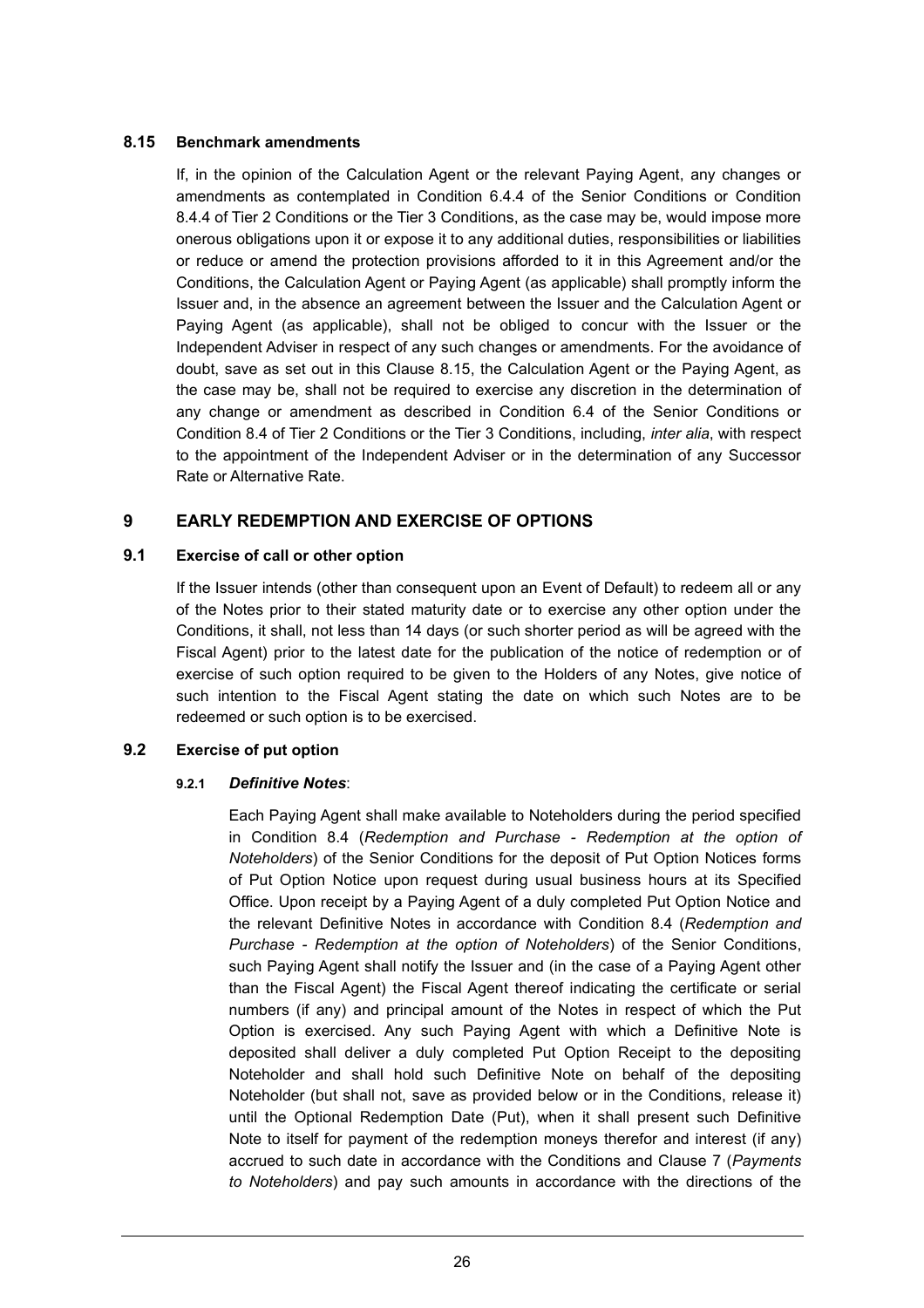### 8.15 Benchmark amendments

If, in the opinion of the Calculation Agent or the relevant Paying Agent, any changes or amendments as contemplated in Condition 6.4.4 of the Senior Conditions or Condition 8.4.4 of Tier 2 Conditions or the Tier 3 Conditions, as the case may be, would impose more onerous obligations upon it or expose it to any additional duties, responsibilities or liabilities or reduce or amend the protection provisions afforded to it in this Agreement and/or the Conditions, the Calculation Agent or Paying Agent (as applicable) shall promptly inform the Issuer and, in the absence an agreement between the Issuer and the Calculation Agent or Paying Agent (as applicable), shall not be obliged to concur with the Issuer or the Independent Adviser in respect of any such changes or amendments. For the avoidance of doubt, save as set out in this Clause 8.15, the Calculation Agent or the Paying Agent, as the case may be, shall not be required to exercise any discretion in the determination of any change or amendment as described in Condition 6.4 of the Senior Conditions or Condition 8.4 of Tier 2 Conditions or the Tier 3 Conditions, including, *inter alia*, with respect to the appointment of the Independent Adviser or in the determination of any Successor Rate or Alternative Rate.

## 9 EARLY REDEMPTION AND EXERCISE OF OPTIONS

### 9.1 Exercise of call or other option

If the Issuer intends (other than consequent upon an Event of Default) to redeem all or any of the Notes prior to their stated maturity date or to exercise any other option under the Conditions, it shall, not less than 14 days (or such shorter period as will be agreed with the Fiscal Agent) prior to the latest date for the publication of the notice of redemption or of exercise of such option required to be given to the Holders of any Notes, give notice of such intention to the Fiscal Agent stating the date on which such Notes are to be redeemed or such option is to be exercised.

### 9.2 Exercise of put option

#### 9.2.1 *Definitive Notes*:

Each Paying Agent shall make available to Noteholders during the period specified in Condition 8.4 (*Redemption and Purchase - Redemption at the option of Noteholders*) of the Senior Conditions for the deposit of Put Option Notices forms of Put Option Notice upon request during usual business hours at its Specified Office. Upon receipt by a Paying Agent of a duly completed Put Option Notice and the relevant Definitive Notes in accordance with Condition 8.4 (*Redemption and Purchase - Redemption at the option of Noteholders*) of the Senior Conditions, such Paying Agent shall notify the Issuer and (in the case of a Paying Agent other than the Fiscal Agent) the Fiscal Agent thereof indicating the certificate or serial numbers (if any) and principal amount of the Notes in respect of which the Put Option is exercised. Any such Paying Agent with which a Definitive Note is deposited shall deliver a duly completed Put Option Receipt to the depositing Noteholder and shall hold such Definitive Note on behalf of the depositing Noteholder (but shall not, save as provided below or in the Conditions, release it) until the Optional Redemption Date (Put), when it shall present such Definitive Note to itself for payment of the redemption moneys therefor and interest (if any) accrued to such date in accordance with the Conditions and Clause 7 (*Payments to Noteholders*) and pay such amounts in accordance with the directions of the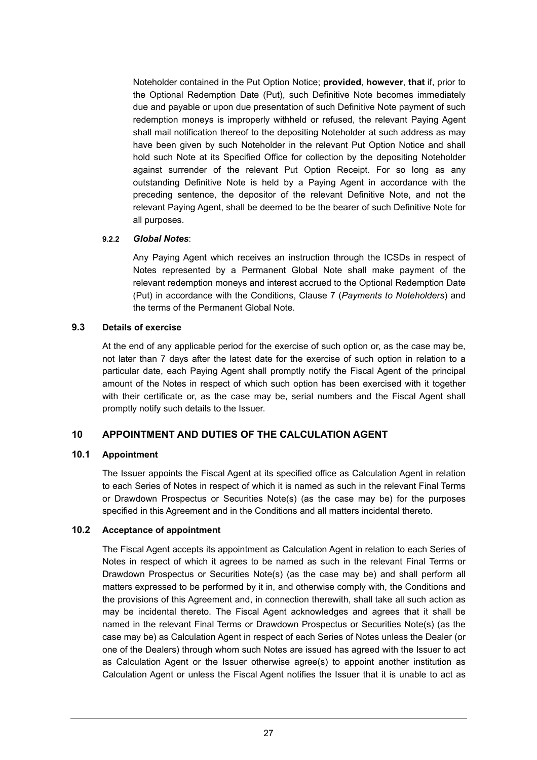Noteholder contained in the Put Option Notice; **provided**, **however**, **that** if, prior to the Optional Redemption Date (Put), such Definitive Note becomes immediately due and payable or upon due presentation of such Definitive Note payment of such redemption moneys is improperly withheld or refused, the relevant Paying Agent shall mail notification thereof to the depositing Noteholder at such address as may have been given by such Noteholder in the relevant Put Option Notice and shall hold such Note at its Specified Office for collection by the depositing Noteholder against surrender of the relevant Put Option Receipt. For so long as any outstanding Definitive Note is held by a Paying Agent in accordance with the preceding sentence, the depositor of the relevant Definitive Note, and not the relevant Paying Agent, shall be deemed to be the bearer of such Definitive Note for all purposes.

**9.2.2** ***Global Notes***:

Any Paying Agent which receives an instruction through the ICSDs in respect of Notes represented by a Permanent Global Note shall make payment of the relevant redemption moneys and interest accrued to the Optional Redemption Date (Put) in accordance with the Conditions, Clause 7 (*Payments to Noteholders*) and the terms of the Permanent Global Note.

### 9.3 Details of exercise

At the end of any applicable period for the exercise of such option or, as the case may be, not later than 7 days after the latest date for the exercise of such option in relation to a particular date, each Paying Agent shall promptly notify the Fiscal Agent of the principal amount of the Notes in respect of which such option has been exercised with it together with their certificate or, as the case may be, serial numbers and the Fiscal Agent shall promptly notify such details to the Issuer.

## 10 APPOINTMENT AND DUTIES OF THE CALCULATION AGENT

### 10.1 Appointment

The Issuer appoints the Fiscal Agent at its specified office as Calculation Agent in relation to each Series of Notes in respect of which it is named as such in the relevant Final Terms or Drawdown Prospectus or Securities Note(s) (as the case may be) for the purposes specified in this Agreement and in the Conditions and all matters incidental thereto.

### 10.2 Acceptance of appointment

The Fiscal Agent accepts its appointment as Calculation Agent in relation to each Series of Notes in respect of which it agrees to be named as such in the relevant Final Terms or Drawdown Prospectus or Securities Note(s) (as the case may be) and shall perform all matters expressed to be performed by it in, and otherwise comply with, the Conditions and the provisions of this Agreement and, in connection therewith, shall take all such action as may be incidental thereto. The Fiscal Agent acknowledges and agrees that it shall be named in the relevant Final Terms or Drawdown Prospectus or Securities Note(s) (as the case may be) as Calculation Agent in respect of each Series of Notes unless the Dealer (or one of the Dealers) through whom such Notes are issued has agreed with the Issuer to act as Calculation Agent or the Issuer otherwise agree(s) to appoint another institution as Calculation Agent or unless the Fiscal Agent notifies the Issuer that it is unable to act as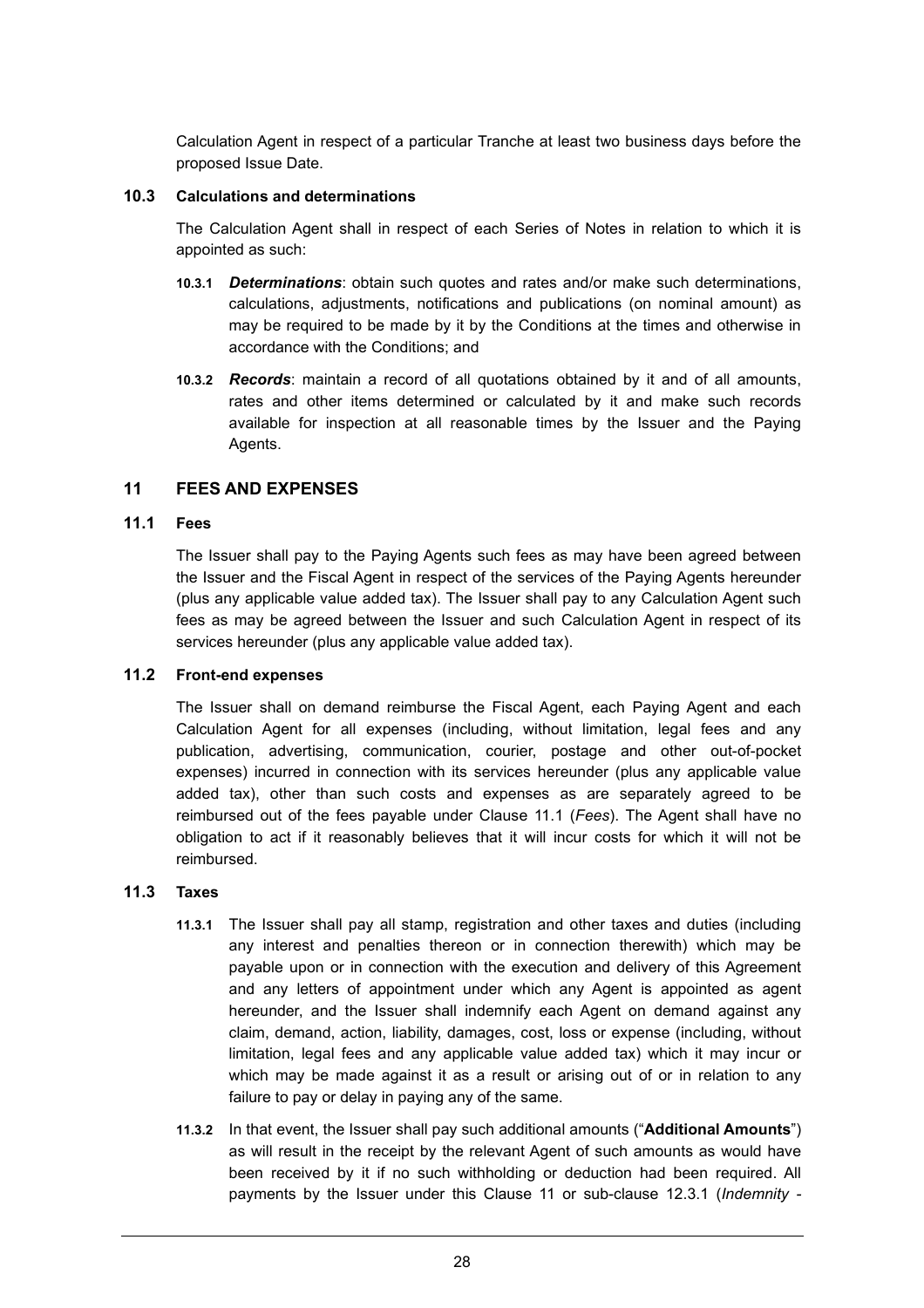Calculation Agent in respect of a particular Tranche at least two business days before the proposed Issue Date.

### 10.3 Calculations and determinations

The Calculation Agent shall in respect of each Series of Notes in relation to which it is appointed as such:

**10.3.1** ***Determinations***: obtain such quotes and rates and/or make such determinations, calculations, adjustments, notifications and publications (on nominal amount) as may be required to be made by it by the Conditions at the times and otherwise in accordance with the Conditions; and

**10.3.2** ***Records***: maintain a record of all quotations obtained by it and of all amounts, rates and other items determined or calculated by it and make such records available for inspection at all reasonable times by the Issuer and the Paying Agents.

## 11 FEES AND EXPENSES

### 11.1 Fees

The Issuer shall pay to the Paying Agents such fees as may have been agreed between the Issuer and the Fiscal Agent in respect of the services of the Paying Agents hereunder (plus any applicable value added tax). The Issuer shall pay to any Calculation Agent such fees as may be agreed between the Issuer and such Calculation Agent in respect of its services hereunder (plus any applicable value added tax).

### 11.2 Front-end expenses

The Issuer shall on demand reimburse the Fiscal Agent, each Paying Agent and each Calculation Agent for all expenses (including, without limitation, legal fees and any publication, advertising, communication, courier, postage and other out-of-pocket expenses) incurred in connection with its services hereunder (plus any applicable value added tax), other than such costs and expenses as are separately agreed to be reimbursed out of the fees payable under Clause 11.1 (*Fees*). The Agent shall have no obligation to act if it reasonably believes that it will incur costs for which it will not be reimbursed.

### 11.3 Taxes

**11.3.1** The Issuer shall pay all stamp, registration and other taxes and duties (including any interest and penalties thereon or in connection therewith) which may be payable upon or in connection with the execution and delivery of this Agreement and any letters of appointment under which any Agent is appointed as agent hereunder, and the Issuer shall indemnify each Agent on demand against any claim, demand, action, liability, damages, cost, loss or expense (including, without limitation, legal fees and any applicable value added tax) which it may incur or which may be made against it as a result or arising out of or in relation to any failure to pay or delay in paying any of the same.

**11.3.2** In that event, the Issuer shall pay such additional amounts ("**Additional Amounts**") as will result in the receipt by the relevant Agent of such amounts as would have been received by it if no such withholding or deduction had been required. All payments by the Issuer under this Clause 11 or sub-clause 12.3.1 (*Indemnity -*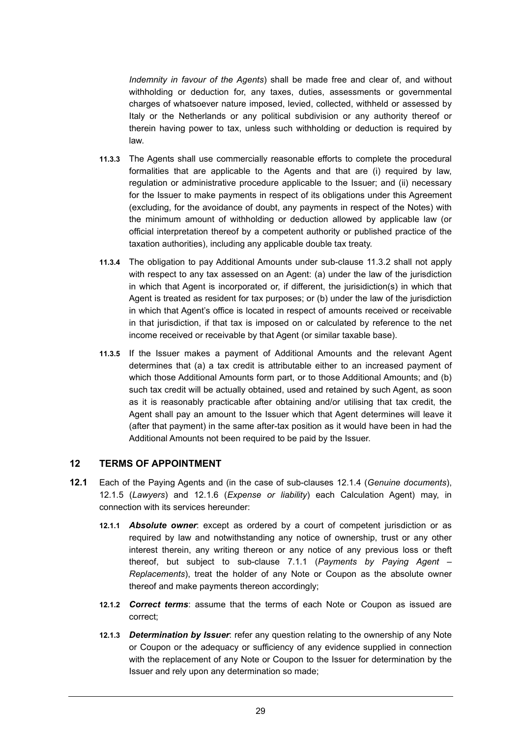*Indemnity in favour of the Agents*) shall be made free and clear of, and without withholding or deduction for, any taxes, duties, assessments or governmental charges of whatsoever nature imposed, levied, collected, withheld or assessed by Italy or the Netherlands or any political subdivision or any authority thereof or therein having power to tax, unless such withholding or deduction is required by law.

**11.3.3** The Agents shall use commercially reasonable efforts to complete the procedural formalities that are applicable to the Agents and that are (i) required by law, regulation or administrative procedure applicable to the Issuer; and (ii) necessary for the Issuer to make payments in respect of its obligations under this Agreement (excluding, for the avoidance of doubt, any payments in respect of the Notes) with the minimum amount of withholding or deduction allowed by applicable law (or official interpretation thereof by a competent authority or published practice of the taxation authorities), including any applicable double tax treaty.

**11.3.4** The obligation to pay Additional Amounts under sub-clause 11.3.2 shall not apply with respect to any tax assessed on an Agent: (a) under the law of the jurisdiction in which that Agent is incorporated or, if different, the jurisidiction(s) in which that Agent is treated as resident for tax purposes; or (b) under the law of the jurisdiction in which that Agent's office is located in respect of amounts received or receivable in that jurisdiction, if that tax is imposed on or calculated by reference to the net income received or receivable by that Agent (or similar taxable base).

**11.3.5** If the Issuer makes a payment of Additional Amounts and the relevant Agent determines that (a) a tax credit is attributable either to an increased payment of which those Additional Amounts form part, or to those Additional Amounts; and (b) such tax credit will be actually obtained, used and retained by such Agent, as soon as it is reasonably practicable after obtaining and/or utilising that tax credit, the Agent shall pay an amount to the Issuer which that Agent determines will leave it (after that payment) in the same after-tax position as it would have been in had the Additional Amounts not been required to be paid by the Issuer.

## 12 TERMS OF APPOINTMENT

**12.1** Each of the Paying Agents and (in the case of sub-clauses 12.1.4 (*Genuine documents*), 12.1.5 (*Lawyers*) and 12.1.6 (*Expense or liability*) each Calculation Agent) may, in connection with its services hereunder:

**12.1.1** ***Absolute owner***: except as ordered by a court of competent jurisdiction or as required by law and notwithstanding any notice of ownership, trust or any other interest therein, any writing thereon or any notice of any previous loss or theft thereof, but subject to sub-clause 7.1.1 (*Payments by Paying Agent – Replacements*), treat the holder of any Note or Coupon as the absolute owner thereof and make payments thereon accordingly;

**12.1.2** ***Correct terms***: assume that the terms of each Note or Coupon as issued are correct;

**12.1.3** ***Determination by Issuer***: refer any question relating to the ownership of any Note or Coupon or the adequacy or sufficiency of any evidence supplied in connection with the replacement of any Note or Coupon to the Issuer for determination by the Issuer and rely upon any determination so made;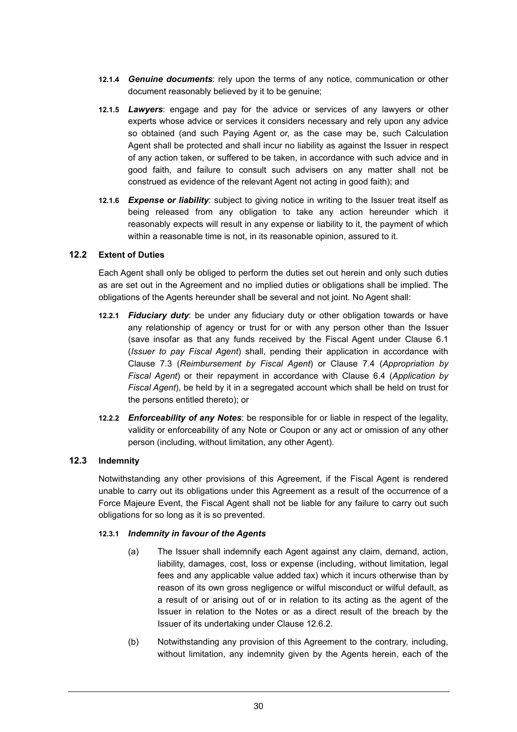**12.1.4** ***Genuine documents***: rely upon the terms of any notice, communication or other document reasonably believed by it to be genuine;

**12.1.5** ***Lawyers***: engage and pay for the advice or services of any lawyers or other experts whose advice or services it considers necessary and rely upon any advice so obtained (and such Paying Agent or, as the case may be, such Calculation Agent shall be protected and shall incur no liability as against the Issuer in respect of any action taken, or suffered to be taken, in accordance with such advice and in good faith, and failure to consult such advisers on any matter shall not be construed as evidence of the relevant Agent not acting in good faith); and

**12.1.6** ***Expense or liability***: subject to giving notice in writing to the Issuer treat itself as being released from any obligation to take any action hereunder which it reasonably expects will result in any expense or liability to it, the payment of which within a reasonable time is not, in its reasonable opinion, assured to it.

### 12.2 Extent of Duties

Each Agent shall only be obliged to perform the duties set out herein and only such duties as are set out in the Agreement and no implied duties or obligations shall be implied. The obligations of the Agents hereunder shall be several and not joint. No Agent shall:

**12.2.1** ***Fiduciary duty***: be under any fiduciary duty or other obligation towards or have any relationship of agency or trust for or with any person other than the Issuer (save insofar as that any funds received by the Fiscal Agent under Clause 6.1 (*Issuer to pay Fiscal Agent*) shall, pending their application in accordance with Clause 7.3 (*Reimbursement by Fiscal Agent*) or Clause 7.4 (*Appropriation by Fiscal Agent*) or their repayment in accordance with Clause 6.4 (*Application by Fiscal Agent*), be held by it in a segregated account which shall be held on trust for the persons entitled thereto); or

**12.2.2** ***Enforceability of any Notes***: be responsible for or liable in respect of the legality, validity or enforceability of any Note or Coupon or any act or omission of any other person (including, without limitation, any other Agent).

### 12.3 Indemnity

Notwithstanding any other provisions of this Agreement, if the Fiscal Agent is rendered unable to carry out its obligations under this Agreement as a result of the occurrence of a Force Majeure Event, the Fiscal Agent shall not be liable for any failure to carry out such obligations for so long as it is so prevented.

**12.3.1** ***Indemnity in favour of the Agents***

(a) The Issuer shall indemnify each Agent against any claim, demand, action, liability, damages, cost, loss or expense (including, without limitation, legal fees and any applicable value added tax) which it incurs otherwise than by reason of its own gross negligence or wilful misconduct or wilful default, as a result of or arising out of or in relation to its acting as the agent of the Issuer in relation to the Notes or as a direct result of the breach by the Issuer of its undertaking under Clause 12.6.2.

(b) Notwithstanding any provision of this Agreement to the contrary, including, without limitation, any indemnity given by the Agents herein, each of the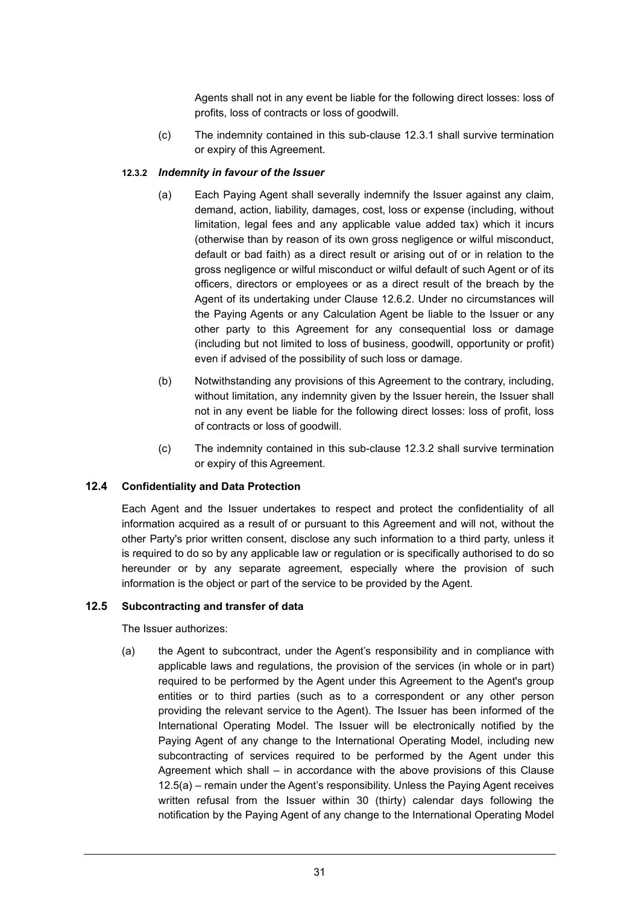Agents shall not in any event be liable for the following direct losses: loss of profits, loss of contracts or loss of goodwill.

(c) The indemnity contained in this sub-clause 12.3.1 shall survive termination or expiry of this Agreement.

#### 12.3.2 *Indemnity in favour of the Issuer*

(a) Each Paying Agent shall severally indemnify the Issuer against any claim, demand, action, liability, damages, cost, loss or expense (including, without limitation, legal fees and any applicable value added tax) which it incurs (otherwise than by reason of its own gross negligence or wilful misconduct, default or bad faith) as a direct result or arising out of or in relation to the gross negligence or wilful misconduct or wilful default of such Agent or of its officers, directors or employees or as a direct result of the breach by the Agent of its undertaking under Clause 12.6.2. Under no circumstances will the Paying Agents or any Calculation Agent be liable to the Issuer or any other party to this Agreement for any consequential loss or damage (including but not limited to loss of business, goodwill, opportunity or profit) even if advised of the possibility of such loss or damage.

(b) Notwithstanding any provisions of this Agreement to the contrary, including, without limitation, any indemnity given by the Issuer herein, the Issuer shall not in any event be liable for the following direct losses: loss of profit, loss of contracts or loss of goodwill.

(c) The indemnity contained in this sub-clause 12.3.2 shall survive termination or expiry of this Agreement.

### 12.4 Confidentiality and Data Protection

Each Agent and the Issuer undertakes to respect and protect the confidentiality of all information acquired as a result of or pursuant to this Agreement and will not, without the other Party's prior written consent, disclose any such information to a third party, unless it is required to do so by any applicable law or regulation or is specifically authorised to do so hereunder or by any separate agreement, especially where the provision of such information is the object or part of the service to be provided by the Agent.

### 12.5 Subcontracting and transfer of data

The Issuer authorizes:

(a) the Agent to subcontract, under the Agent's responsibility and in compliance with applicable laws and regulations, the provision of the services (in whole or in part) required to be performed by the Agent under this Agreement to the Agent's group entities or to third parties (such as to a correspondent or any other person providing the relevant service to the Agent). The Issuer has been informed of the International Operating Model. The Issuer will be electronically notified by the Paying Agent of any change to the International Operating Model, including new subcontracting of services required to be performed by the Agent under this Agreement which shall – in accordance with the above provisions of this Clause 12.5(a) – remain under the Agent's responsibility. Unless the Paying Agent receives written refusal from the Issuer within 30 (thirty) calendar days following the notification by the Paying Agent of any change to the International Operating Model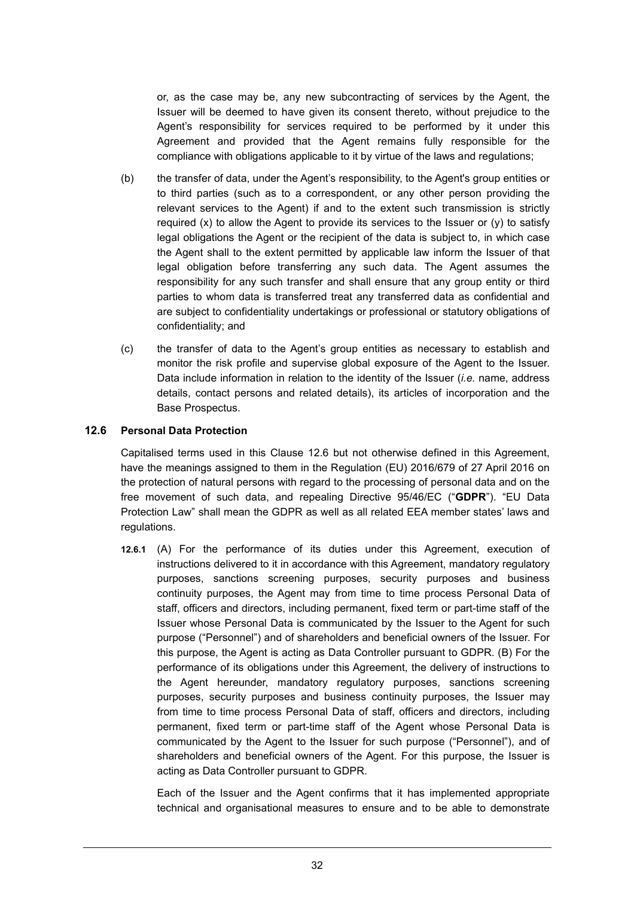or, as the case may be, any new subcontracting of services by the Agent, the Issuer will be deemed to have given its consent thereto, without prejudice to the Agent's responsibility for services required to be performed by it under this Agreement and provided that the Agent remains fully responsible for the compliance with obligations applicable to it by virtue of the laws and regulations;

(b) the transfer of data, under the Agent's responsibility, to the Agent's group entities or to third parties (such as to a correspondent, or any other person providing the relevant services to the Agent) if and to the extent such transmission is strictly required (x) to allow the Agent to provide its services to the Issuer or (y) to satisfy legal obligations the Agent or the recipient of the data is subject to, in which case the Agent shall to the extent permitted by applicable law inform the Issuer of that legal obligation before transferring any such data. The Agent assumes the responsibility for any such transfer and shall ensure that any group entity or third parties to whom data is transferred treat any transferred data as confidential and are subject to confidentiality undertakings or professional or statutory obligations of confidentiality; and

(c) the transfer of data to the Agent's group entities as necessary to establish and monitor the risk profile and supervise global exposure of the Agent to the Issuer. Data include information in relation to the identity of the Issuer (*i.e.* name, address details, contact persons and related details), its articles of incorporation and the Base Prospectus.

### 12.6 Personal Data Protection

Capitalised terms used in this Clause 12.6 but not otherwise defined in this Agreement, have the meanings assigned to them in the Regulation (EU) 2016/679 of 27 April 2016 on the protection of natural persons with regard to the processing of personal data and on the free movement of such data, and repealing Directive 95/46/EC ("**GDPR**"). "EU Data Protection Law" shall mean the GDPR as well as all related EEA member states' laws and regulations.

**12.6.1** (A) For the performance of its duties under this Agreement, execution of instructions delivered to it in accordance with this Agreement, mandatory regulatory purposes, sanctions screening purposes, security purposes and business continuity purposes, the Agent may from time to time process Personal Data of staff, officers and directors, including permanent, fixed term or part-time staff of the Issuer whose Personal Data is communicated by the Issuer to the Agent for such purpose ("Personnel") and of shareholders and beneficial owners of the Issuer. For this purpose, the Agent is acting as Data Controller pursuant to GDPR. (B) For the performance of its obligations under this Agreement, the delivery of instructions to the Agent hereunder, mandatory regulatory purposes, sanctions screening purposes, security purposes and business continuity purposes, the Issuer may from time to time process Personal Data of staff, officers and directors, including permanent, fixed term or part-time staff of the Agent whose Personal Data is communicated by the Agent to the Issuer for such purpose ("Personnel"), and of shareholders and beneficial owners of the Agent. For this purpose, the Issuer is acting as Data Controller pursuant to GDPR.

Each of the Issuer and the Agent confirms that it has implemented appropriate technical and organisational measures to ensure and to be able to demonstrate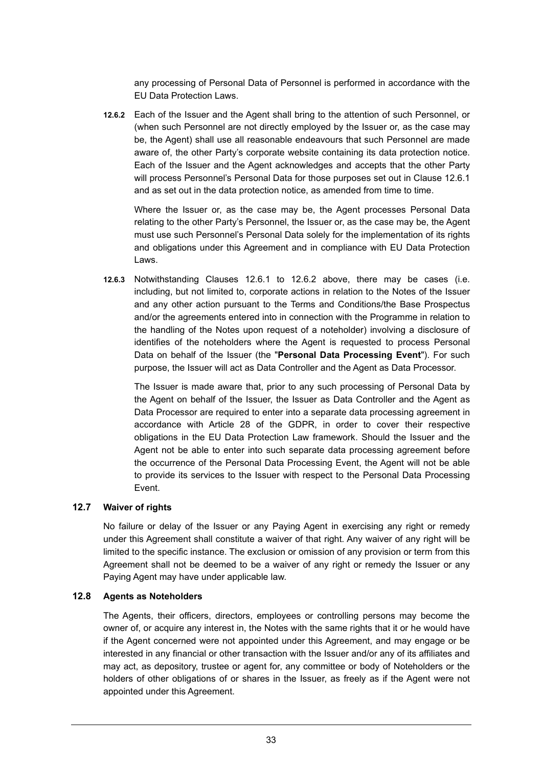any processing of Personal Data of Personnel is performed in accordance with the EU Data Protection Laws.

**12.6.2** Each of the Issuer and the Agent shall bring to the attention of such Personnel, or (when such Personnel are not directly employed by the Issuer or, as the case may be, the Agent) shall use all reasonable endeavours that such Personnel are made aware of, the other Party's corporate website containing its data protection notice. Each of the Issuer and the Agent acknowledges and accepts that the other Party will process Personnel's Personal Data for those purposes set out in Clause 12.6.1 and as set out in the data protection notice, as amended from time to time.

Where the Issuer or, as the case may be, the Agent processes Personal Data relating to the other Party's Personnel, the Issuer or, as the case may be, the Agent must use such Personnel's Personal Data solely for the implementation of its rights and obligations under this Agreement and in compliance with EU Data Protection Laws.

**12.6.3** Notwithstanding Clauses 12.6.1 to 12.6.2 above, there may be cases (i.e. including, but not limited to, corporate actions in relation to the Notes of the Issuer and any other action pursuant to the Terms and Conditions/the Base Prospectus and/or the agreements entered into in connection with the Programme in relation to the handling of the Notes upon request of a noteholder) involving a disclosure of identifies of the noteholders where the Agent is requested to process Personal Data on behalf of the Issuer (the "**Personal Data Processing Event**"). For such purpose, the Issuer will act as Data Controller and the Agent as Data Processor.

The Issuer is made aware that, prior to any such processing of Personal Data by the Agent on behalf of the Issuer, the Issuer as Data Controller and the Agent as Data Processor are required to enter into a separate data processing agreement in accordance with Article 28 of the GDPR, in order to cover their respective obligations in the EU Data Protection Law framework. Should the Issuer and the Agent not be able to enter into such separate data processing agreement before the occurrence of the Personal Data Processing Event, the Agent will not be able to provide its services to the Issuer with respect to the Personal Data Processing Event.

### 12.7 Waiver of rights

No failure or delay of the Issuer or any Paying Agent in exercising any right or remedy under this Agreement shall constitute a waiver of that right. Any waiver of any right will be limited to the specific instance. The exclusion or omission of any provision or term from this Agreement shall not be deemed to be a waiver of any right or remedy the Issuer or any Paying Agent may have under applicable law.

### 12.8 Agents as Noteholders

The Agents, their officers, directors, employees or controlling persons may become the owner of, or acquire any interest in, the Notes with the same rights that it or he would have if the Agent concerned were not appointed under this Agreement, and may engage or be interested in any financial or other transaction with the Issuer and/or any of its affiliates and may act, as depository, trustee or agent for, any committee or body of Noteholders or the holders of other obligations of or shares in the Issuer, as freely as if the Agent were not appointed under this Agreement.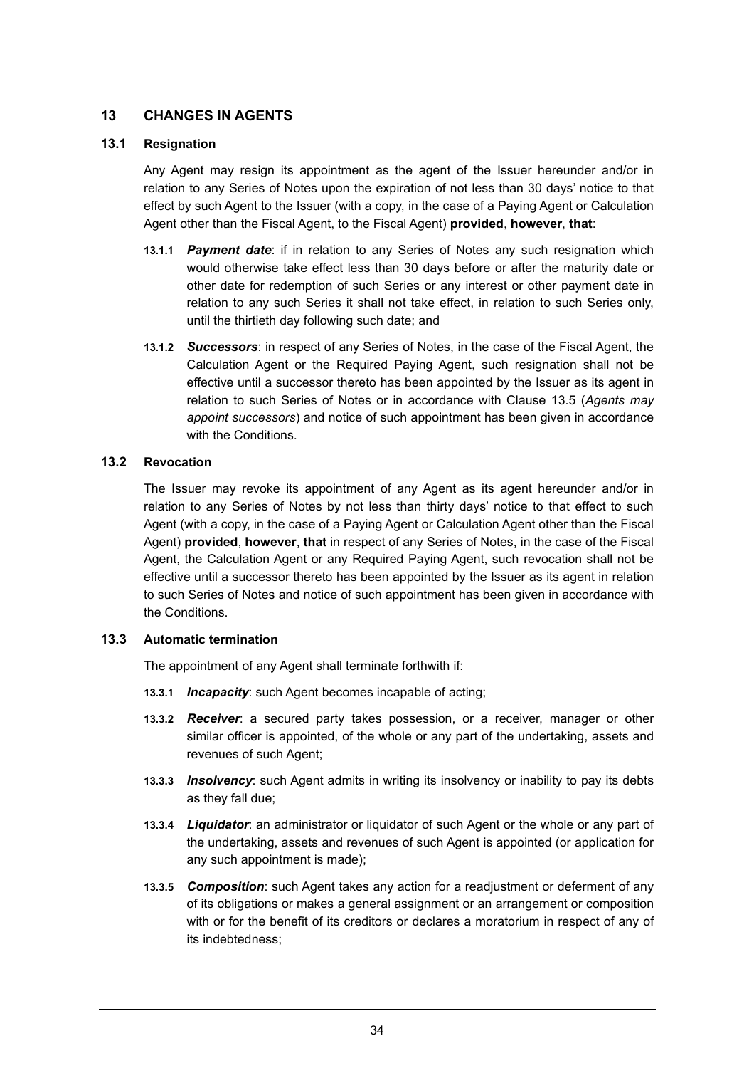## 13 CHANGES IN AGENTS

### 13.1 Resignation

Any Agent may resign its appointment as the agent of the Issuer hereunder and/or in relation to any Series of Notes upon the expiration of not less than 30 days' notice to that effect by such Agent to the Issuer (with a copy, in the case of a Paying Agent or Calculation Agent other than the Fiscal Agent, to the Fiscal Agent) **provided**, **however**, **that**:

**13.1.1** ***Payment date***: if in relation to any Series of Notes any such resignation which would otherwise take effect less than 30 days before or after the maturity date or other date for redemption of such Series or any interest or other payment date in relation to any such Series it shall not take effect, in relation to such Series only, until the thirtieth day following such date; and

**13.1.2** ***Successors***: in respect of any Series of Notes, in the case of the Fiscal Agent, the Calculation Agent or the Required Paying Agent, such resignation shall not be effective until a successor thereto has been appointed by the Issuer as its agent in relation to such Series of Notes or in accordance with Clause 13.5 (*Agents may appoint successors*) and notice of such appointment has been given in accordance with the Conditions.

### 13.2 Revocation

The Issuer may revoke its appointment of any Agent as its agent hereunder and/or in relation to any Series of Notes by not less than thirty days' notice to that effect to such Agent (with a copy, in the case of a Paying Agent or Calculation Agent other than the Fiscal Agent) **provided**, **however**, **that** in respect of any Series of Notes, in the case of the Fiscal Agent, the Calculation Agent or any Required Paying Agent, such revocation shall not be effective until a successor thereto has been appointed by the Issuer as its agent in relation to such Series of Notes and notice of such appointment has been given in accordance with the Conditions.

### 13.3 Automatic termination

The appointment of any Agent shall terminate forthwith if:

**13.3.1** ***Incapacity***: such Agent becomes incapable of acting;

**13.3.2** ***Receiver***: a secured party takes possession, or a receiver, manager or other similar officer is appointed, of the whole or any part of the undertaking, assets and revenues of such Agent;

**13.3.3** ***Insolvency***: such Agent admits in writing its insolvency or inability to pay its debts as they fall due;

**13.3.4** ***Liquidator***: an administrator or liquidator of such Agent or the whole or any part of the undertaking, assets and revenues of such Agent is appointed (or application for any such appointment is made);

**13.3.5** ***Composition***: such Agent takes any action for a readjustment or deferment of any of its obligations or makes a general assignment or an arrangement or composition with or for the benefit of its creditors or declares a moratorium in respect of any of its indebtedness;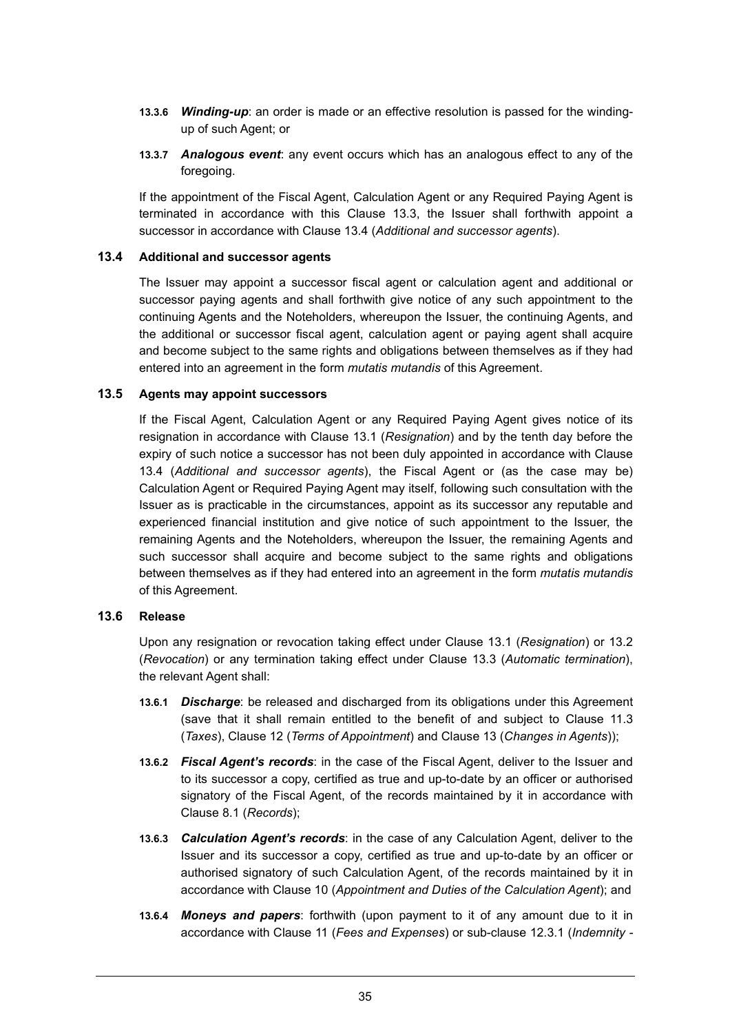**13.3.6** ***Winding-up***: an order is made or an effective resolution is passed for the winding-up of such Agent; or

**13.3.7** ***Analogous event***: any event occurs which has an analogous effect to any of the foregoing.

If the appointment of the Fiscal Agent, Calculation Agent or any Required Paying Agent is terminated in accordance with this Clause 13.3, the Issuer shall forthwith appoint a successor in accordance with Clause 13.4 (*Additional and successor agents*).

### 13.4 Additional and successor agents

The Issuer may appoint a successor fiscal agent or calculation agent and additional or successor paying agents and shall forthwith give notice of any such appointment to the continuing Agents and the Noteholders, whereupon the Issuer, the continuing Agents, and the additional or successor fiscal agent, calculation agent or paying agent shall acquire and become subject to the same rights and obligations between themselves as if they had entered into an agreement in the form *mutatis mutandis* of this Agreement.

### 13.5 Agents may appoint successors

If the Fiscal Agent, Calculation Agent or any Required Paying Agent gives notice of its resignation in accordance with Clause 13.1 (*Resignation*) and by the tenth day before the expiry of such notice a successor has not been duly appointed in accordance with Clause 13.4 (*Additional and successor agents*), the Fiscal Agent or (as the case may be) Calculation Agent or Required Paying Agent may itself, following such consultation with the Issuer as is practicable in the circumstances, appoint as its successor any reputable and experienced financial institution and give notice of such appointment to the Issuer, the remaining Agents and the Noteholders, whereupon the Issuer, the remaining Agents and such successor shall acquire and become subject to the same rights and obligations between themselves as if they had entered into an agreement in the form *mutatis mutandis* of this Agreement.

### 13.6 Release

Upon any resignation or revocation taking effect under Clause 13.1 (*Resignation*) or 13.2 (*Revocation*) or any termination taking effect under Clause 13.3 (*Automatic termination*), the relevant Agent shall:

**13.6.1** ***Discharge***: be released and discharged from its obligations under this Agreement (save that it shall remain entitled to the benefit of and subject to Clause 11.3 (*Taxes*), Clause 12 (*Terms of Appointment*) and Clause 13 (*Changes in Agents*));

**13.6.2** ***Fiscal Agent's records***: in the case of the Fiscal Agent, deliver to the Issuer and to its successor a copy, certified as true and up-to-date by an officer or authorised signatory of the Fiscal Agent, of the records maintained by it in accordance with Clause 8.1 (*Records*);

**13.6.3** ***Calculation Agent's records***: in the case of any Calculation Agent, deliver to the Issuer and its successor a copy, certified as true and up-to-date by an officer or authorised signatory of such Calculation Agent, of the records maintained by it in accordance with Clause 10 (*Appointment and Duties of the Calculation Agent*); and

**13.6.4** ***Moneys and papers***: forthwith (upon payment to it of any amount due to it in accordance with Clause 11 (*Fees and Expenses*) or sub-clause 12.3.1 (*Indemnity -*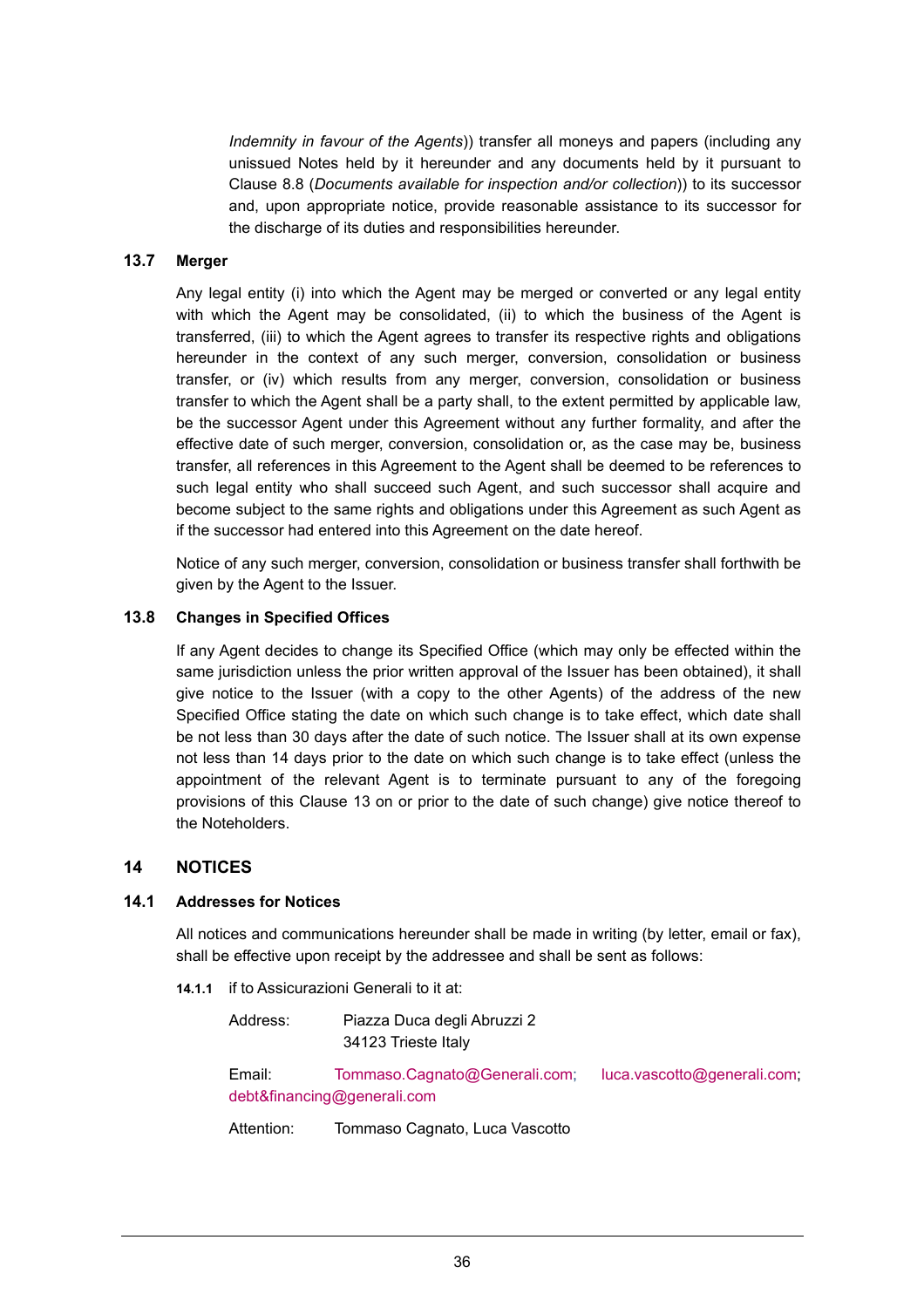*Indemnity in favour of the Agents*)) transfer all moneys and papers (including any unissued Notes held by it hereunder and any documents held by it pursuant to Clause 8.8 (*Documents available for inspection and/or collection*)) to its successor and, upon appropriate notice, provide reasonable assistance to its successor for the discharge of its duties and responsibilities hereunder.

### 13.7 Merger

Any legal entity (i) into which the Agent may be merged or converted or any legal entity with which the Agent may be consolidated, (ii) to which the business of the Agent is transferred, (iii) to which the Agent agrees to transfer its respective rights and obligations hereunder in the context of any such merger, conversion, consolidation or business transfer, or (iv) which results from any merger, conversion, consolidation or business transfer to which the Agent shall be a party shall, to the extent permitted by applicable law, be the successor Agent under this Agreement without any further formality, and after the effective date of such merger, conversion, consolidation or, as the case may be, business transfer, all references in this Agreement to the Agent shall be deemed to be references to such legal entity who shall succeed such Agent, and such successor shall acquire and become subject to the same rights and obligations under this Agreement as such Agent as if the successor had entered into this Agreement on the date hereof.

Notice of any such merger, conversion, consolidation or business transfer shall forthwith be given by the Agent to the Issuer.

### 13.8 Changes in Specified Offices

If any Agent decides to change its Specified Office (which may only be effected within the same jurisdiction unless the prior written approval of the Issuer has been obtained), it shall give notice to the Issuer (with a copy to the other Agents) of the address of the new Specified Office stating the date on which such change is to take effect, which date shall be not less than 30 days after the date of such notice. The Issuer shall at its own expense not less than 14 days prior to the date on which such change is to take effect (unless the appointment of the relevant Agent is to terminate pursuant to any of the foregoing provisions of this Clause 13 on or prior to the date of such change) give notice thereof to the Noteholders.

## 14 NOTICES

### 14.1 Addresses for Notices

All notices and communications hereunder shall be made in writing (by letter, email or fax), shall be effective upon receipt by the addressee and shall be sent as follows:

**14.1.1** if to Assicurazioni Generali to it at:

Address: Piazza Duca degli Abruzzi 2
34123 Trieste Italy

Email: Tommaso.Cagnato@Generali.com; luca.vascotto@generali.com; debt&financing@generali.com

Attention: Tommaso Cagnato, Luca Vascotto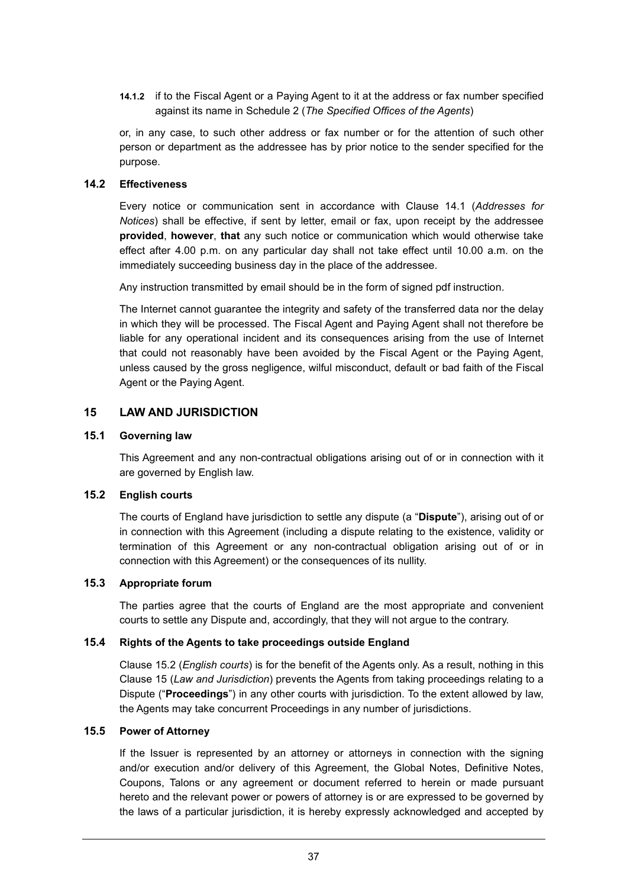**14.1.2** if to the Fiscal Agent or a Paying Agent to it at the address or fax number specified against its name in Schedule 2 (*The Specified Offices of the Agents*)

or, in any case, to such other address or fax number or for the attention of such other person or department as the addressee has by prior notice to the sender specified for the purpose.

### 14.2 Effectiveness

Every notice or communication sent in accordance with Clause 14.1 (*Addresses for Notices*) shall be effective, if sent by letter, email or fax, upon receipt by the addressee **provided**, **however**, **that** any such notice or communication which would otherwise take effect after 4.00 p.m. on any particular day shall not take effect until 10.00 a.m. on the immediately succeeding business day in the place of the addressee.

Any instruction transmitted by email should be in the form of signed pdf instruction.

The Internet cannot guarantee the integrity and safety of the transferred data nor the delay in which they will be processed. The Fiscal Agent and Paying Agent shall not therefore be liable for any operational incident and its consequences arising from the use of Internet that could not reasonably have been avoided by the Fiscal Agent or the Paying Agent, unless caused by the gross negligence, wilful misconduct, default or bad faith of the Fiscal Agent or the Paying Agent.

## 15 LAW AND JURISDICTION

### 15.1 Governing law

This Agreement and any non-contractual obligations arising out of or in connection with it are governed by English law.

### 15.2 English courts

The courts of England have jurisdiction to settle any dispute (a "**Dispute**"), arising out of or in connection with this Agreement (including a dispute relating to the existence, validity or termination of this Agreement or any non-contractual obligation arising out of or in connection with this Agreement) or the consequences of its nullity.

### 15.3 Appropriate forum

The parties agree that the courts of England are the most appropriate and convenient courts to settle any Dispute and, accordingly, that they will not argue to the contrary.

### 15.4 Rights of the Agents to take proceedings outside England

Clause 15.2 (*English courts*) is for the benefit of the Agents only. As a result, nothing in this Clause 15 (*Law and Jurisdiction*) prevents the Agents from taking proceedings relating to a Dispute ("**Proceedings**") in any other courts with jurisdiction. To the extent allowed by law, the Agents may take concurrent Proceedings in any number of jurisdictions.

### 15.5 Power of Attorney

If the Issuer is represented by an attorney or attorneys in connection with the signing and/or execution and/or delivery of this Agreement, the Global Notes, Definitive Notes, Coupons, Talons or any agreement or document referred to herein or made pursuant hereto and the relevant power or powers of attorney is or are expressed to be governed by the laws of a particular jurisdiction, it is hereby expressly acknowledged and accepted by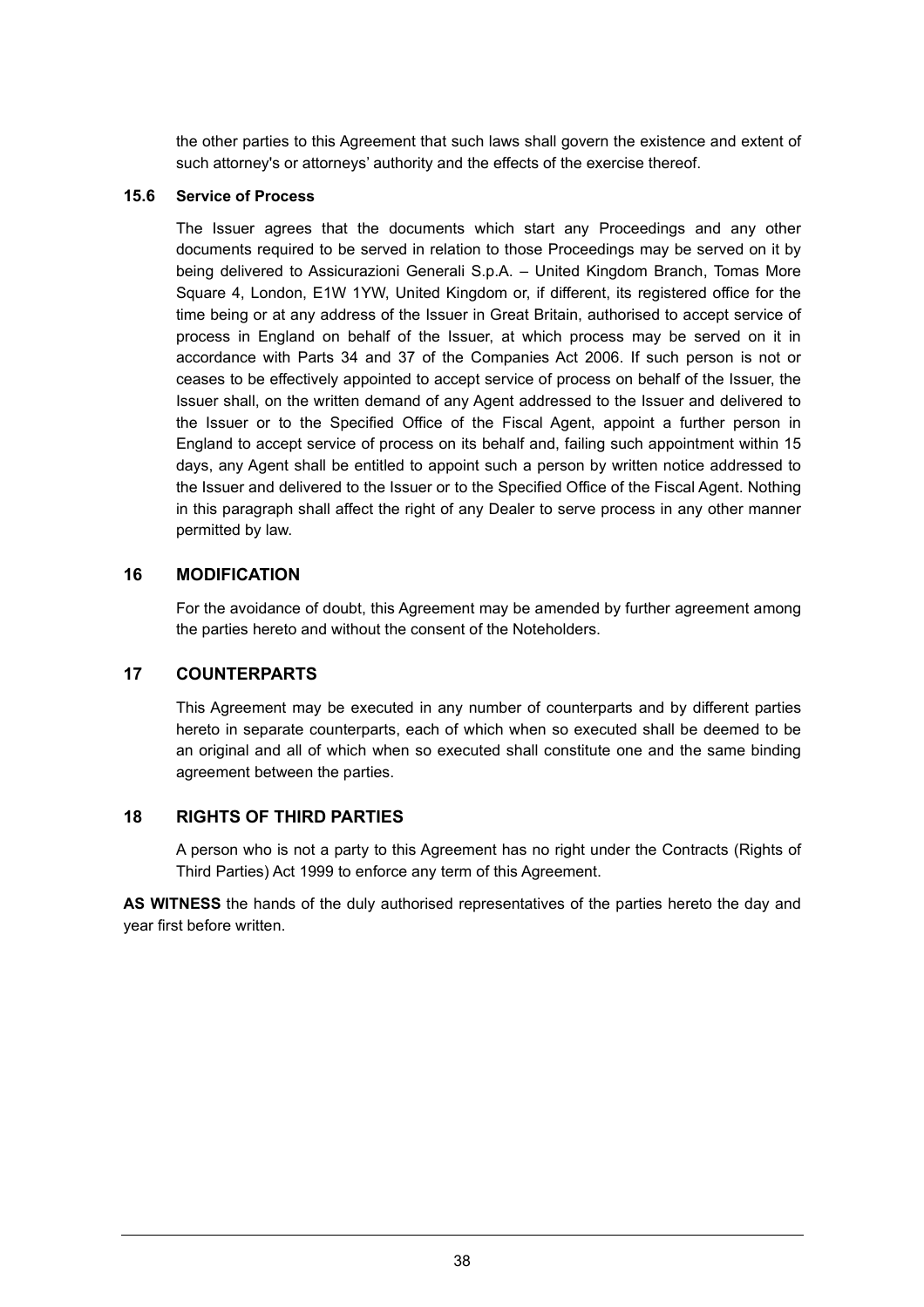the other parties to this Agreement that such laws shall govern the existence and extent of such attorney's or attorneys' authority and the effects of the exercise thereof.

### 15.6 Service of Process

The Issuer agrees that the documents which start any Proceedings and any other documents required to be served in relation to those Proceedings may be served on it by being delivered to Assicurazioni Generali S.p.A. – United Kingdom Branch, Tomas More Square 4, London, E1W 1YW, United Kingdom or, if different, its registered office for the time being or at any address of the Issuer in Great Britain, authorised to accept service of process in England on behalf of the Issuer, at which process may be served on it in accordance with Parts 34 and 37 of the Companies Act 2006. If such person is not or ceases to be effectively appointed to accept service of process on behalf of the Issuer, the Issuer shall, on the written demand of any Agent addressed to the Issuer and delivered to the Issuer or to the Specified Office of the Fiscal Agent, appoint a further person in England to accept service of process on its behalf and, failing such appointment within 15 days, any Agent shall be entitled to appoint such a person by written notice addressed to the Issuer and delivered to the Issuer or to the Specified Office of the Fiscal Agent. Nothing in this paragraph shall affect the right of any Dealer to serve process in any other manner permitted by law.

## 16 MODIFICATION

For the avoidance of doubt, this Agreement may be amended by further agreement among the parties hereto and without the consent of the Noteholders.

## 17 COUNTERPARTS

This Agreement may be executed in any number of counterparts and by different parties hereto in separate counterparts, each of which when so executed shall be deemed to be an original and all of which when so executed shall constitute one and the same binding agreement between the parties.

## 18 RIGHTS OF THIRD PARTIES

A person who is not a party to this Agreement has no right under the Contracts (Rights of Third Parties) Act 1999 to enforce any term of this Agreement.

**AS WITNESS** the hands of the duly authorised representatives of the parties hereto the day and year first before written.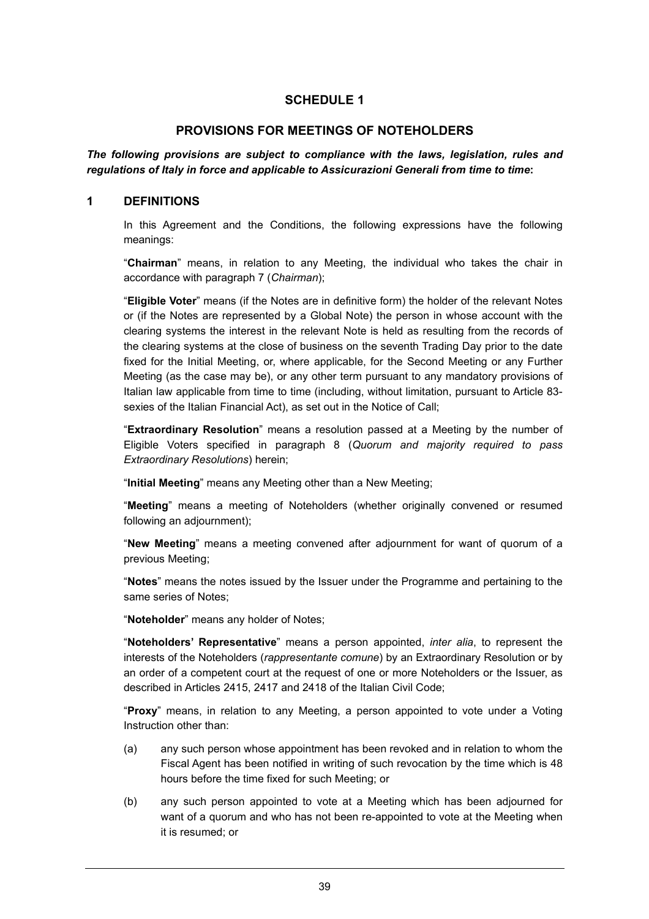# SCHEDULE 1

## PROVISIONS FOR MEETINGS OF NOTEHOLDERS

***The following provisions are subject to compliance with the laws, legislation, rules and regulations of Italy in force and applicable to Assicurazioni Generali from time to time*:**

## 1 DEFINITIONS

In this Agreement and the Conditions, the following expressions have the following meanings:

"**Chairman**" means, in relation to any Meeting, the individual who takes the chair in accordance with paragraph 7 (*Chairman*);

"**Eligible Voter**" means (if the Notes are in definitive form) the holder of the relevant Notes or (if the Notes are represented by a Global Note) the person in whose account with the clearing systems the interest in the relevant Note is held as resulting from the records of the clearing systems at the close of business on the seventh Trading Day prior to the date fixed for the Initial Meeting, or, where applicable, for the Second Meeting or any Further Meeting (as the case may be), or any other term pursuant to any mandatory provisions of Italian law applicable from time to time (including, without limitation, pursuant to Article 83-sexies of the Italian Financial Act), as set out in the Notice of Call;

"**Extraordinary Resolution**" means a resolution passed at a Meeting by the number of Eligible Voters specified in paragraph 8 (*Quorum and majority required to pass Extraordinary Resolutions*) herein;

"**Initial Meeting**" means any Meeting other than a New Meeting;

"**Meeting**" means a meeting of Noteholders (whether originally convened or resumed following an adjournment);

"**New Meeting**" means a meeting convened after adjournment for want of quorum of a previous Meeting;

"**Notes**" means the notes issued by the Issuer under the Programme and pertaining to the same series of Notes;

"**Noteholder**" means any holder of Notes;

"**Noteholders' Representative**" means a person appointed, *inter alia*, to represent the interests of the Noteholders (*rappresentante comune*) by an Extraordinary Resolution or by an order of a competent court at the request of one or more Noteholders or the Issuer, as described in Articles 2415, 2417 and 2418 of the Italian Civil Code;

"**Proxy**" means, in relation to any Meeting, a person appointed to vote under a Voting Instruction other than:

(a) any such person whose appointment has been revoked and in relation to whom the Fiscal Agent has been notified in writing of such revocation by the time which is 48 hours before the time fixed for such Meeting; or

(b) any such person appointed to vote at a Meeting which has been adjourned for want of a quorum and who has not been re-appointed to vote at the Meeting when it is resumed; or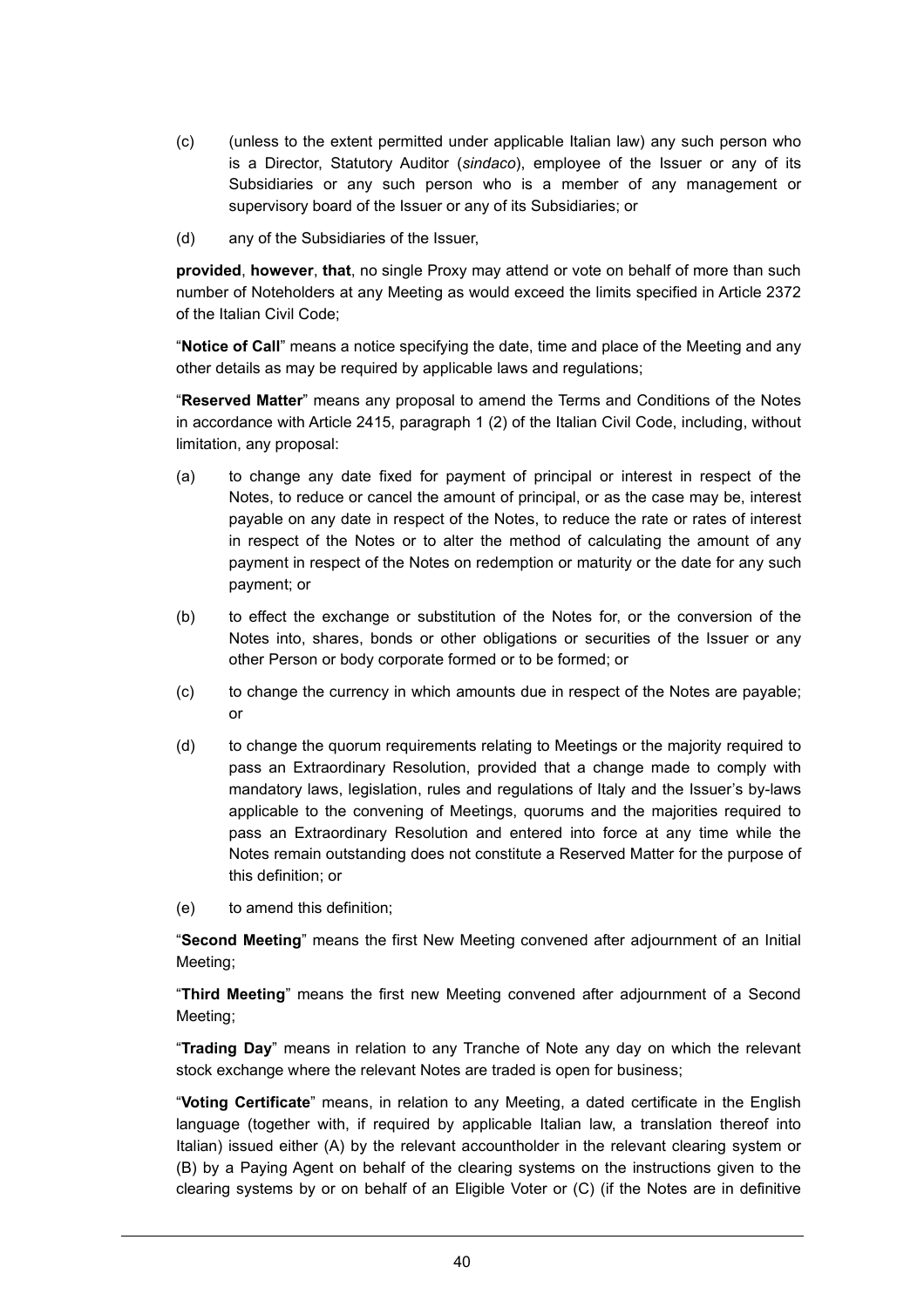(c) (unless to the extent permitted under applicable Italian law) any such person who is a Director, Statutory Auditor (*sindaco*), employee of the Issuer or any of its Subsidiaries or any such person who is a member of any management or supervisory board of the Issuer or any of its Subsidiaries; or

(d) any of the Subsidiaries of the Issuer,

**provided**, **however**, **that**, no single Proxy may attend or vote on behalf of more than such number of Noteholders at any Meeting as would exceed the limits specified in Article 2372 of the Italian Civil Code;

"**Notice of Call**" means a notice specifying the date, time and place of the Meeting and any other details as may be required by applicable laws and regulations;

"**Reserved Matter**" means any proposal to amend the Terms and Conditions of the Notes in accordance with Article 2415, paragraph 1 (2) of the Italian Civil Code, including, without limitation, any proposal:

(a) to change any date fixed for payment of principal or interest in respect of the Notes, to reduce or cancel the amount of principal, or as the case may be, interest payable on any date in respect of the Notes, to reduce the rate or rates of interest in respect of the Notes or to alter the method of calculating the amount of any payment in respect of the Notes on redemption or maturity or the date for any such payment; or

(b) to effect the exchange or substitution of the Notes for, or the conversion of the Notes into, shares, bonds or other obligations or securities of the Issuer or any other Person or body corporate formed or to be formed; or

(c) to change the currency in which amounts due in respect of the Notes are payable; or

(d) to change the quorum requirements relating to Meetings or the majority required to pass an Extraordinary Resolution, provided that a change made to comply with mandatory laws, legislation, rules and regulations of Italy and the Issuer's by-laws applicable to the convening of Meetings, quorums and the majorities required to pass an Extraordinary Resolution and entered into force at any time while the Notes remain outstanding does not constitute a Reserved Matter for the purpose of this definition; or

(e) to amend this definition;

"**Second Meeting**" means the first New Meeting convened after adjournment of an Initial Meeting;

"**Third Meeting**" means the first new Meeting convened after adjournment of a Second Meeting;

"**Trading Day**" means in relation to any Tranche of Note any day on which the relevant stock exchange where the relevant Notes are traded is open for business;

"**Voting Certificate**" means, in relation to any Meeting, a dated certificate in the English language (together with, if required by applicable Italian law, a translation thereof into Italian) issued either (A) by the relevant accountholder in the relevant clearing system or (B) by a Paying Agent on behalf of the clearing systems on the instructions given to the clearing systems by or on behalf of an Eligible Voter or (C) (if the Notes are in definitive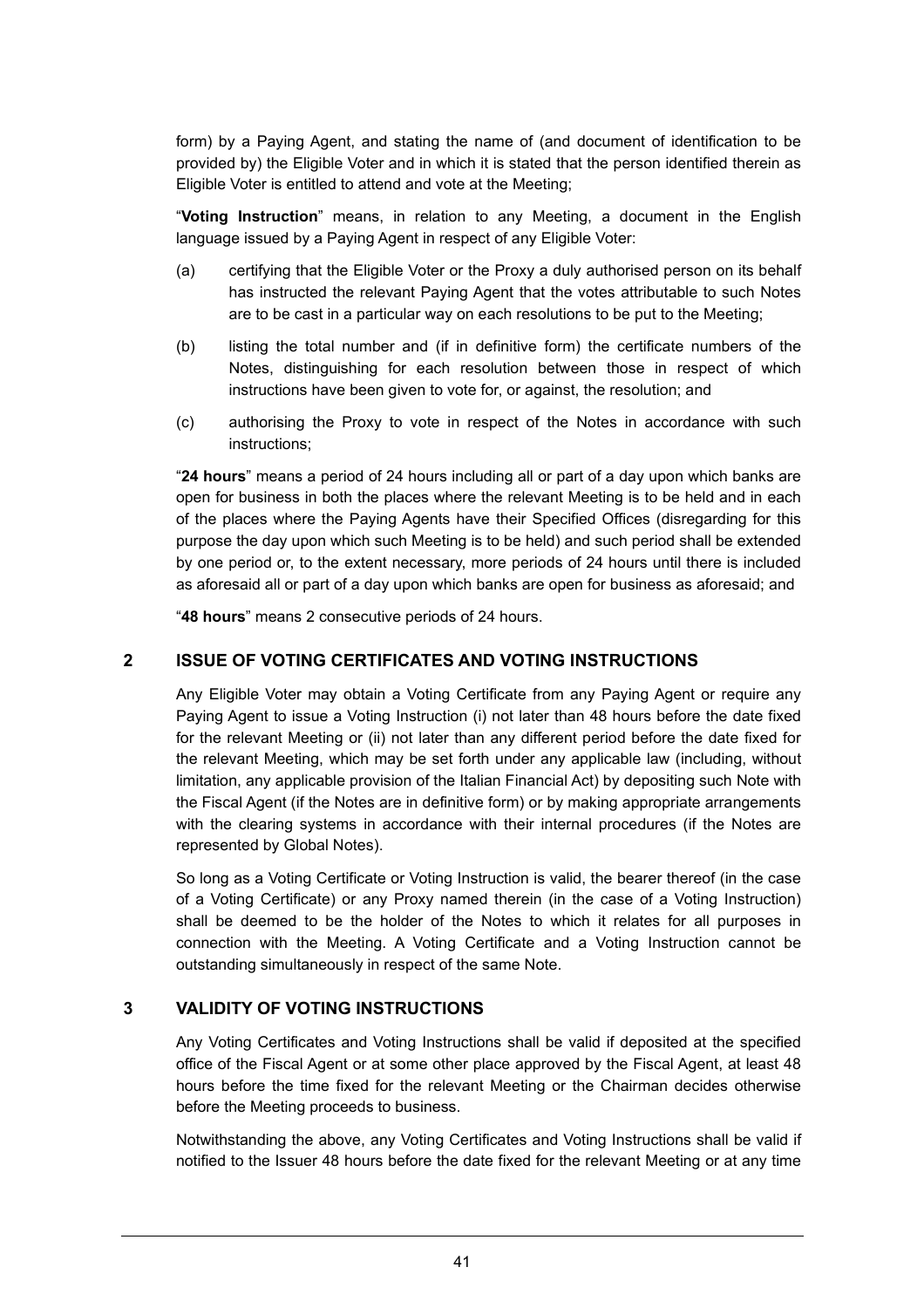form) by a Paying Agent, and stating the name of (and document of identification to be provided by) the Eligible Voter and in which it is stated that the person identified therein as Eligible Voter is entitled to attend and vote at the Meeting;

"**Voting Instruction**" means, in relation to any Meeting, a document in the English language issued by a Paying Agent in respect of any Eligible Voter:

(a) certifying that the Eligible Voter or the Proxy a duly authorised person on its behalf has instructed the relevant Paying Agent that the votes attributable to such Notes are to be cast in a particular way on each resolutions to be put to the Meeting;

(b) listing the total number and (if in definitive form) the certificate numbers of the Notes, distinguishing for each resolution between those in respect of which instructions have been given to vote for, or against, the resolution; and

(c) authorising the Proxy to vote in respect of the Notes in accordance with such instructions;

"**24 hours**" means a period of 24 hours including all or part of a day upon which banks are open for business in both the places where the relevant Meeting is to be held and in each of the places where the Paying Agents have their Specified Offices (disregarding for this purpose the day upon which such Meeting is to be held) and such period shall be extended by one period or, to the extent necessary, more periods of 24 hours until there is included as aforesaid all or part of a day upon which banks are open for business as aforesaid; and

"**48 hours**" means 2 consecutive periods of 24 hours.

## 2 ISSUE OF VOTING CERTIFICATES AND VOTING INSTRUCTIONS

Any Eligible Voter may obtain a Voting Certificate from any Paying Agent or require any Paying Agent to issue a Voting Instruction (i) not later than 48 hours before the date fixed for the relevant Meeting or (ii) not later than any different period before the date fixed for the relevant Meeting, which may be set forth under any applicable law (including, without limitation, any applicable provision of the Italian Financial Act) by depositing such Note with the Fiscal Agent (if the Notes are in definitive form) or by making appropriate arrangements with the clearing systems in accordance with their internal procedures (if the Notes are represented by Global Notes).

So long as a Voting Certificate or Voting Instruction is valid, the bearer thereof (in the case of a Voting Certificate) or any Proxy named therein (in the case of a Voting Instruction) shall be deemed to be the holder of the Notes to which it relates for all purposes in connection with the Meeting. A Voting Certificate and a Voting Instruction cannot be outstanding simultaneously in respect of the same Note.

## 3 VALIDITY OF VOTING INSTRUCTIONS

Any Voting Certificates and Voting Instructions shall be valid if deposited at the specified office of the Fiscal Agent or at some other place approved by the Fiscal Agent, at least 48 hours before the time fixed for the relevant Meeting or the Chairman decides otherwise before the Meeting proceeds to business.

Notwithstanding the above, any Voting Certificates and Voting Instructions shall be valid if notified to the Issuer 48 hours before the date fixed for the relevant Meeting or at any time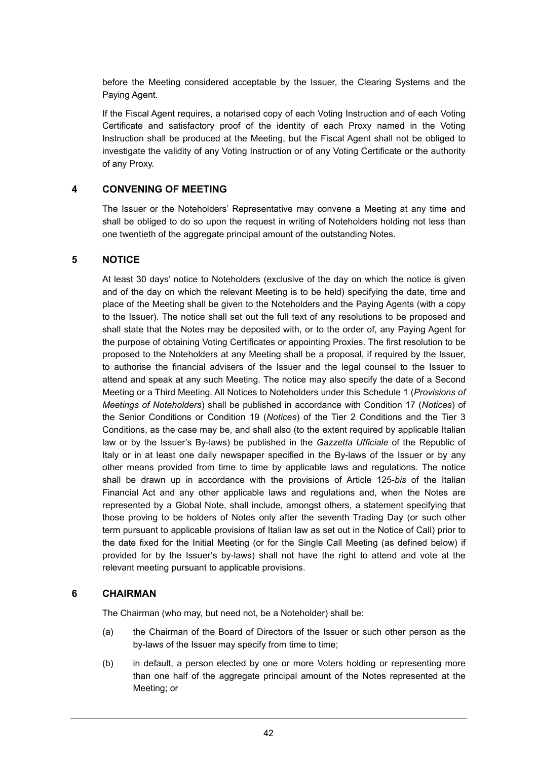before the Meeting considered acceptable by the Issuer, the Clearing Systems and the Paying Agent.

If the Fiscal Agent requires, a notarised copy of each Voting Instruction and of each Voting Certificate and satisfactory proof of the identity of each Proxy named in the Voting Instruction shall be produced at the Meeting, but the Fiscal Agent shall not be obliged to investigate the validity of any Voting Instruction or of any Voting Certificate or the authority of any Proxy.

## 4 CONVENING OF MEETING

The Issuer or the Noteholders' Representative may convene a Meeting at any time and shall be obliged to do so upon the request in writing of Noteholders holding not less than one twentieth of the aggregate principal amount of the outstanding Notes.

## 5 NOTICE

At least 30 days' notice to Noteholders (exclusive of the day on which the notice is given and of the day on which the relevant Meeting is to be held) specifying the date, time and place of the Meeting shall be given to the Noteholders and the Paying Agents (with a copy to the Issuer). The notice shall set out the full text of any resolutions to be proposed and shall state that the Notes may be deposited with, or to the order of, any Paying Agent for the purpose of obtaining Voting Certificates or appointing Proxies. The first resolution to be proposed to the Noteholders at any Meeting shall be a proposal, if required by the Issuer, to authorise the financial advisers of the Issuer and the legal counsel to the Issuer to attend and speak at any such Meeting. The notice may also specify the date of a Second Meeting or a Third Meeting. All Notices to Noteholders under this Schedule 1 (*Provisions of Meetings of Noteholders*) shall be published in accordance with Condition 17 (*Notices*) of the Senior Conditions or Condition 19 (*Notices*) of the Tier 2 Conditions and the Tier 3 Conditions, as the case may be, and shall also (to the extent required by applicable Italian law or by the Issuer's By-laws) be published in the *Gazzetta Ufficiale* of the Republic of Italy or in at least one daily newspaper specified in the By-laws of the Issuer or by any other means provided from time to time by applicable laws and regulations. The notice shall be drawn up in accordance with the provisions of Article 125-*bis* of the Italian Financial Act and any other applicable laws and regulations and, when the Notes are represented by a Global Note, shall include, amongst others, a statement specifying that those proving to be holders of Notes only after the seventh Trading Day (or such other term pursuant to applicable provisions of Italian law as set out in the Notice of Call) prior to the date fixed for the Initial Meeting (or for the Single Call Meeting (as defined below) if provided for by the Issuer's by-laws) shall not have the right to attend and vote at the relevant meeting pursuant to applicable provisions.

## 6 CHAIRMAN

The Chairman (who may, but need not, be a Noteholder) shall be:

(a) the Chairman of the Board of Directors of the Issuer or such other person as the by-laws of the Issuer may specify from time to time;

(b) in default, a person elected by one or more Voters holding or representing more than one half of the aggregate principal amount of the Notes represented at the Meeting; or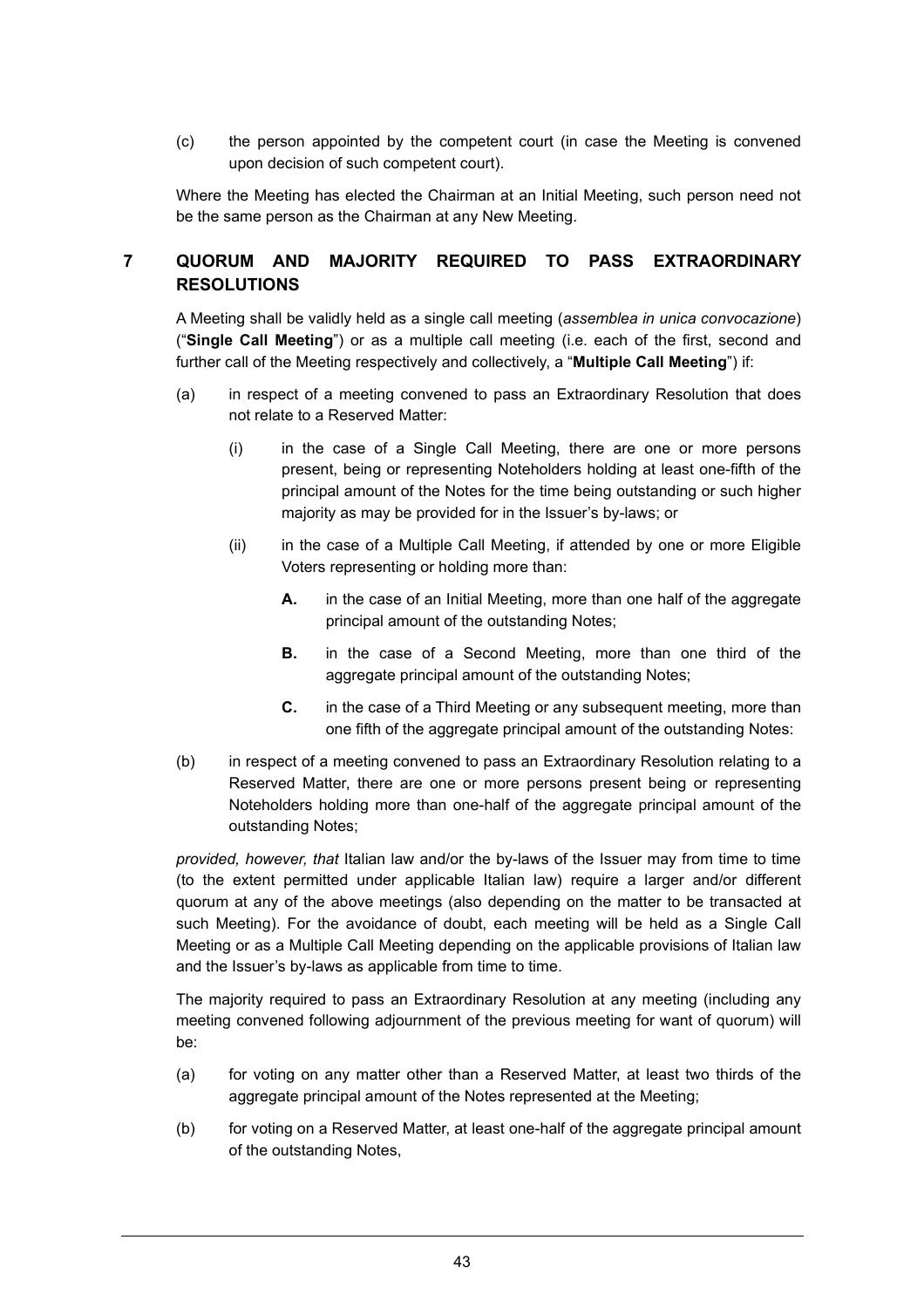(c) the person appointed by the competent court (in case the Meeting is convened upon decision of such competent court).

Where the Meeting has elected the Chairman at an Initial Meeting, such person need not be the same person as the Chairman at any New Meeting.

## 7 QUORUM AND MAJORITY REQUIRED TO PASS EXTRAORDINARY RESOLUTIONS

A Meeting shall be validly held as a single call meeting (*assemblea in unica convocazione*) ("**Single Call Meeting**") or as a multiple call meeting (i.e. each of the first, second and further call of the Meeting respectively and collectively, a "**Multiple Call Meeting**") if:

(a) in respect of a meeting convened to pass an Extraordinary Resolution that does not relate to a Reserved Matter:

(i) in the case of a Single Call Meeting, there are one or more persons present, being or representing Noteholders holding at least one-fifth of the principal amount of the Notes for the time being outstanding or such higher majority as may be provided for in the Issuer's by-laws; or

(ii) in the case of a Multiple Call Meeting, if attended by one or more Eligible Voters representing or holding more than:

**A.** in the case of an Initial Meeting, more than one half of the aggregate principal amount of the outstanding Notes;

**B.** in the case of a Second Meeting, more than one third of the aggregate principal amount of the outstanding Notes;

**C.** in the case of a Third Meeting or any subsequent meeting, more than one fifth of the aggregate principal amount of the outstanding Notes:

(b) in respect of a meeting convened to pass an Extraordinary Resolution relating to a Reserved Matter, there are one or more persons present being or representing Noteholders holding more than one-half of the aggregate principal amount of the outstanding Notes;

*provided, however, that* Italian law and/or the by-laws of the Issuer may from time to time (to the extent permitted under applicable Italian law) require a larger and/or different quorum at any of the above meetings (also depending on the matter to be transacted at such Meeting). For the avoidance of doubt, each meeting will be held as a Single Call Meeting or as a Multiple Call Meeting depending on the applicable provisions of Italian law and the Issuer's by-laws as applicable from time to time.

The majority required to pass an Extraordinary Resolution at any meeting (including any meeting convened following adjournment of the previous meeting for want of quorum) will be:

(a) for voting on any matter other than a Reserved Matter, at least two thirds of the aggregate principal amount of the Notes represented at the Meeting;

(b) for voting on a Reserved Matter, at least one-half of the aggregate principal amount of the outstanding Notes,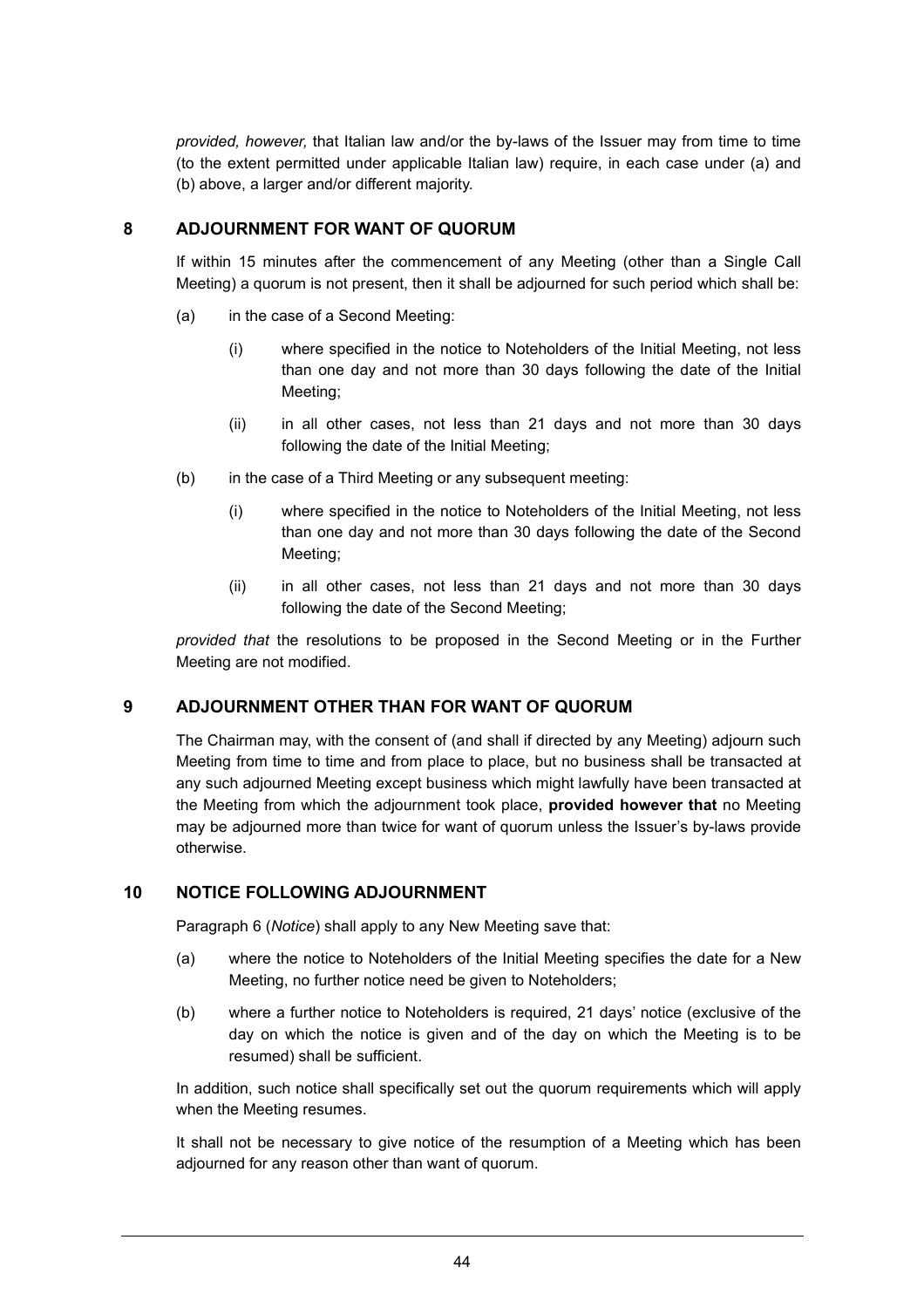*provided, however,* that Italian law and/or the by-laws of the Issuer may from time to time (to the extent permitted under applicable Italian law) require, in each case under (a) and (b) above, a larger and/or different majority.

## 8 ADJOURNMENT FOR WANT OF QUORUM

If within 15 minutes after the commencement of any Meeting (other than a Single Call Meeting) a quorum is not present, then it shall be adjourned for such period which shall be:

(a) in the case of a Second Meeting:

(i) where specified in the notice to Noteholders of the Initial Meeting, not less than one day and not more than 30 days following the date of the Initial Meeting;

(ii) in all other cases, not less than 21 days and not more than 30 days following the date of the Initial Meeting;

(b) in the case of a Third Meeting or any subsequent meeting:

(i) where specified in the notice to Noteholders of the Initial Meeting, not less than one day and not more than 30 days following the date of the Second Meeting;

(ii) in all other cases, not less than 21 days and not more than 30 days following the date of the Second Meeting;

*provided that* the resolutions to be proposed in the Second Meeting or in the Further Meeting are not modified.

## 9 ADJOURNMENT OTHER THAN FOR WANT OF QUORUM

The Chairman may, with the consent of (and shall if directed by any Meeting) adjourn such Meeting from time to time and from place to place, but no business shall be transacted at any such adjourned Meeting except business which might lawfully have been transacted at the Meeting from which the adjournment took place, **provided however that** no Meeting may be adjourned more than twice for want of quorum unless the Issuer's by-laws provide otherwise.

## 10 NOTICE FOLLOWING ADJOURNMENT

Paragraph 6 (*Notice*) shall apply to any New Meeting save that:

(a) where the notice to Noteholders of the Initial Meeting specifies the date for a New Meeting, no further notice need be given to Noteholders;

(b) where a further notice to Noteholders is required, 21 days' notice (exclusive of the day on which the notice is given and of the day on which the Meeting is to be resumed) shall be sufficient.

In addition, such notice shall specifically set out the quorum requirements which will apply when the Meeting resumes.

It shall not be necessary to give notice of the resumption of a Meeting which has been adjourned for any reason other than want of quorum.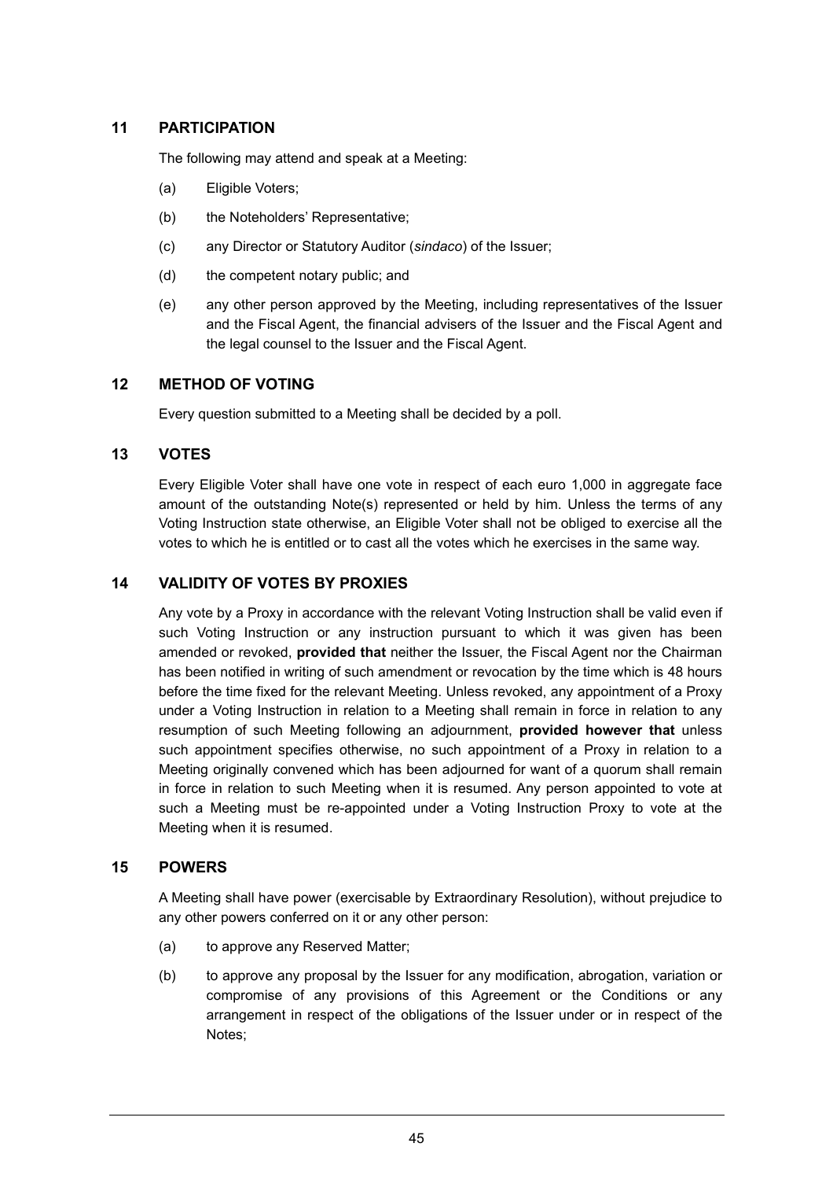## 11 PARTICIPATION

The following may attend and speak at a Meeting:

(a) Eligible Voters;

(b) the Noteholders' Representative;

(c) any Director or Statutory Auditor (*sindaco*) of the Issuer;

(d) the competent notary public; and

(e) any other person approved by the Meeting, including representatives of the Issuer and the Fiscal Agent, the financial advisers of the Issuer and the Fiscal Agent and the legal counsel to the Issuer and the Fiscal Agent.

## 12 METHOD OF VOTING

Every question submitted to a Meeting shall be decided by a poll.

## 13 VOTES

Every Eligible Voter shall have one vote in respect of each euro 1,000 in aggregate face amount of the outstanding Note(s) represented or held by him. Unless the terms of any Voting Instruction state otherwise, an Eligible Voter shall not be obliged to exercise all the votes to which he is entitled or to cast all the votes which he exercises in the same way.

## 14 VALIDITY OF VOTES BY PROXIES

Any vote by a Proxy in accordance with the relevant Voting Instruction shall be valid even if such Voting Instruction or any instruction pursuant to which it was given has been amended or revoked, **provided that** neither the Issuer, the Fiscal Agent nor the Chairman has been notified in writing of such amendment or revocation by the time which is 48 hours before the time fixed for the relevant Meeting. Unless revoked, any appointment of a Proxy under a Voting Instruction in relation to a Meeting shall remain in force in relation to any resumption of such Meeting following an adjournment, **provided however that** unless such appointment specifies otherwise, no such appointment of a Proxy in relation to a Meeting originally convened which has been adjourned for want of a quorum shall remain in force in relation to such Meeting when it is resumed. Any person appointed to vote at such a Meeting must be re-appointed under a Voting Instruction Proxy to vote at the Meeting when it is resumed.

## 15 POWERS

A Meeting shall have power (exercisable by Extraordinary Resolution), without prejudice to any other powers conferred on it or any other person:

(a) to approve any Reserved Matter;

(b) to approve any proposal by the Issuer for any modification, abrogation, variation or compromise of any provisions of this Agreement or the Conditions or any arrangement in respect of the obligations of the Issuer under or in respect of the Notes;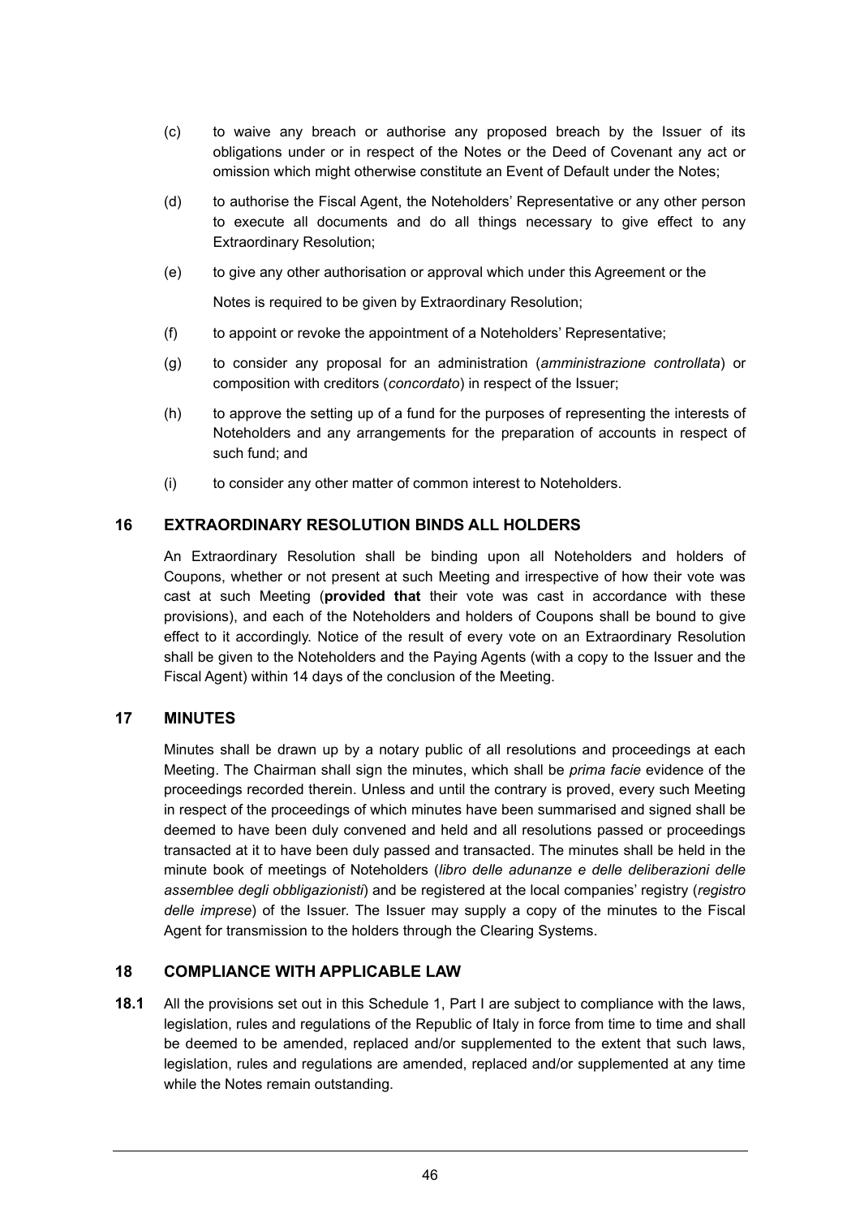(c) to waive any breach or authorise any proposed breach by the Issuer of its obligations under or in respect of the Notes or the Deed of Covenant any act or omission which might otherwise constitute an Event of Default under the Notes;

(d) to authorise the Fiscal Agent, the Noteholders' Representative or any other person to execute all documents and do all things necessary to give effect to any Extraordinary Resolution;

(e) to give any other authorisation or approval which under this Agreement or the

Notes is required to be given by Extraordinary Resolution;

(f) to appoint or revoke the appointment of a Noteholders' Representative;

(g) to consider any proposal for an administration (*amministrazione controllata*) or composition with creditors (*concordato*) in respect of the Issuer;

(h) to approve the setting up of a fund for the purposes of representing the interests of Noteholders and any arrangements for the preparation of accounts in respect of such fund; and

(i) to consider any other matter of common interest to Noteholders.

## 16 EXTRAORDINARY RESOLUTION BINDS ALL HOLDERS

An Extraordinary Resolution shall be binding upon all Noteholders and holders of Coupons, whether or not present at such Meeting and irrespective of how their vote was cast at such Meeting (**provided that** their vote was cast in accordance with these provisions), and each of the Noteholders and holders of Coupons shall be bound to give effect to it accordingly. Notice of the result of every vote on an Extraordinary Resolution shall be given to the Noteholders and the Paying Agents (with a copy to the Issuer and the Fiscal Agent) within 14 days of the conclusion of the Meeting.

## 17 MINUTES

Minutes shall be drawn up by a notary public of all resolutions and proceedings at each Meeting. The Chairman shall sign the minutes, which shall be *prima facie* evidence of the proceedings recorded therein. Unless and until the contrary is proved, every such Meeting in respect of the proceedings of which minutes have been summarised and signed shall be deemed to have been duly convened and held and all resolutions passed or proceedings transacted at it to have been duly passed and transacted. The minutes shall be held in the minute book of meetings of Noteholders (*libro delle adunanze e delle deliberazioni delle assemblee degli obbligazionisti*) and be registered at the local companies' registry (*registro delle imprese*) of the Issuer. The Issuer may supply a copy of the minutes to the Fiscal Agent for transmission to the holders through the Clearing Systems.

## 18 COMPLIANCE WITH APPLICABLE LAW

**18.1** All the provisions set out in this Schedule 1, Part I are subject to compliance with the laws, legislation, rules and regulations of the Republic of Italy in force from time to time and shall be deemed to be amended, replaced and/or supplemented to the extent that such laws, legislation, rules and regulations are amended, replaced and/or supplemented at any time while the Notes remain outstanding.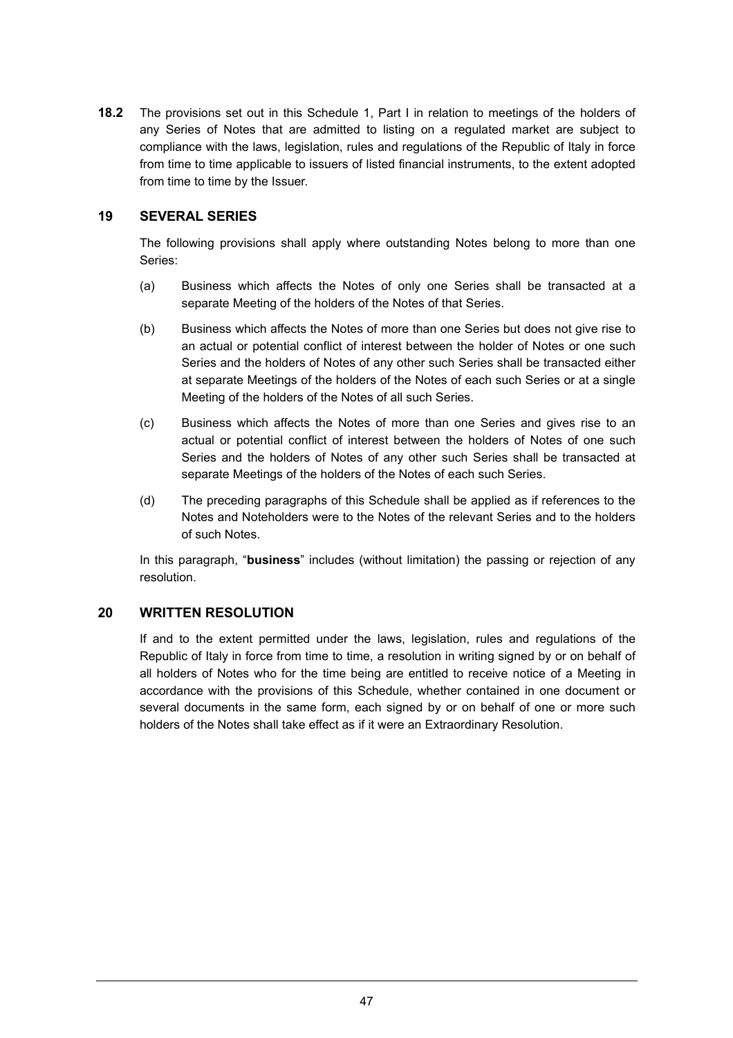**18.2** The provisions set out in this Schedule 1, Part I in relation to meetings of the holders of any Series of Notes that are admitted to listing on a regulated market are subject to compliance with the laws, legislation, rules and regulations of the Republic of Italy in force from time to time applicable to issuers of listed financial instruments, to the extent adopted from time to time by the Issuer.

## 19 SEVERAL SERIES

The following provisions shall apply where outstanding Notes belong to more than one Series:

(a) Business which affects the Notes of only one Series shall be transacted at a separate Meeting of the holders of the Notes of that Series.

(b) Business which affects the Notes of more than one Series but does not give rise to an actual or potential conflict of interest between the holder of Notes or one such Series and the holders of Notes of any other such Series shall be transacted either at separate Meetings of the holders of the Notes of each such Series or at a single Meeting of the holders of the Notes of all such Series.

(c) Business which affects the Notes of more than one Series and gives rise to an actual or potential conflict of interest between the holders of Notes of one such Series and the holders of Notes of any other such Series shall be transacted at separate Meetings of the holders of the Notes of each such Series.

(d) The preceding paragraphs of this Schedule shall be applied as if references to the Notes and Noteholders were to the Notes of the relevant Series and to the holders of such Notes.

In this paragraph, "**business**" includes (without limitation) the passing or rejection of any resolution.

## 20 WRITTEN RESOLUTION

If and to the extent permitted under the laws, legislation, rules and regulations of the Republic of Italy in force from time to time, a resolution in writing signed by or on behalf of all holders of Notes who for the time being are entitled to receive notice of a Meeting in accordance with the provisions of this Schedule, whether contained in one document or several documents in the same form, each signed by or on behalf of one or more such holders of the Notes shall take effect as if it were an Extraordinary Resolution.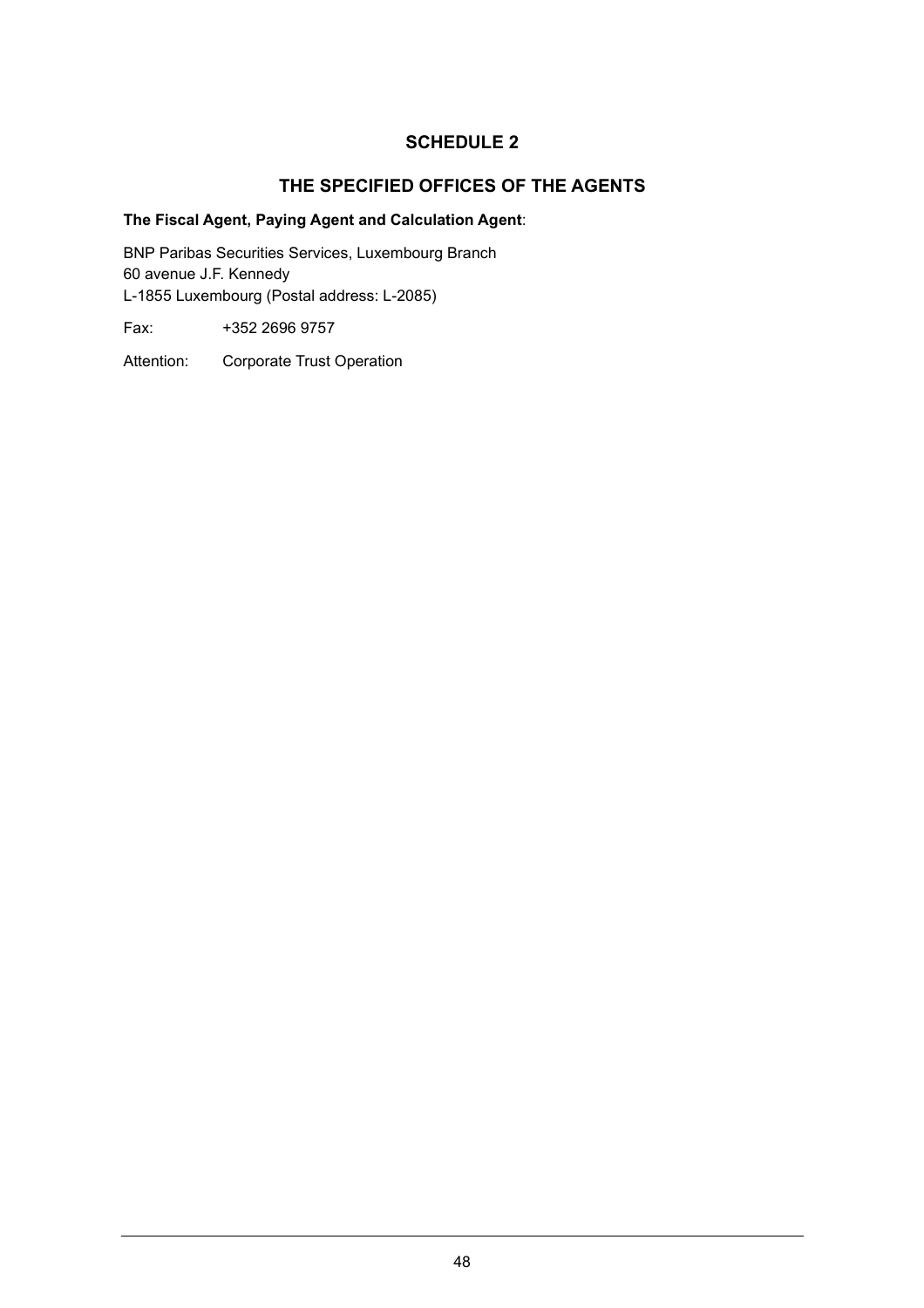# SCHEDULE 2

## THE SPECIFIED OFFICES OF THE AGENTS

**The Fiscal Agent, Paying Agent and Calculation Agent**:

BNP Paribas Securities Services, Luxembourg Branch
60 avenue J.F. Kennedy
L-1855 Luxembourg (Postal address: L-2085)

Fax: +352 2696 9757

Attention: Corporate Trust Operation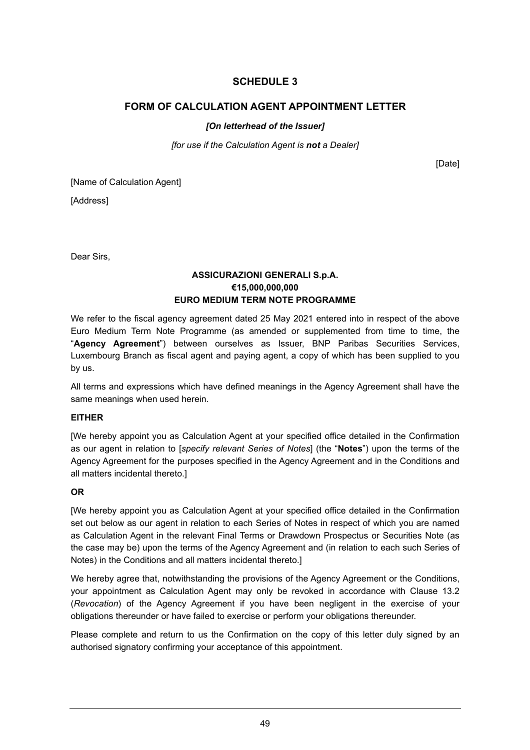# SCHEDULE 3

## FORM OF CALCULATION AGENT APPOINTMENT LETTER

***[On letterhead of the Issuer]***

*[for use if the Calculation Agent is **not** a Dealer]*

[Date]

[Name of Calculation Agent]

[Address]

Dear Sirs,

**ASSICURAZIONI GENERALI S.p.A.**
**€15,000,000,000**
**EURO MEDIUM TERM NOTE PROGRAMME**

We refer to the fiscal agency agreement dated 25 May 2021 entered into in respect of the above Euro Medium Term Note Programme (as amended or supplemented from time to time, the "**Agency Agreement**") between ourselves as Issuer, BNP Paribas Securities Services, Luxembourg Branch as fiscal agent and paying agent, a copy of which has been supplied to you by us.

All terms and expressions which have defined meanings in the Agency Agreement shall have the same meanings when used herein.

**EITHER**

[We hereby appoint you as Calculation Agent at your specified office detailed in the Confirmation as our agent in relation to [*specify relevant Series of Notes*] (the "**Notes**") upon the terms of the Agency Agreement for the purposes specified in the Agency Agreement and in the Conditions and all matters incidental thereto.]

**OR**

[We hereby appoint you as Calculation Agent at your specified office detailed in the Confirmation set out below as our agent in relation to each Series of Notes in respect of which you are named as Calculation Agent in the relevant Final Terms or Drawdown Prospectus or Securities Note (as the case may be) upon the terms of the Agency Agreement and (in relation to each such Series of Notes) in the Conditions and all matters incidental thereto.]

We hereby agree that, notwithstanding the provisions of the Agency Agreement or the Conditions, your appointment as Calculation Agent may only be revoked in accordance with Clause 13.2 (*Revocation*) of the Agency Agreement if you have been negligent in the exercise of your obligations thereunder or have failed to exercise or perform your obligations thereunder.

Please complete and return to us the Confirmation on the copy of this letter duly signed by an authorised signatory confirming your acceptance of this appointment.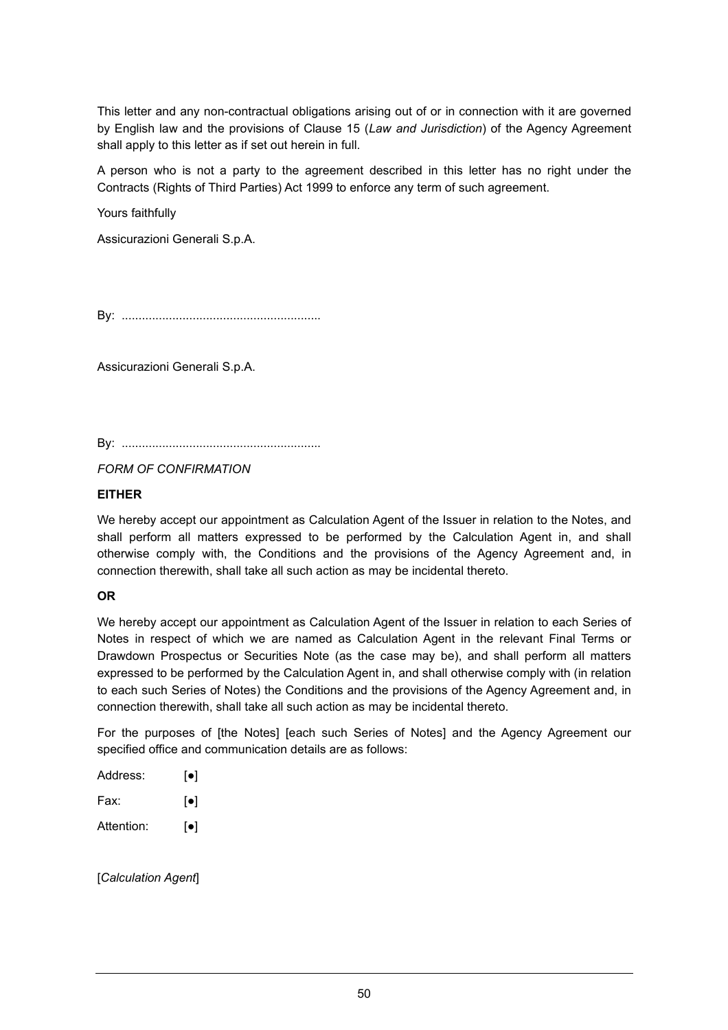This letter and any non-contractual obligations arising out of or in connection with it are governed by English law and the provisions of Clause 15 (*Law and Jurisdiction*) of the Agency Agreement shall apply to this letter as if set out herein in full.

A person who is not a party to the agreement described in this letter has no right under the Contracts (Rights of Third Parties) Act 1999 to enforce any term of such agreement.

Yours faithfully

Assicurazioni Generali S.p.A.

By: ..........................................................

Assicurazioni Generali S.p.A.

By: ..........................................................

*FORM OF CONFIRMATION*

**EITHER**

We hereby accept our appointment as Calculation Agent of the Issuer in relation to the Notes, and shall perform all matters expressed to be performed by the Calculation Agent in, and shall otherwise comply with, the Conditions and the provisions of the Agency Agreement and, in connection therewith, shall take all such action as may be incidental thereto.

**OR**

We hereby accept our appointment as Calculation Agent of the Issuer in relation to each Series of Notes in respect of which we are named as Calculation Agent in the relevant Final Terms or Drawdown Prospectus or Securities Note (as the case may be), and shall perform all matters expressed to be performed by the Calculation Agent in, and shall otherwise comply with (in relation to each such Series of Notes) the Conditions and the provisions of the Agency Agreement and, in connection therewith, shall take all such action as may be incidental thereto.

For the purposes of [the Notes] [each such Series of Notes] and the Agency Agreement our specified office and communication details are as follows:

Address: [●]

Fax: [●]

Attention: [●]

[*Calculation Agent*]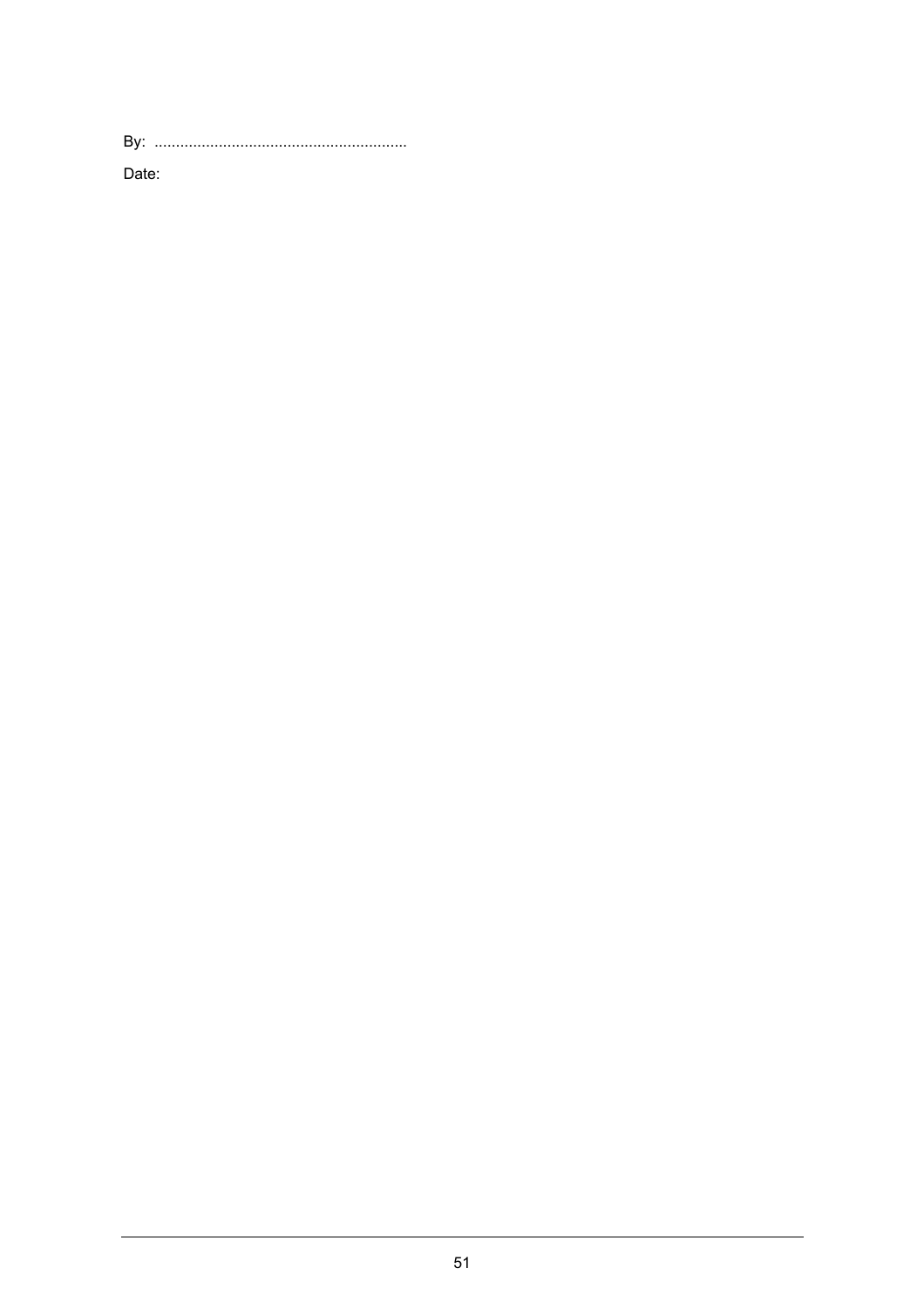By: ...........................................................

Date: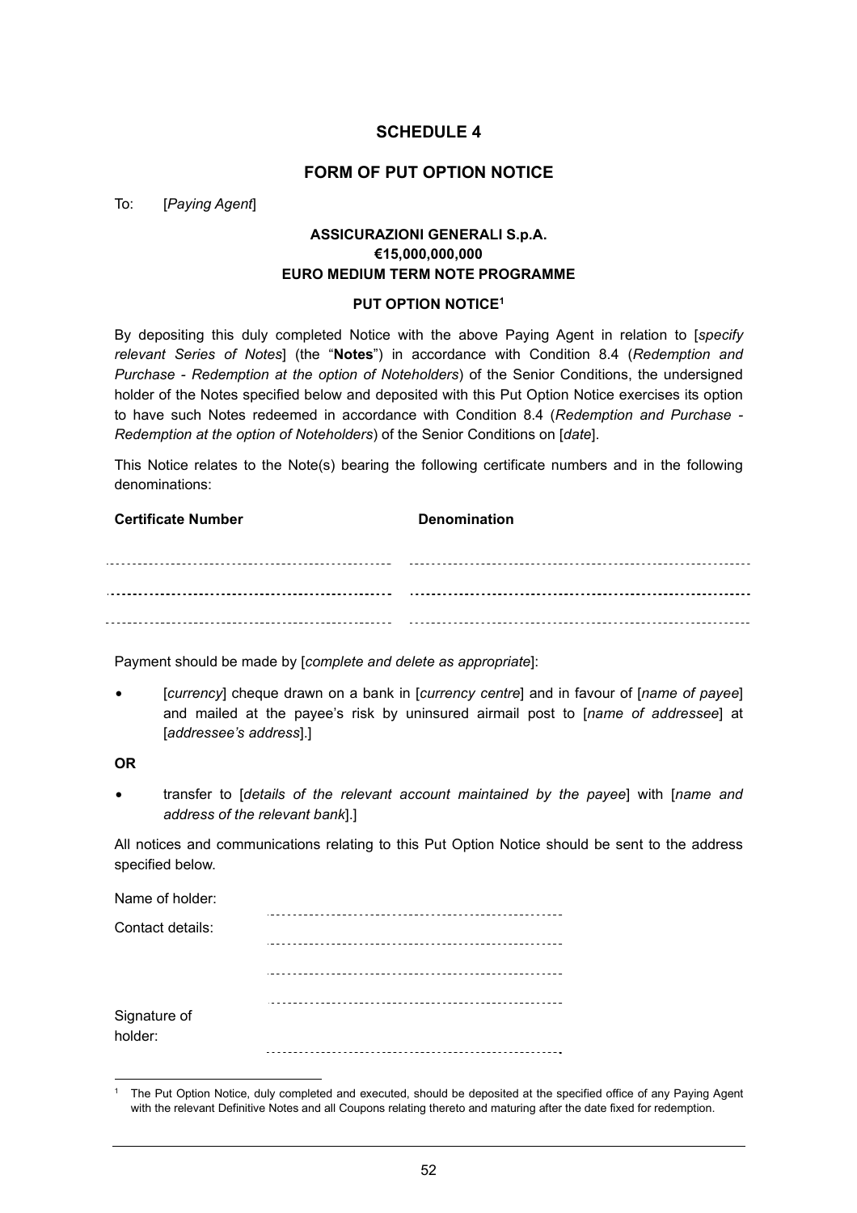# SCHEDULE 4

## FORM OF PUT OPTION NOTICE

To: [*Paying Agent*]

**ASSICURAZIONI GENERALI S.p.A.**
**€15,000,000,000**
**EURO MEDIUM TERM NOTE PROGRAMME**

**PUT OPTION NOTICE**[1]

By depositing this duly completed Notice with the above Paying Agent in relation to [*specify relevant Series of Notes*] (the "**Notes**") in accordance with Condition 8.4 (*Redemption and Purchase - Redemption at the option of Noteholders*) of the Senior Conditions, the undersigned holder of the Notes specified below and deposited with this Put Option Notice exercises its option to have such Notes redeemed in accordance with Condition 8.4 (*Redemption and Purchase - Redemption at the option of Noteholders*) of the Senior Conditions on [*date*].

This Notice relates to the Note(s) bearing the following certificate numbers and in the following denominations:

| Certificate Number | Denomination |
|---|---|
| ............................................ | ............................................ |
| ............................................ | ............................................ |
| ............................................ | ............................................ |

Payment should be made by [*complete and delete as appropriate*]:

- [*currency*] cheque drawn on a bank in [*currency centre*] and in favour of [*name of payee*] and mailed at the payee's risk by uninsured airmail post to [*name of addressee*] at [*addressee's address*].]

**OR**

- transfer to [*details of the relevant account maintained by the payee*] with [*name and address of the relevant bank*].]

All notices and communications relating to this Put Option Notice should be sent to the address specified below.

Name of holder: ............................................

Contact details: ............................................

............................................

............................................

Signature of holder: ............................................

---

[1] The Put Option Notice, duly completed and executed, should be deposited at the specified office of any Paying Agent with the relevant Definitive Notes and all Coupons relating thereto and maturing after the date fixed for redemption.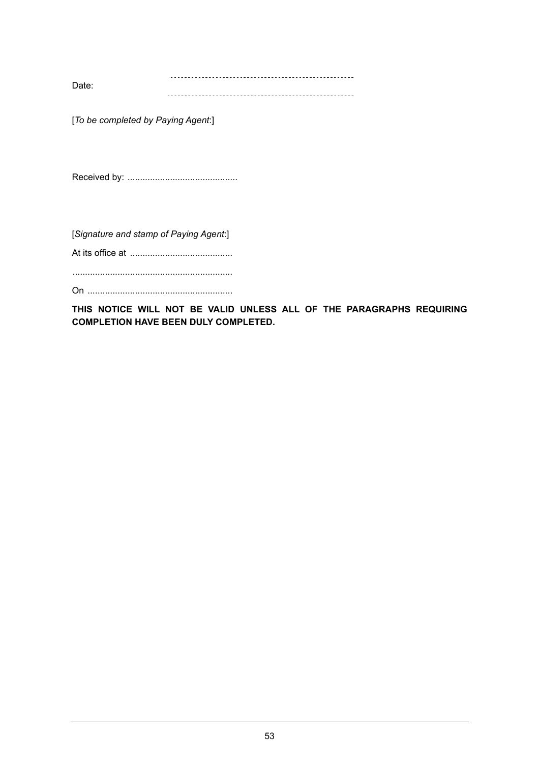Date: ............................................................

............................................................

[*To be completed by Paying Agent*:]

Received by: ............................................

[*Signature and stamp of Paying Agent*:]

At its office at .........................................

................................................................

On ...........................................................

**THIS NOTICE WILL NOT BE VALID UNLESS ALL OF THE PARAGRAPHS REQUIRING COMPLETION HAVE BEEN DULY COMPLETED.**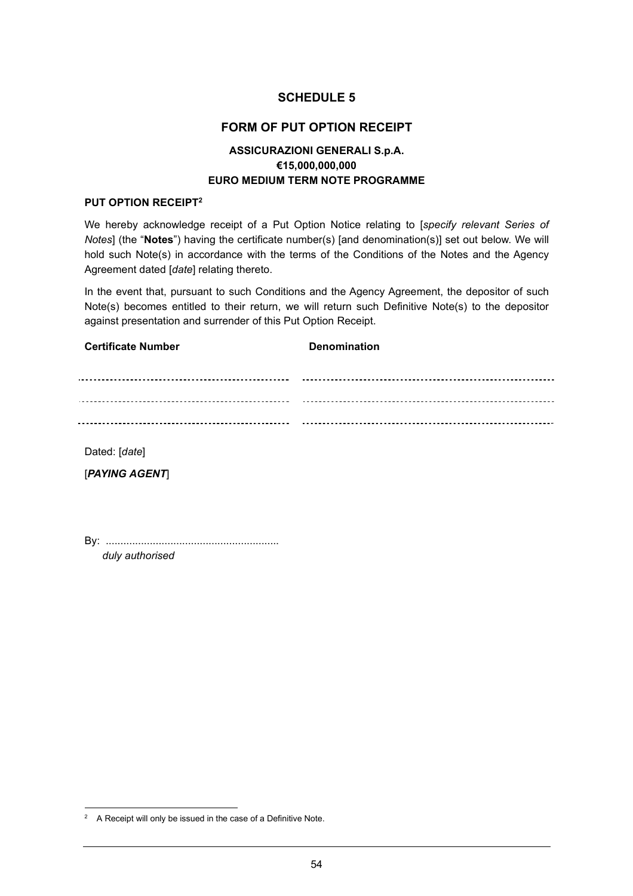# SCHEDULE 5

## FORM OF PUT OPTION RECEIPT

### ASSICURAZIONI GENERALI S.p.A.
### €15,000,000,000
### EURO MEDIUM TERM NOTE PROGRAMME

**PUT OPTION RECEIPT**[2]

We hereby acknowledge receipt of a Put Option Notice relating to [*specify relevant Series of Notes*] (the "**Notes**") having the certificate number(s) [and denomination(s)] set out below. We will hold such Note(s) in accordance with the terms of the Conditions of the Notes and the Agency Agreement dated [*date*] relating thereto.

In the event that, pursuant to such Conditions and the Agency Agreement, the depositor of such Note(s) becomes entitled to their return, we will return such Definitive Note(s) to the depositor against presentation and surrender of this Put Option Receipt.

| Certificate Number | Denomination |
|---|---|
| ............................................ | ............................................ |
| ............................................ | ............................................ |
| ............................................ | ............................................ |

Dated: [*date*]

[***PAYING AGENT***]

By: ..........................................................
*duly authorised*

---

[2] A Receipt will only be issued in the case of a Definitive Note.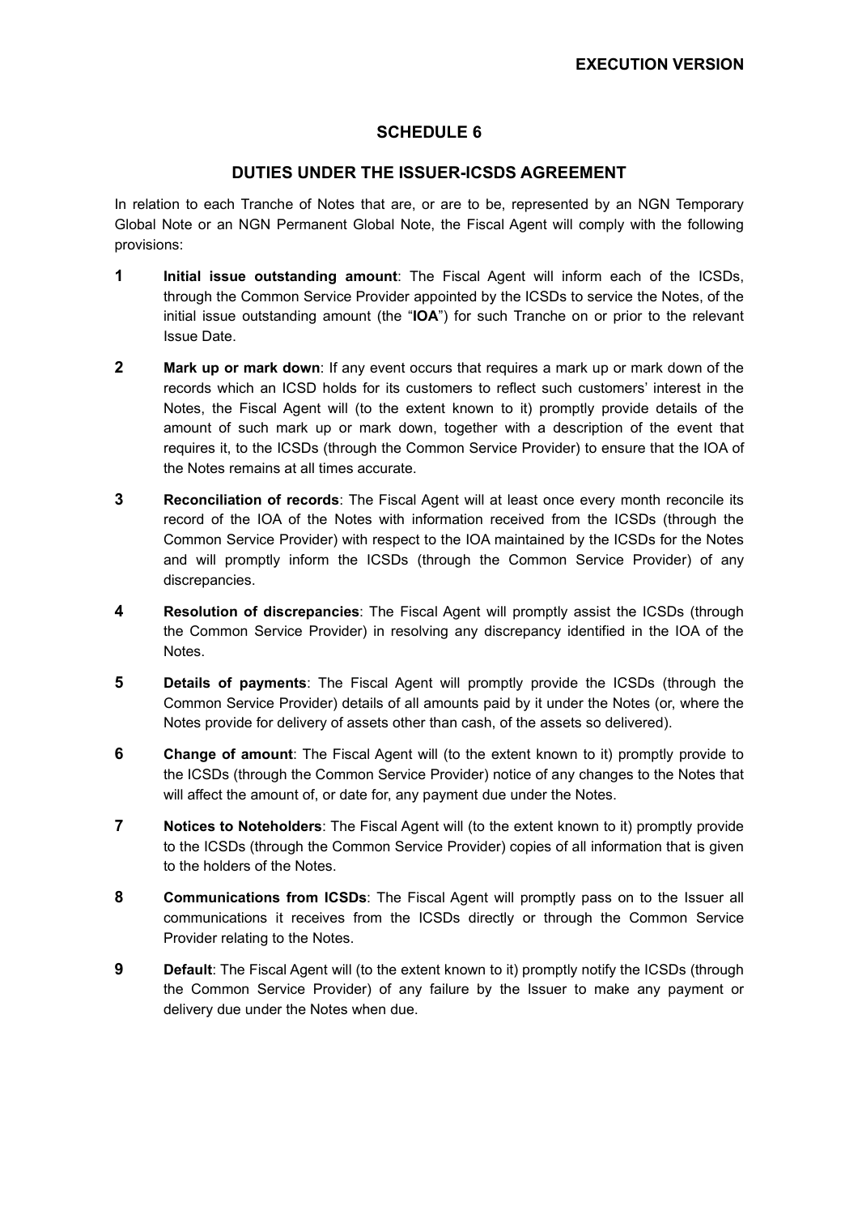# SCHEDULE 6

## DUTIES UNDER THE ISSUER-ICSDS AGREEMENT

In relation to each Tranche of Notes that are, or are to be, represented by an NGN Temporary Global Note or an NGN Permanent Global Note, the Fiscal Agent will comply with the following provisions:

**1** **Initial issue outstanding amount**: The Fiscal Agent will inform each of the ICSDs, through the Common Service Provider appointed by the ICSDs to service the Notes, of the initial issue outstanding amount (the "**IOA**") for such Tranche on or prior to the relevant Issue Date.

**2** **Mark up or mark down**: If any event occurs that requires a mark up or mark down of the records which an ICSD holds for its customers to reflect such customers' interest in the Notes, the Fiscal Agent will (to the extent known to it) promptly provide details of the amount of such mark up or mark down, together with a description of the event that requires it, to the ICSDs (through the Common Service Provider) to ensure that the IOA of the Notes remains at all times accurate.

**3** **Reconciliation of records**: The Fiscal Agent will at least once every month reconcile its record of the IOA of the Notes with information received from the ICSDs (through the Common Service Provider) with respect to the IOA maintained by the ICSDs for the Notes and will promptly inform the ICSDs (through the Common Service Provider) of any discrepancies.

**4** **Resolution of discrepancies**: The Fiscal Agent will promptly assist the ICSDs (through the Common Service Provider) in resolving any discrepancy identified in the IOA of the Notes.

**5** **Details of payments**: The Fiscal Agent will promptly provide the ICSDs (through the Common Service Provider) details of all amounts paid by it under the Notes (or, where the Notes provide for delivery of assets other than cash, of the assets so delivered).

**6** **Change of amount**: The Fiscal Agent will (to the extent known to it) promptly provide to the ICSDs (through the Common Service Provider) notice of any changes to the Notes that will affect the amount of, or date for, any payment due under the Notes.

**7** **Notices to Noteholders**: The Fiscal Agent will (to the extent known to it) promptly provide to the ICSDs (through the Common Service Provider) copies of all information that is given to the holders of the Notes.

**8** **Communications from ICSDs**: The Fiscal Agent will promptly pass on to the Issuer all communications it receives from the ICSDs directly or through the Common Service Provider relating to the Notes.

**9** **Default**: The Fiscal Agent will (to the extent known to it) promptly notify the ICSDs (through the Common Service Provider) of any failure by the Issuer to make any payment or delivery due under the Notes when due.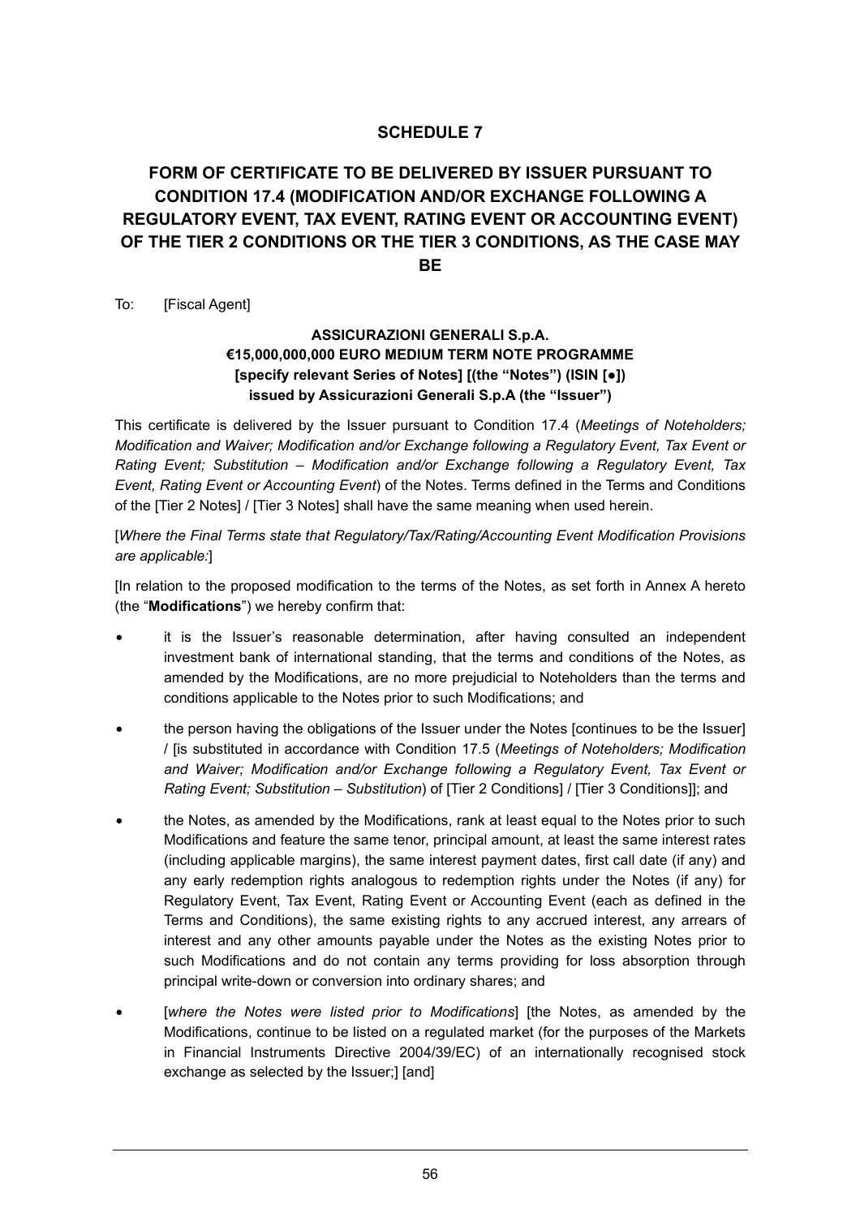# SCHEDULE 7

## FORM OF CERTIFICATE TO BE DELIVERED BY ISSUER PURSUANT TO CONDITION 17.4 (MODIFICATION AND/OR EXCHANGE FOLLOWING A REGULATORY EVENT, TAX EVENT, RATING EVENT OR ACCOUNTING EVENT) OF THE TIER 2 CONDITIONS OR THE TIER 3 CONDITIONS, AS THE CASE MAY BE

To: [Fiscal Agent]

**ASSICURAZIONI GENERALI S.p.A.**
**€15,000,000,000 EURO MEDIUM TERM NOTE PROGRAMME**
**[specify relevant Series of Notes] [(the "Notes") (ISIN [●])**
**issued by Assicurazioni Generali S.p.A (the "Issuer")**

This certificate is delivered by the Issuer pursuant to Condition 17.4 (*Meetings of Noteholders; Modification and Waiver; Modification and/or Exchange following a Regulatory Event, Tax Event or Rating Event; Substitution – Modification and/or Exchange following a Regulatory Event, Tax Event, Rating Event or Accounting Event*) of the Notes. Terms defined in the Terms and Conditions of the [Tier 2 Notes] / [Tier 3 Notes] shall have the same meaning when used herein.

[*Where the Final Terms state that Regulatory/Tax/Rating/Accounting Event Modification Provisions are applicable:*]

[In relation to the proposed modification to the terms of the Notes, as set forth in Annex A hereto (the "**Modifications**") we hereby confirm that:

- it is the Issuer's reasonable determination, after having consulted an independent investment bank of international standing, that the terms and conditions of the Notes, as amended by the Modifications, are no more prejudicial to Noteholders than the terms and conditions applicable to the Notes prior to such Modifications; and
- the person having the obligations of the Issuer under the Notes [continues to be the Issuer] / [is substituted in accordance with Condition 17.5 (*Meetings of Noteholders; Modification and Waiver; Modification and/or Exchange following a Regulatory Event, Tax Event or Rating Event; Substitution – Substitution*) of [Tier 2 Conditions] / [Tier 3 Conditions]]; and
- the Notes, as amended by the Modifications, rank at least equal to the Notes prior to such Modifications and feature the same tenor, principal amount, at least the same interest rates (including applicable margins), the same interest payment dates, first call date (if any) and any early redemption rights analogous to redemption rights under the Notes (if any) for Regulatory Event, Tax Event, Rating Event or Accounting Event (each as defined in the Terms and Conditions), the same existing rights to any accrued interest, any arrears of interest and any other amounts payable under the Notes as the existing Notes prior to such Modifications and do not contain any terms providing for loss absorption through principal write-down or conversion into ordinary shares; and
- [*where the Notes were listed prior to Modifications*] [the Notes, as amended by the Modifications, continue to be listed on a regulated market (for the purposes of the Markets in Financial Instruments Directive 2004/39/EC) of an internationally recognised stock exchange as selected by the Issuer;] [and]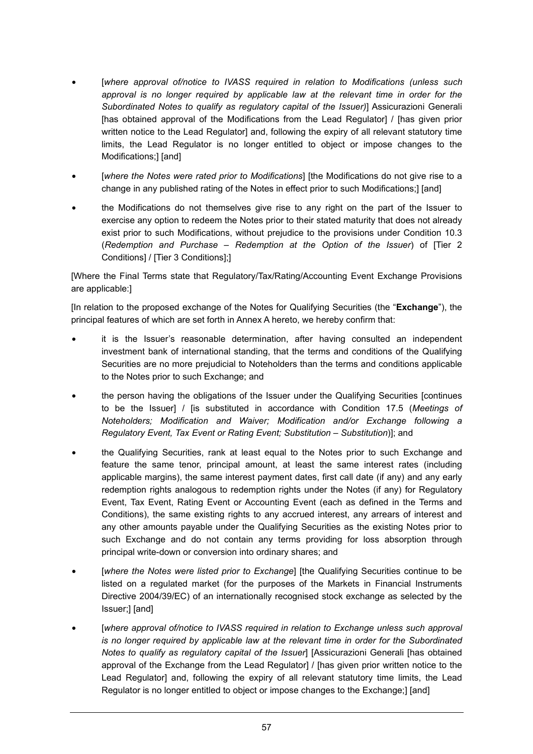- [*where approval of/notice to IVASS required in relation to Modifications (unless such approval is no longer required by applicable law at the relevant time in order for the Subordinated Notes to qualify as regulatory capital of the Issuer)*] Assicurazioni Generali [has obtained approval of the Modifications from the Lead Regulator] / [has given prior written notice to the Lead Regulator] and, following the expiry of all relevant statutory time limits, the Lead Regulator is no longer entitled to object or impose changes to the Modifications;] [and]

- [*where the Notes were rated prior to Modifications*] [the Modifications do not give rise to a change in any published rating of the Notes in effect prior to such Modifications;] [and]

- the Modifications do not themselves give rise to any right on the part of the Issuer to exercise any option to redeem the Notes prior to their stated maturity that does not already exist prior to such Modifications, without prejudice to the provisions under Condition 10.3 (*Redemption and Purchase – Redemption at the Option of the Issuer*) of [Tier 2 Conditions] / [Tier 3 Conditions];]

[Where the Final Terms state that Regulatory/Tax/Rating/Accounting Event Exchange Provisions are applicable:]

[In relation to the proposed exchange of the Notes for Qualifying Securities (the "**Exchange**"), the principal features of which are set forth in Annex A hereto, we hereby confirm that:

- it is the Issuer's reasonable determination, after having consulted an independent investment bank of international standing, that the terms and conditions of the Qualifying Securities are no more prejudicial to Noteholders than the terms and conditions applicable to the Notes prior to such Exchange; and

- the person having the obligations of the Issuer under the Qualifying Securities [continues to be the Issuer] / [is substituted in accordance with Condition 17.5 (*Meetings of Noteholders; Modification and Waiver; Modification and/or Exchange following a Regulatory Event, Tax Event or Rating Event; Substitution – Substitution*)]; and

- the Qualifying Securities, rank at least equal to the Notes prior to such Exchange and feature the same tenor, principal amount, at least the same interest rates (including applicable margins), the same interest payment dates, first call date (if any) and any early redemption rights analogous to redemption rights under the Notes (if any) for Regulatory Event, Tax Event, Rating Event or Accounting Event (each as defined in the Terms and Conditions), the same existing rights to any accrued interest, any arrears of interest and any other amounts payable under the Qualifying Securities as the existing Notes prior to such Exchange and do not contain any terms providing for loss absorption through principal write-down or conversion into ordinary shares; and

- [*where the Notes were listed prior to Exchange*] [the Qualifying Securities continue to be listed on a regulated market (for the purposes of the Markets in Financial Instruments Directive 2004/39/EC) of an internationally recognised stock exchange as selected by the Issuer;] [and]

- [*where approval of/notice to IVASS required in relation to Exchange unless such approval is no longer required by applicable law at the relevant time in order for the Subordinated Notes to qualify as regulatory capital of the Issuer*] [Assicurazioni Generali [has obtained approval of the Exchange from the Lead Regulator] / [has given prior written notice to the Lead Regulator] and, following the expiry of all relevant statutory time limits, the Lead Regulator is no longer entitled to object or impose changes to the Exchange;] [and]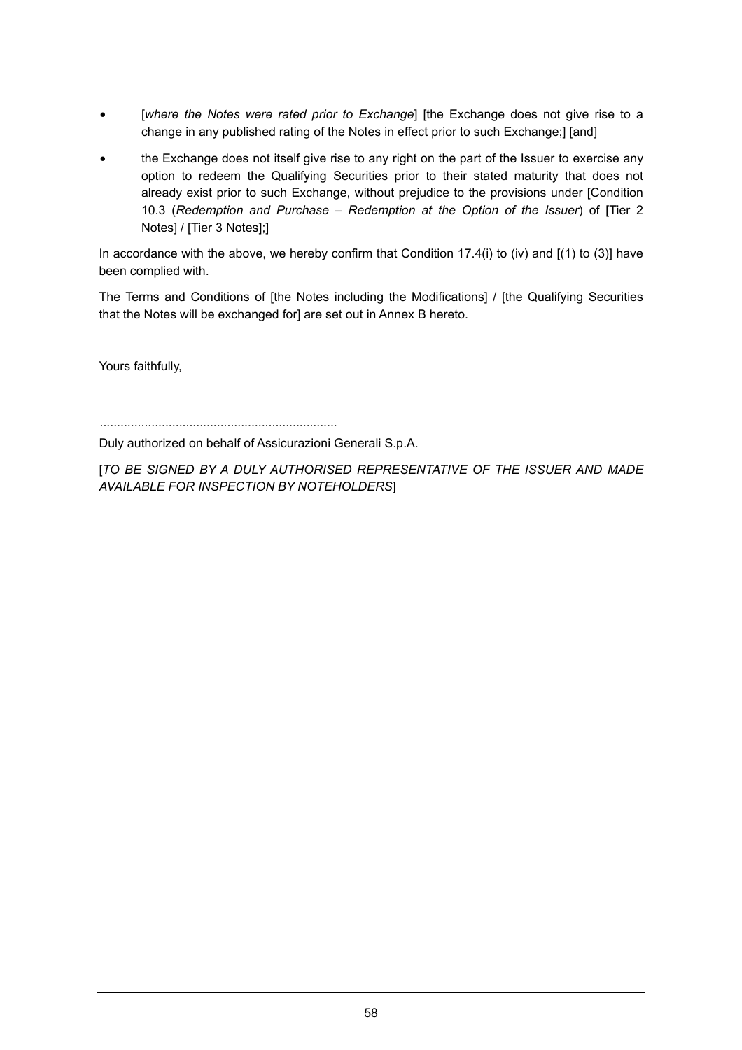- [*where the Notes were rated prior to Exchange*] [the Exchange does not give rise to a change in any published rating of the Notes in effect prior to such Exchange;] [and]
- the Exchange does not itself give rise to any right on the part of the Issuer to exercise any option to redeem the Qualifying Securities prior to their stated maturity that does not already exist prior to such Exchange, without prejudice to the provisions under [Condition 10.3 (*Redemption and Purchase – Redemption at the Option of the Issuer*) of [Tier 2 Notes] / [Tier 3 Notes];]

In accordance with the above, we hereby confirm that Condition 17.4(i) to (iv) and [(1) to (3)] have been complied with.

The Terms and Conditions of [the Notes including the Modifications] / [the Qualifying Securities that the Notes will be exchanged for] are set out in Annex B hereto.

Yours faithfully,

....................................................................

Duly authorized on behalf of Assicurazioni Generali S.p.A.

[*TO BE SIGNED BY A DULY AUTHORISED REPRESENTATIVE OF THE ISSUER AND MADE AVAILABLE FOR INSPECTION BY NOTEHOLDERS*]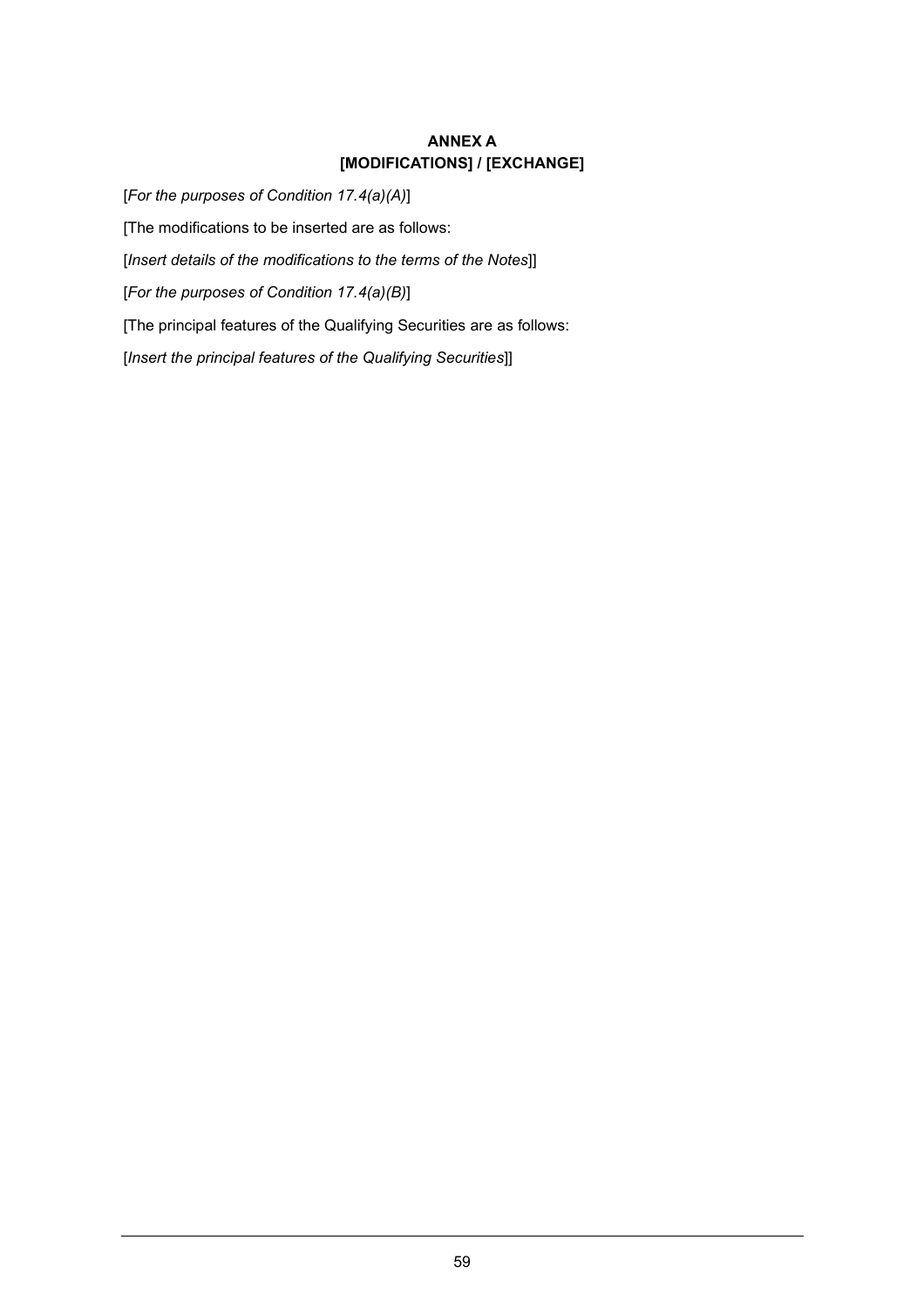# ANNEX A
## [MODIFICATIONS] / [EXCHANGE]

[*For the purposes of Condition 17.4(a)(A)*]

[The modifications to be inserted are as follows:

[*Insert details of the modifications to the terms of the Notes*]]

[*For the purposes of Condition 17.4(a)(B)*]

[The principal features of the Qualifying Securities are as follows:

[*Insert the principal features of the Qualifying Securities*]]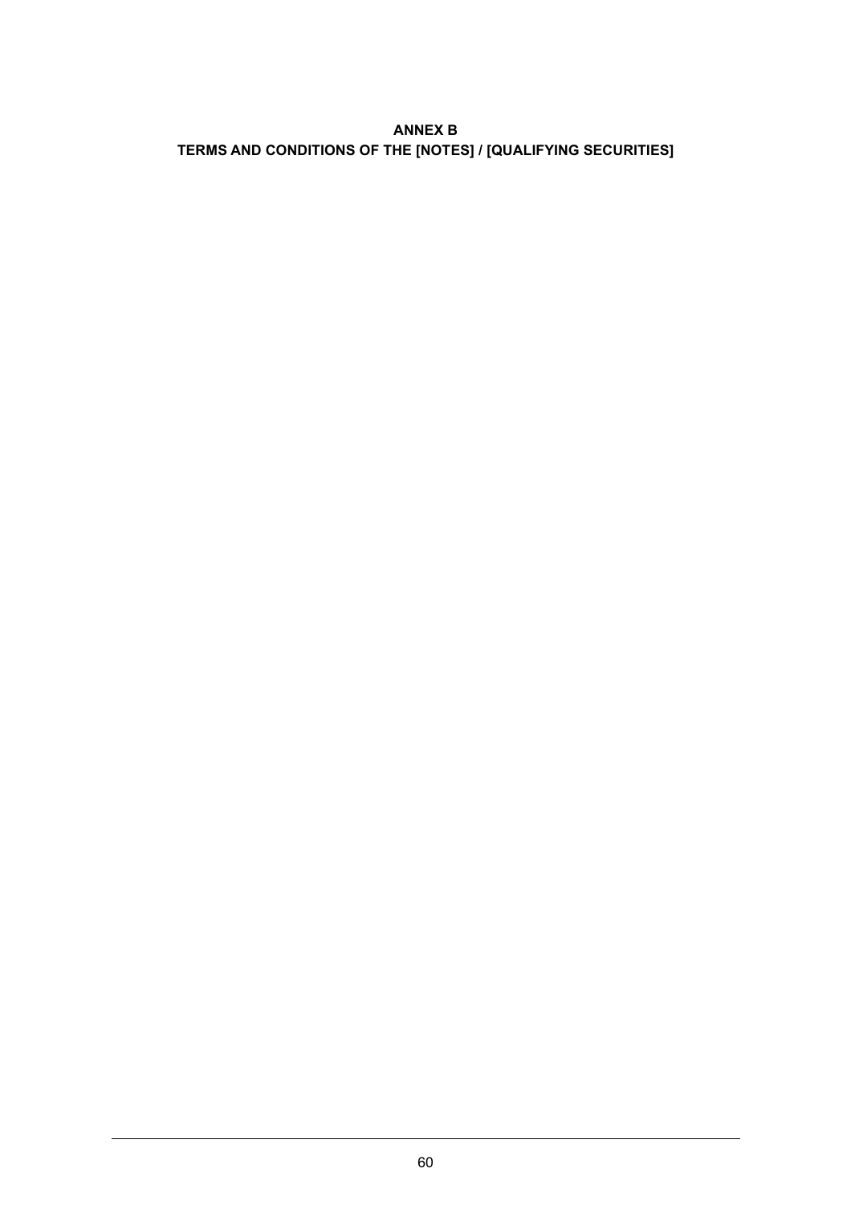## ANNEX B

## TERMS AND CONDITIONS OF THE [NOTES] / [QUALIFYING SECURITIES]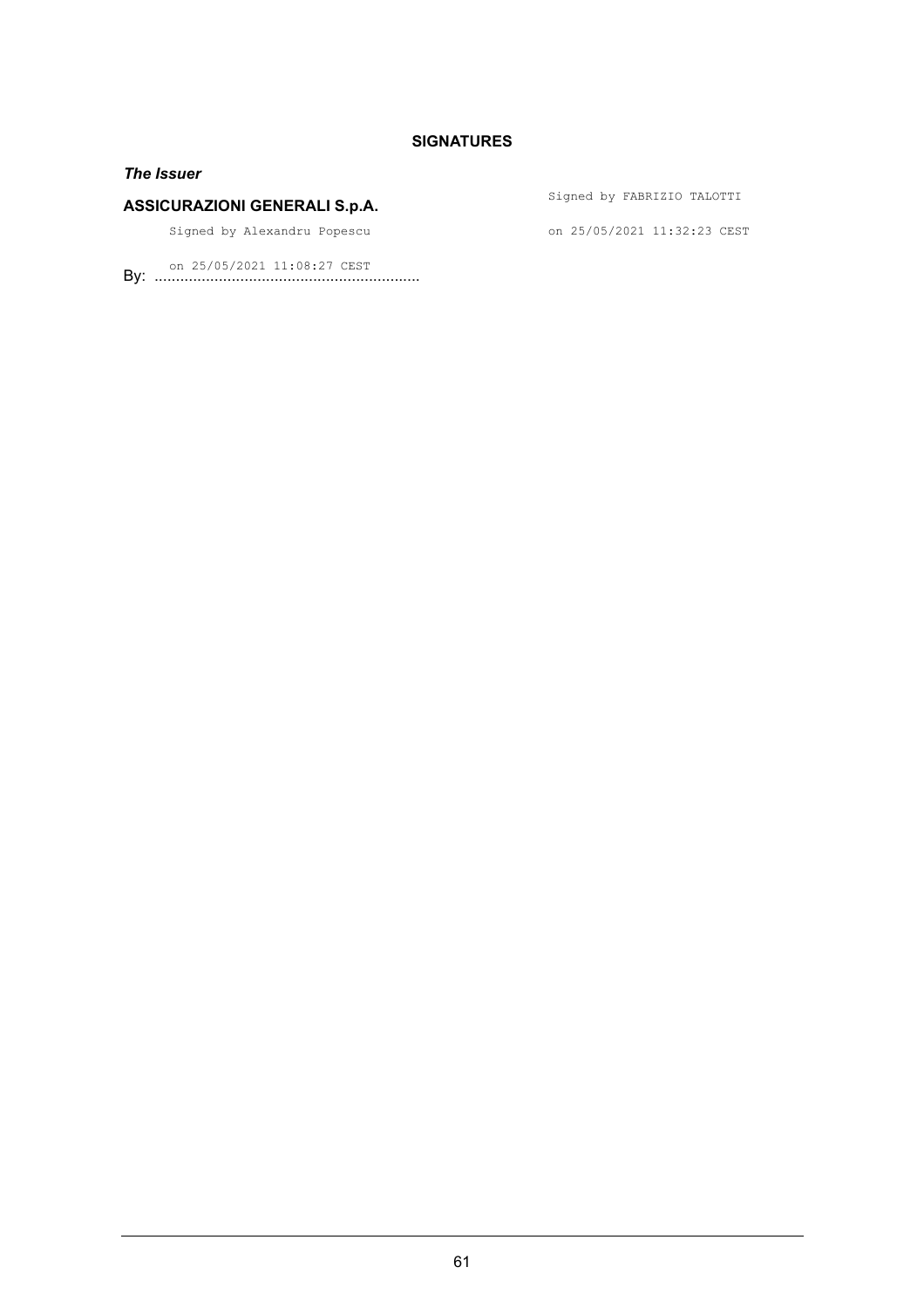## SIGNATURES

***The Issuer***

**ASSICURAZIONI GENERALI S.p.A.**

Signed by Alexandru Popescu

on 25/05/2021 11:08:27 CEST

By: ..............................................................

Signed by FABRIZIO TALOTTI

on 25/05/2021 11:32:23 CEST